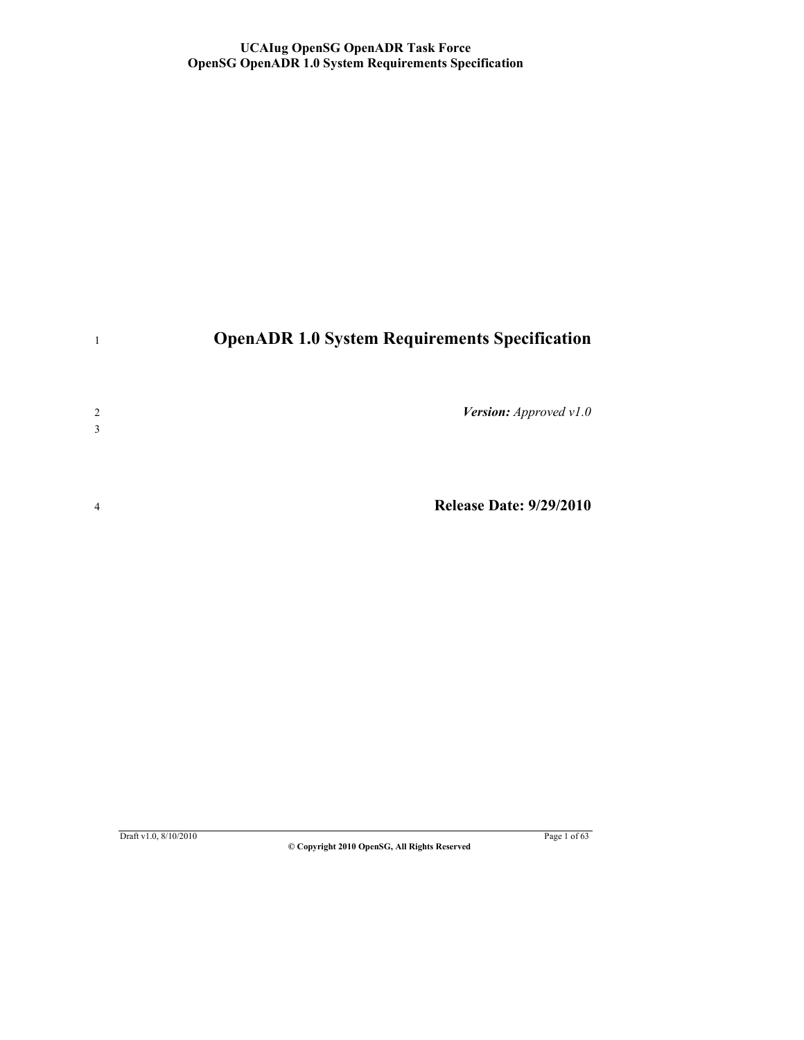# OpenADR 1.0 System Requirements Specification

***Version:*** *Approved v1.0*

**Release Date: 9/29/2010**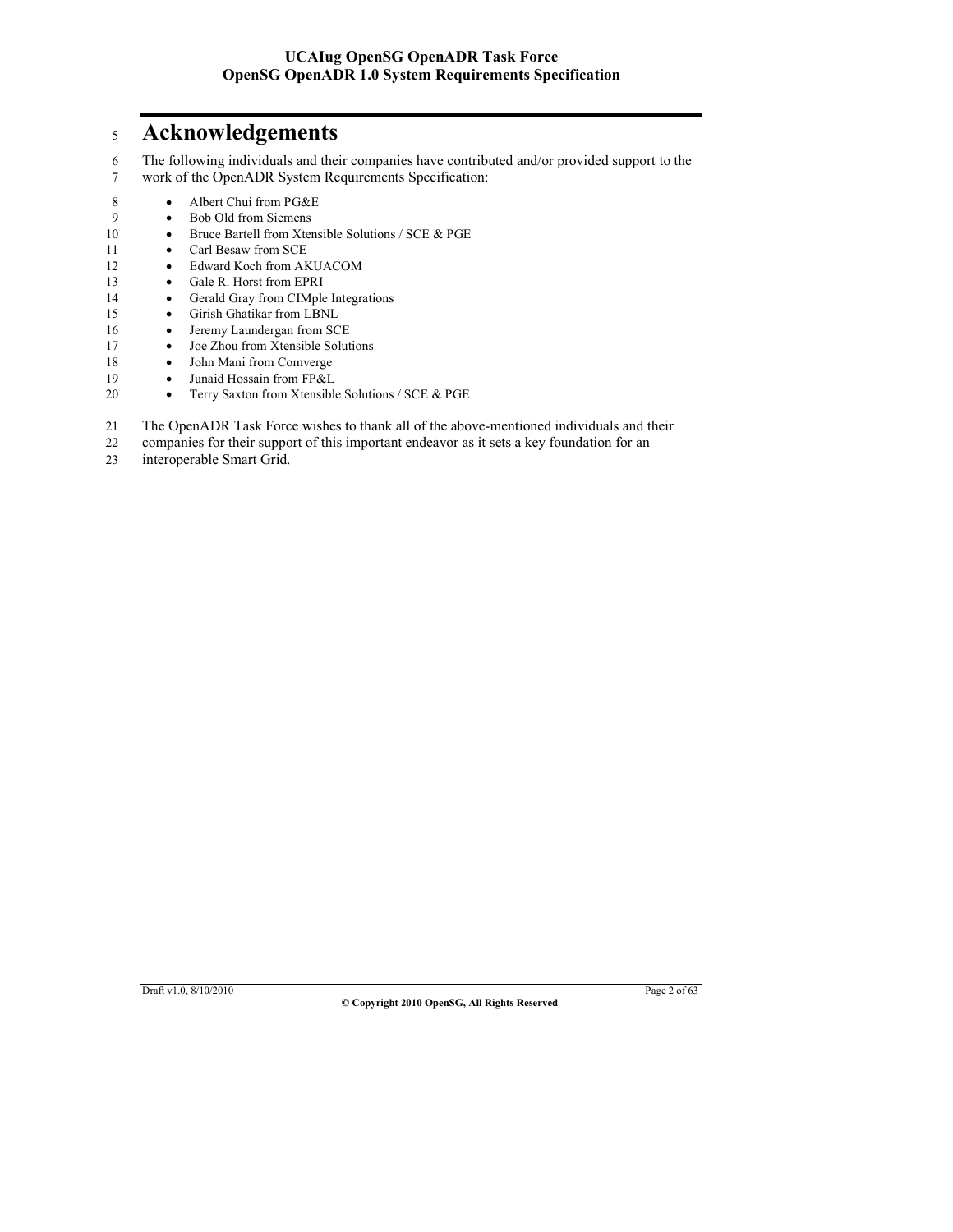# Acknowledgements

The following individuals and their companies have contributed and/or provided support to the work of the OpenADR System Requirements Specification:

- Albert Chui from PG&E
- Bob Old from Siemens
- Bruce Bartell from Xtensible Solutions / SCE & PGE
- Carl Besaw from SCE
- Edward Koch from AKUACOM
- Gale R. Horst from EPRI
- Gerald Gray from CIMple Integrations
- Girish Ghatikar from LBNL
- Jeremy Laundergan from SCE
- Joe Zhou from Xtensible Solutions
- John Mani from Comverge
- Junaid Hossain from FP&L
- Terry Saxton from Xtensible Solutions / SCE & PGE

The OpenADR Task Force wishes to thank all of the above-mentioned individuals and their companies for their support of this important endeavor as it sets a key foundation for an interoperable Smart Grid.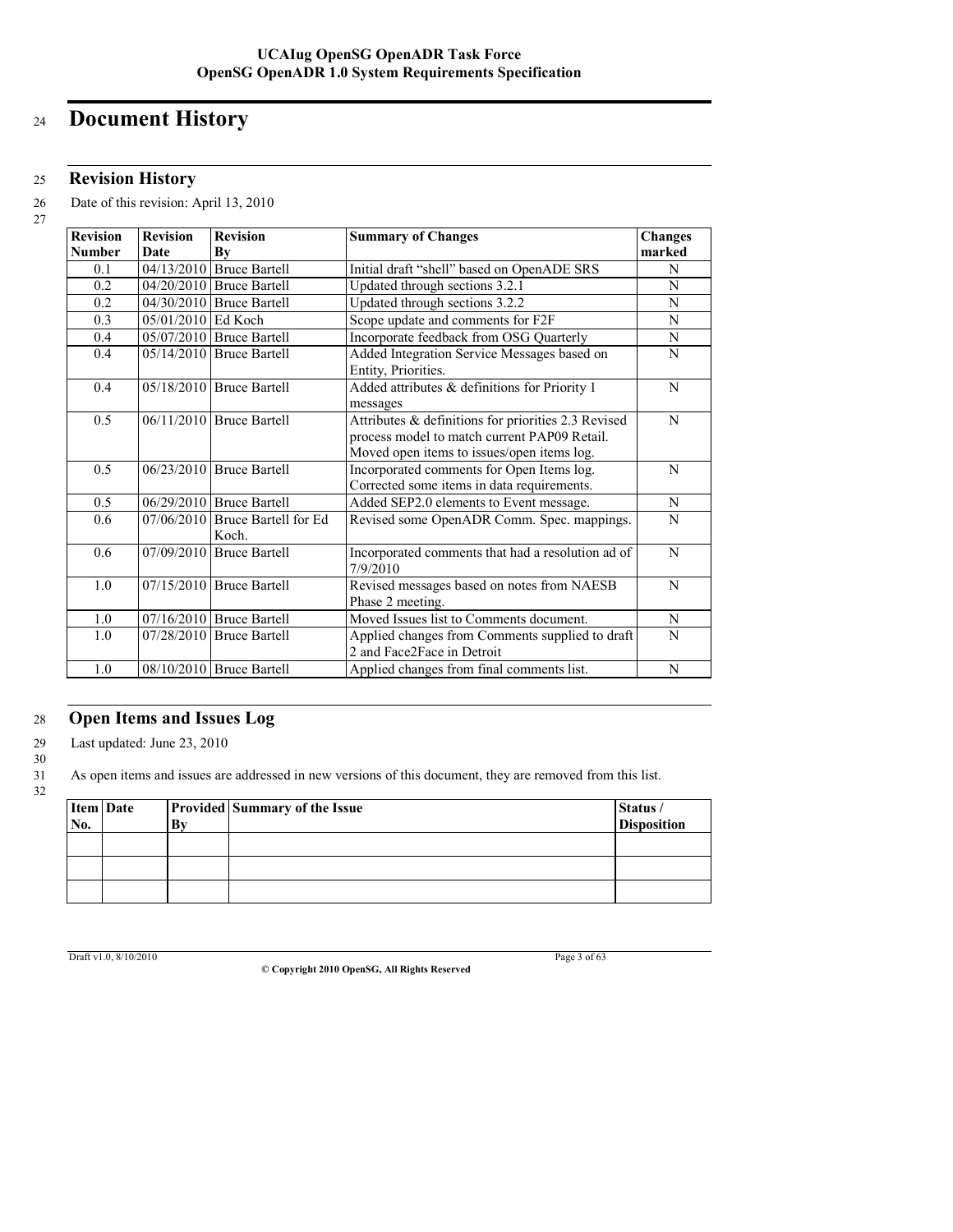# Document History

## Revision History

Date of this revision: April 13, 2010

| Revision Number | Revision Date | Revision By | Summary of Changes | Changes marked |
|---|---|---|---|---|
| 0.1 | 04/13/2010 | Bruce Bartell | Initial draft "shell" based on OpenADE SRS | N |
| 0.2 | 04/20/2010 | Bruce Bartell | Updated through sections 3.2.1 | N |
| 0.2 | 04/30/2010 | Bruce Bartell | Updated through sections 3.2.2 | N |
| 0.3 | 05/01/2010 | Ed Koch | Scope update and comments for F2F | N |
| 0.4 | 05/07/2010 | Bruce Bartell | Incorporate feedback from OSG Quarterly | N |
| 0.4 | 05/14/2010 | Bruce Bartell | Added Integration Service Messages based on Entity, Priorities. | N |
| 0.4 | 05/18/2010 | Bruce Bartell | Added attributes & definitions for Priority 1 messages | N |
| 0.5 | 06/11/2010 | Bruce Bartell | Attributes & definitions for priorities 2.3 Revised process model to match current PAP09 Retail. Moved open items to issues/open items log. | N |
| 0.5 | 06/23/2010 | Bruce Bartell | Incorporated comments for Open Items log. Corrected some items in data requirements. | N |
| 0.5 | 06/29/2010 | Bruce Bartell | Added SEP2.0 elements to Event message. | N |
| 0.6 | 07/06/2010 | Bruce Bartell for Ed Koch. | Revised some OpenADR Comm. Spec. mappings. | N |
| 0.6 | 07/09/2010 | Bruce Bartell | Incorporated comments that had a resolution ad of 7/9/2010 | N |
| 1.0 | 07/15/2010 | Bruce Bartell | Revised messages based on notes from NAESB Phase 2 meeting. | N |
| 1.0 | 07/16/2010 | Bruce Bartell | Moved Issues list to Comments document. | N |
| 1.0 | 07/28/2010 | Bruce Bartell | Applied changes from Comments supplied to draft 2 and Face2Face in Detroit | N |
| 1.0 | 08/10/2010 | Bruce Bartell | Applied changes from final comments list. | N |

## Open Items and Issues Log

Last updated: June 23, 2010

As open items and issues are addressed in new versions of this document, they are removed from this list.

| Item No. | Date | Provided By | Summary of the Issue | Status / Disposition |
|---|---|---|---|---|
| | | | | |
| | | | | |
| | | | | |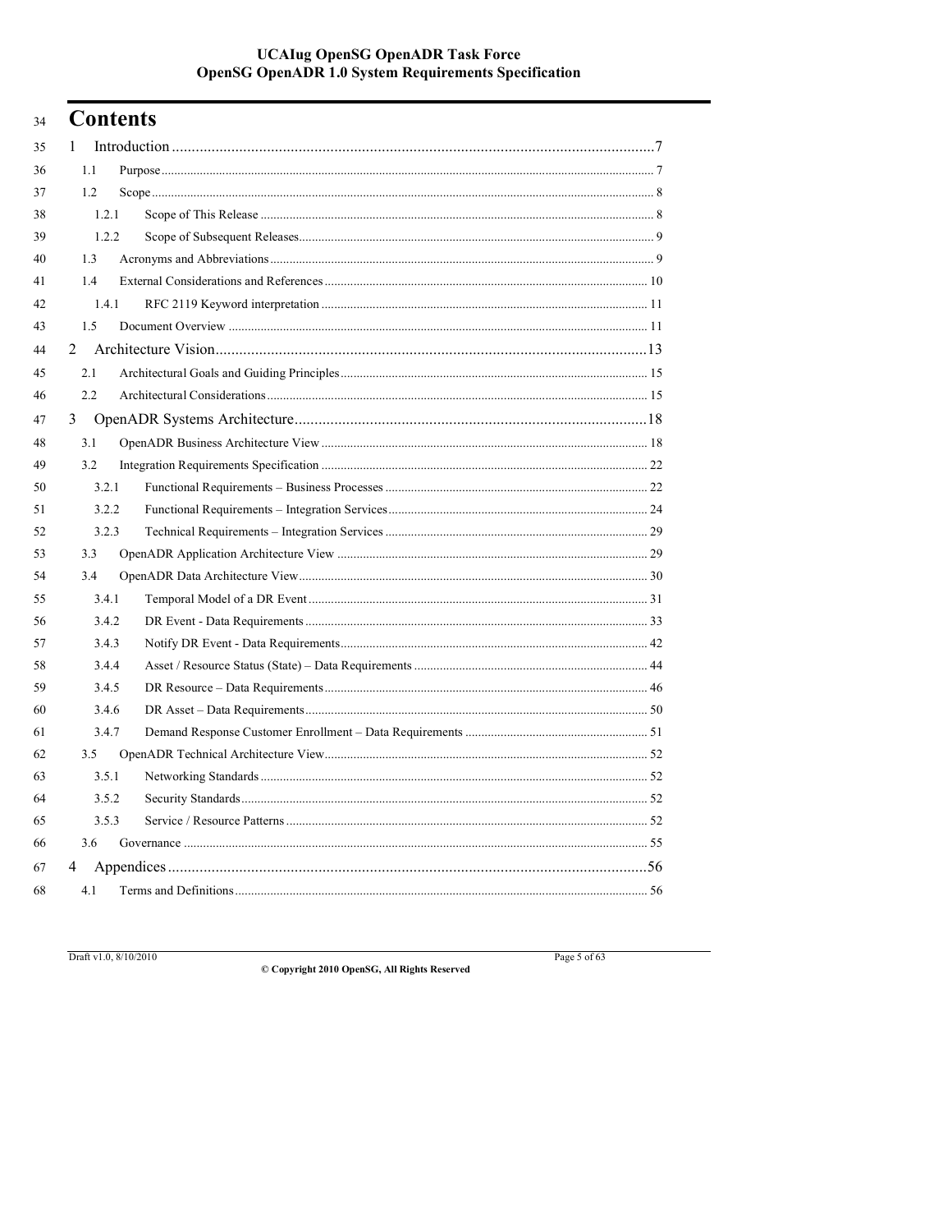# Contents

1 Introduction ... 7

  1.1 Purpose ... 7

  1.2 Scope ... 8

    1.2.1 Scope of This Release ... 8

    1.2.2 Scope of Subsequent Releases ... 9

  1.3 Acronyms and Abbreviations ... 9

  1.4 External Considerations and References ... 10

    1.4.1 RFC 2119 Keyword interpretation ... 11

  1.5 Document Overview ... 11

2 Architecture Vision ... 13

  2.1 Architectural Goals and Guiding Principles ... 15

  2.2 Architectural Considerations ... 15

3 OpenADR Systems Architecture ... 18

  3.1 OpenADR Business Architecture View ... 18

  3.2 Integration Requirements Specification ... 22

    3.2.1 Functional Requirements – Business Processes ... 22

    3.2.2 Functional Requirements – Integration Services ... 24

    3.2.3 Technical Requirements – Integration Services ... 29

  3.3 OpenADR Application Architecture View ... 29

  3.4 OpenADR Data Architecture View ... 30

    3.4.1 Temporal Model of a DR Event ... 31

    3.4.2 DR Event - Data Requirements ... 33

    3.4.3 Notify DR Event - Data Requirements ... 42

    3.4.4 Asset / Resource Status (State) – Data Requirements ... 44

    3.4.5 DR Resource – Data Requirements ... 46

    3.4.6 DR Asset – Data Requirements ... 50

    3.4.7 Demand Response Customer Enrollment – Data Requirements ... 51

  3.5 OpenADR Technical Architecture View ... 52

    3.5.1 Networking Standards ... 52

    3.5.2 Security Standards ... 52

    3.5.3 Service / Resource Patterns ... 52

  3.6 Governance ... 55

4 Appendices ... 56

  4.1 Terms and Definitions ... 56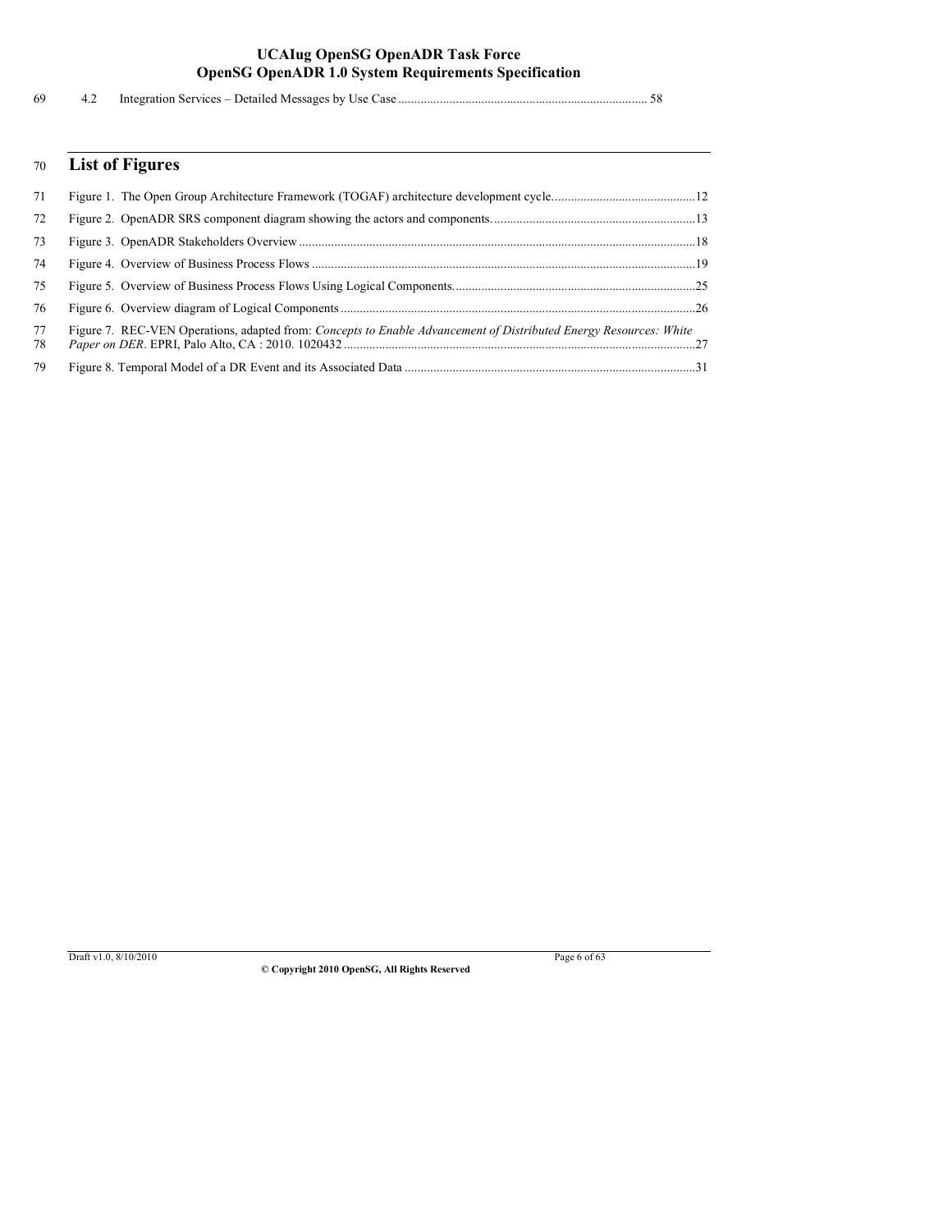4.2 Integration Services – Detailed Messages by Use Case ............................................................................. 58

## List of Figures

Figure 1. The Open Group Architecture Framework (TOGAF) architecture development cycle. ............................................12

Figure 2. OpenADR SRS component diagram showing the actors and components. ...............................................................13

Figure 3. OpenADR Stakeholders Overview ...........................................................................................................................18

Figure 4. Overview of Business Process Flows .......................................................................................................................19

Figure 5. Overview of Business Process Flows Using Logical Components. ...........................................................................25

Figure 6. Overview diagram of Logical Components ..............................................................................................................26

Figure 7. REC-VEN Operations, adapted from: *Concepts to Enable Advancement of Distributed Energy Resources: White Paper on DER*. EPRI, Palo Alto, CA : 2010. 1020432 .............................................................................................................27

Figure 8. Temporal Model of a DR Event and its Associated Data ..........................................................................................31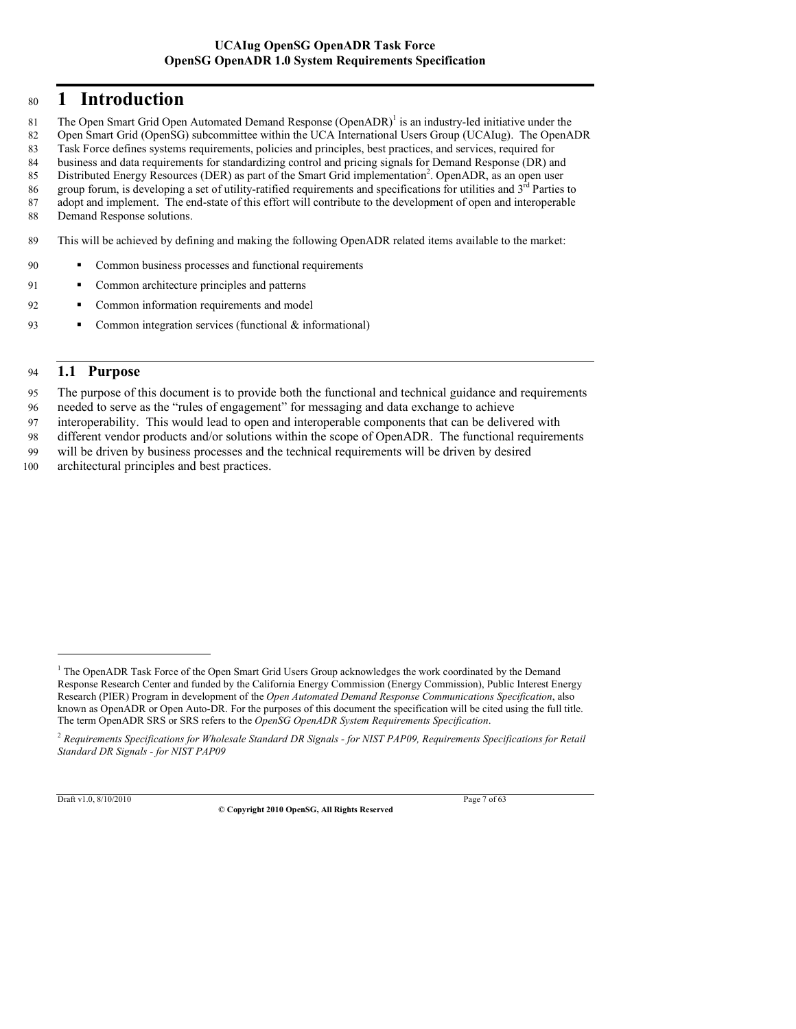# 1 Introduction

The Open Smart Grid Open Automated Demand Response (OpenADR)[1] is an industry-led initiative under the Open Smart Grid (OpenSG) subcommittee within the UCA International Users Group (UCAIug). The OpenADR Task Force defines systems requirements, policies and principles, best practices, and services, required for business and data requirements for standardizing control and pricing signals for Demand Response (DR) and Distributed Energy Resources (DER) as part of the Smart Grid implementation[2]. OpenADR, as an open user group forum, is developing a set of utility-ratified requirements and specifications for utilities and 3rd Parties to adopt and implement. The end-state of this effort will contribute to the development of open and interoperable Demand Response solutions.

This will be achieved by defining and making the following OpenADR related items available to the market:

- Common business processes and functional requirements
- Common architecture principles and patterns
- Common information requirements and model
- Common integration services (functional & informational)

## 1.1 Purpose

The purpose of this document is to provide both the functional and technical guidance and requirements needed to serve as the "rules of engagement" for messaging and data exchange to achieve interoperability. This would lead to open and interoperable components that can be delivered with different vendor products and/or solutions within the scope of OpenADR. The functional requirements will be driven by business processes and the technical requirements will be driven by desired architectural principles and best practices.

---

[1] The OpenADR Task Force of the Open Smart Grid Users Group acknowledges the work coordinated by the Demand Response Research Center and funded by the California Energy Commission (Energy Commission), Public Interest Energy Research (PIER) Program in development of the *Open Automated Demand Response Communications Specification*, also known as OpenADR or Open Auto-DR. For the purposes of this document the specification will be cited using the full title. The term OpenADR SRS or SRS refers to the *OpenSG OpenADR System Requirements Specification*.

[2] *Requirements Specifications for Wholesale Standard DR Signals - for NIST PAP09, Requirements Specifications for Retail Standard DR Signals - for NIST PAP09*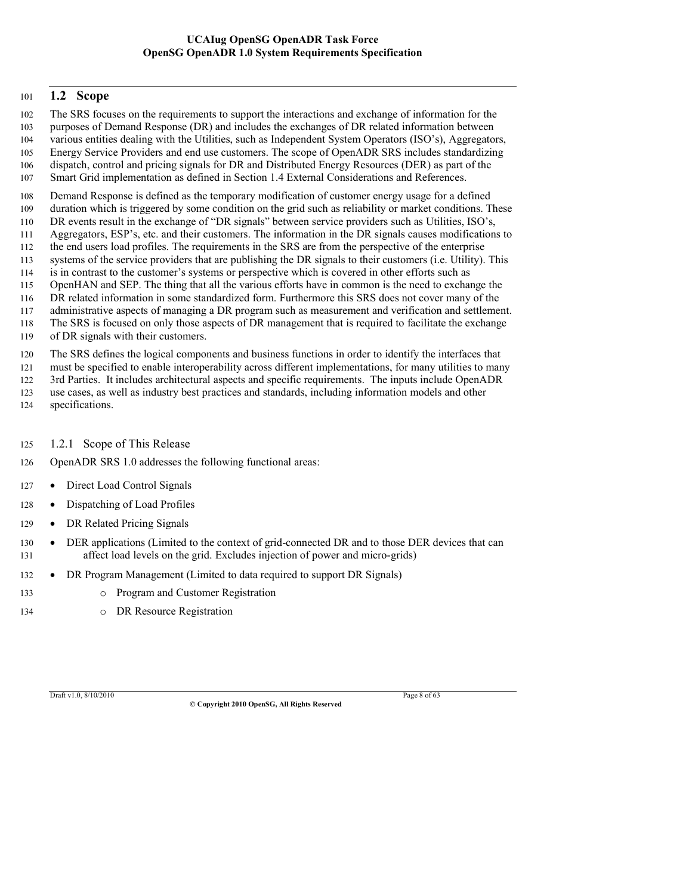## 1.2 Scope

The SRS focuses on the requirements to support the interactions and exchange of information for the purposes of Demand Response (DR) and includes the exchanges of DR related information between various entities dealing with the Utilities, such as Independent System Operators (ISO's), Aggregators, Energy Service Providers and end use customers. The scope of OpenADR SRS includes standardizing dispatch, control and pricing signals for DR and Distributed Energy Resources (DER) as part of the Smart Grid implementation as defined in Section 1.4 External Considerations and References.

Demand Response is defined as the temporary modification of customer energy usage for a defined duration which is triggered by some condition on the grid such as reliability or market conditions. These DR events result in the exchange of "DR signals" between service providers such as Utilities, ISO's, Aggregators, ESP's, etc. and their customers. The information in the DR signals causes modifications to the end users load profiles. The requirements in the SRS are from the perspective of the enterprise systems of the service providers that are publishing the DR signals to their customers (i.e. Utility). This is in contrast to the customer's systems or perspective which is covered in other efforts such as OpenHAN and SEP. The thing that all the various efforts have in common is the need to exchange the DR related information in some standardized form. Furthermore this SRS does not cover many of the administrative aspects of managing a DR program such as measurement and verification and settlement. The SRS is focused on only those aspects of DR management that is required to facilitate the exchange of DR signals with their customers.

The SRS defines the logical components and business functions in order to identify the interfaces that must be specified to enable interoperability across different implementations, for many utilities to many 3rd Parties. It includes architectural aspects and specific requirements. The inputs include OpenADR use cases, as well as industry best practices and standards, including information models and other specifications.

### 1.2.1 Scope of This Release

OpenADR SRS 1.0 addresses the following functional areas:

- Direct Load Control Signals
- Dispatching of Load Profiles
- DR Related Pricing Signals
- DER applications (Limited to the context of grid-connected DR and to those DER devices that can affect load levels on the grid. Excludes injection of power and micro-grids)
- DR Program Management (Limited to data required to support DR Signals)
  - Program and Customer Registration
  - DR Resource Registration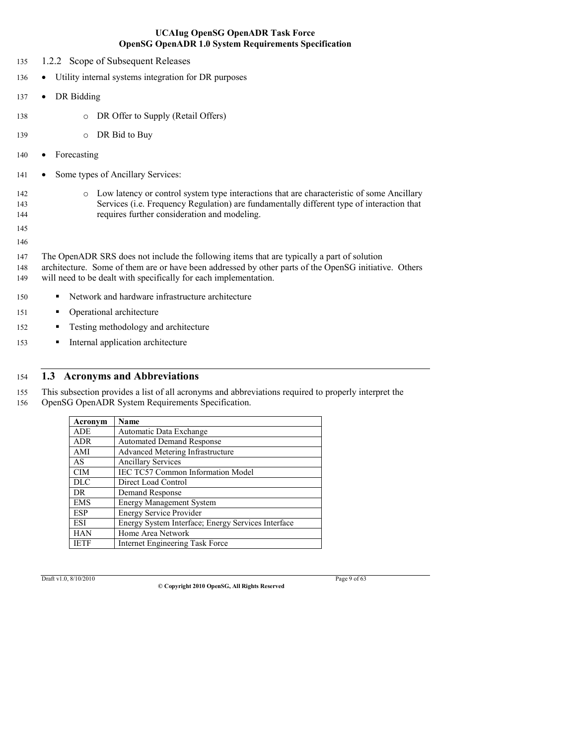### 1.2.2 Scope of Subsequent Releases

- Utility internal systems integration for DR purposes
- DR Bidding
  - DR Offer to Supply (Retail Offers)
  - DR Bid to Buy
- Forecasting
- Some types of Ancillary Services:
  - Low latency or control system type interactions that are characteristic of some Ancillary Services (i.e. Frequency Regulation) are fundamentally different type of interaction that requires further consideration and modeling.

The OpenADR SRS does not include the following items that are typically a part of solution architecture. Some of them are or have been addressed by other parts of the OpenSG initiative. Others will need to be dealt with specifically for each implementation.

- Network and hardware infrastructure architecture
- Operational architecture
- Testing methodology and architecture
- Internal application architecture

## 1.3 Acronyms and Abbreviations

This subsection provides a list of all acronyms and abbreviations required to properly interpret the OpenSG OpenADR System Requirements Specification.

| Acronym | Name |
|---|---|
| ADE | Automatic Data Exchange |
| ADR | Automated Demand Response |
| AMI | Advanced Metering Infrastructure |
| AS | Ancillary Services |
| CIM | IEC TC57 Common Information Model |
| DLC | Direct Load Control |
| DR | Demand Response |
| EMS | Energy Management System |
| ESP | Energy Service Provider |
| ESI | Energy System Interface; Energy Services Interface |
| HAN | Home Area Network |
| IETF | Internet Engineering Task Force |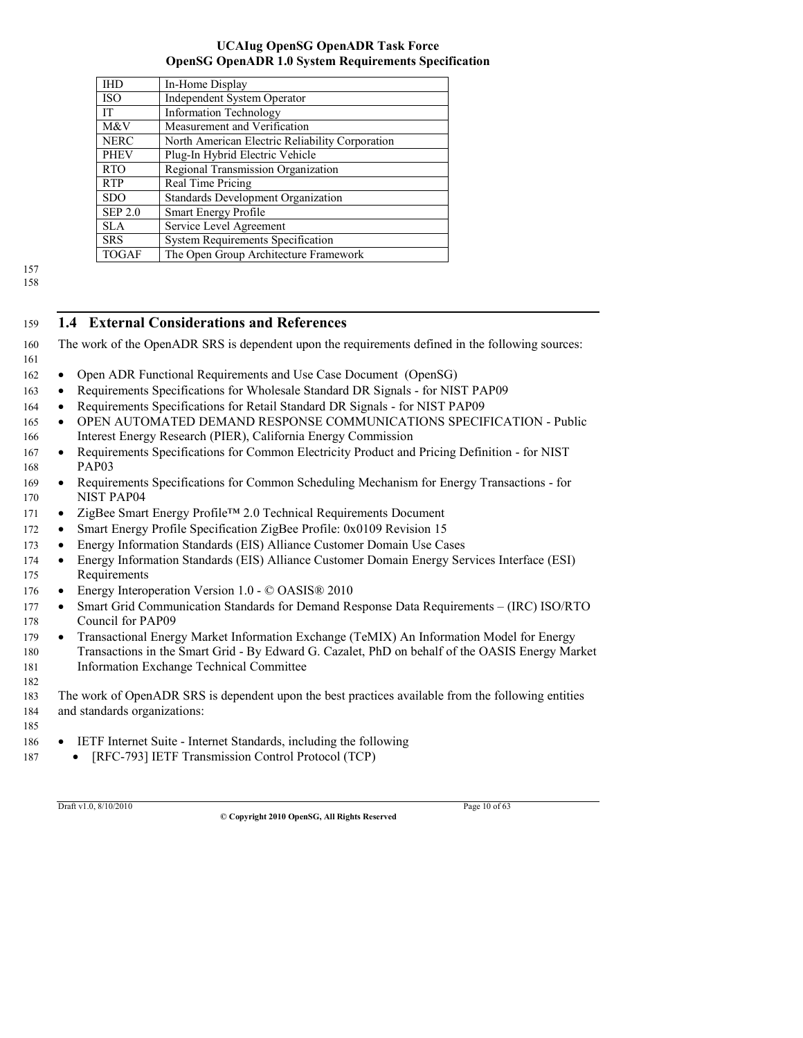| IHD | In-Home Display |
| --- | --- |
| ISO | Independent System Operator |
| IT | Information Technology |
| M&V | Measurement and Verification |
| NERC | North American Electric Reliability Corporation |
| PHEV | Plug-In Hybrid Electric Vehicle |
| RTO | Regional Transmission Organization |
| RTP | Real Time Pricing |
| SDO | Standards Development Organization |
| SEP 2.0 | Smart Energy Profile |
| SLA | Service Level Agreement |
| SRS | System Requirements Specification |
| TOGAF | The Open Group Architecture Framework |

## 1.4 External Considerations and References

The work of the OpenADR SRS is dependent upon the requirements defined in the following sources:

- Open ADR Functional Requirements and Use Case Document (OpenSG)
- Requirements Specifications for Wholesale Standard DR Signals - for NIST PAP09
- Requirements Specifications for Retail Standard DR Signals - for NIST PAP09
- OPEN AUTOMATED DEMAND RESPONSE COMMUNICATIONS SPECIFICATION - Public Interest Energy Research (PIER), California Energy Commission
- Requirements Specifications for Common Electricity Product and Pricing Definition - for NIST PAP03
- Requirements Specifications for Common Scheduling Mechanism for Energy Transactions - for NIST PAP04
- ZigBee Smart Energy Profile™ 2.0 Technical Requirements Document
- Smart Energy Profile Specification ZigBee Profile: 0x0109 Revision 15
- Energy Information Standards (EIS) Alliance Customer Domain Use Cases
- Energy Information Standards (EIS) Alliance Customer Domain Energy Services Interface (ESI) Requirements
- Energy Interoperation Version 1.0 - © OASIS® 2010
- Smart Grid Communication Standards for Demand Response Data Requirements – (IRC) ISO/RTO Council for PAP09
- Transactional Energy Market Information Exchange (TeMIX) An Information Model for Energy Transactions in the Smart Grid - By Edward G. Cazalet, PhD on behalf of the OASIS Energy Market Information Exchange Technical Committee

The work of OpenADR SRS is dependent upon the best practices available from the following entities and standards organizations:

- IETF Internet Suite - Internet Standards, including the following
  - [RFC-793] IETF Transmission Control Protocol (TCP)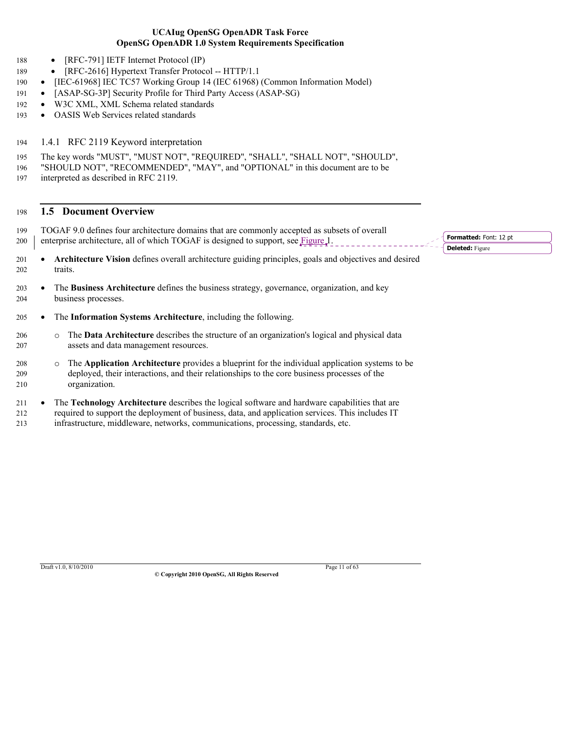- [RFC-791] IETF Internet Protocol (IP)
- [RFC-2616] Hypertext Transfer Protocol -- HTTP/1.1
- [IEC-61968] IEC TC57 Working Group 14 (IEC 61968) (Common Information Model)
- [ASAP-SG-3P] Security Profile for Third Party Access (ASAP-SG)
- W3C XML, XML Schema related standards
- OASIS Web Services related standards

### 1.4.1 RFC 2119 Keyword interpretation

The key words "MUST", "MUST NOT", "REQUIRED", "SHALL", "SHALL NOT", "SHOULD", "SHOULD NOT", "RECOMMENDED", "MAY", and "OPTIONAL" in this document are to be interpreted as described in RFC 2119.

## 1.5 Document Overview

TOGAF 9.0 defines four architecture domains that are commonly accepted as subsets of overall enterprise architecture, all of which TOGAF is designed to support, see Figure 1.

- **Architecture Vision** defines overall architecture guiding principles, goals and objectives and desired traits.
- The **Business Architecture** defines the business strategy, governance, organization, and key business processes.
- The **Information Systems Architecture**, including the following.
  - The **Data Architecture** describes the structure of an organization's logical and physical data assets and data management resources.
  - The **Application Architecture** provides a blueprint for the individual application systems to be deployed, their interactions, and their relationships to the core business processes of the organization.
- The **Technology Architecture** describes the logical software and hardware capabilities that are required to support the deployment of business, data, and application services. This includes IT infrastructure, middleware, networks, communications, processing, standards, etc.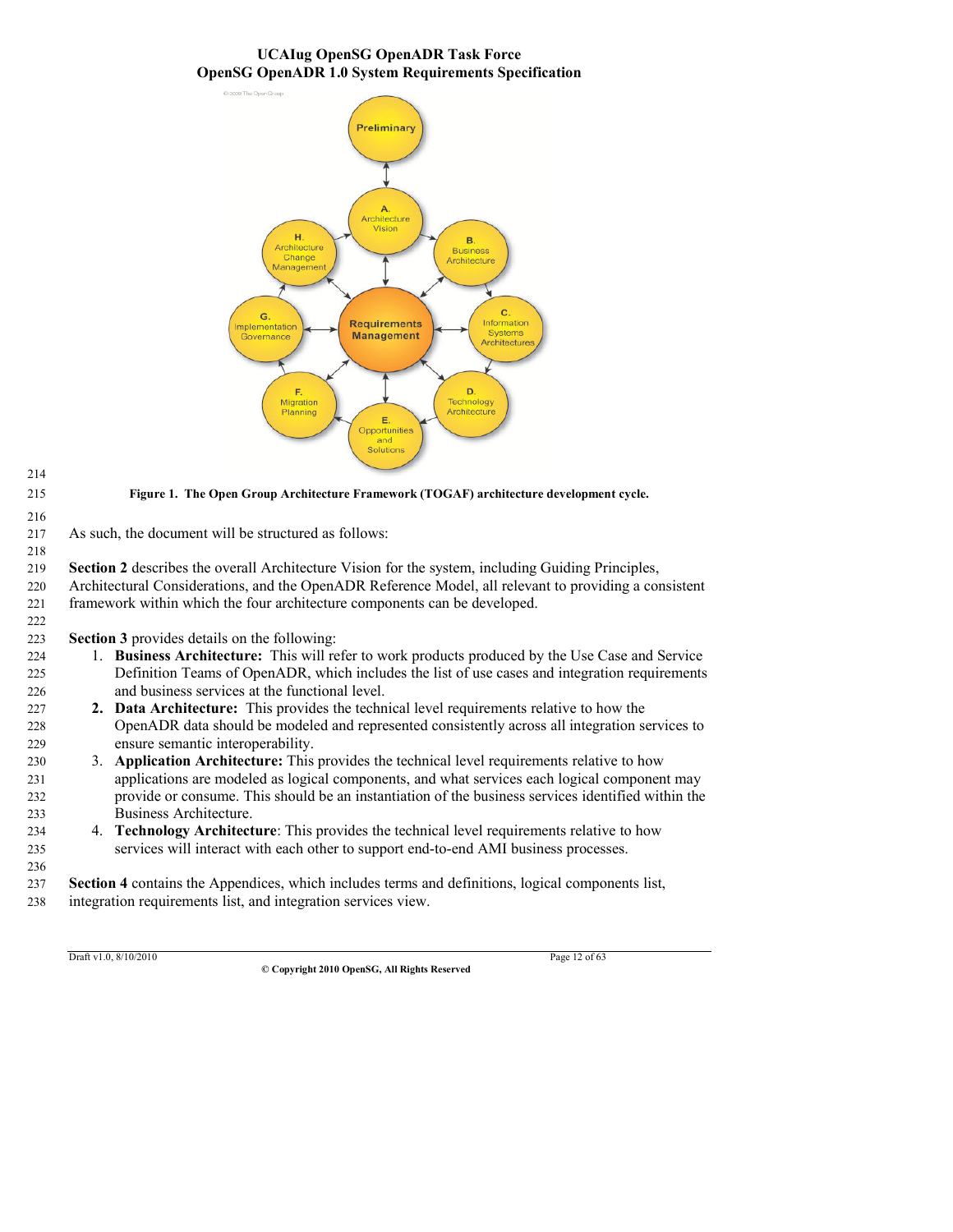**Figure 1. The Open Group Architecture Framework (TOGAF) architecture development cycle.**

As such, the document will be structured as follows:

**Section 2** describes the overall Architecture Vision for the system, including Guiding Principles, Architectural Considerations, and the OpenADR Reference Model, all relevant to providing a consistent framework within which the four architecture components can be developed.

**Section 3** provides details on the following:

1. **Business Architecture:** This will refer to work products produced by the Use Case and Service Definition Teams of OpenADR, which includes the list of use cases and integration requirements and business services at the functional level.
2. **Data Architecture:** This provides the technical level requirements relative to how the OpenADR data should be modeled and represented consistently across all integration services to ensure semantic interoperability.
3. **Application Architecture:** This provides the technical level requirements relative to how applications are modeled as logical components, and what services each logical component may provide or consume. This should be an instantiation of the business services identified within the Business Architecture.
4. **Technology Architecture**: This provides the technical level requirements relative to how services will interact with each other to support end-to-end AMI business processes.

**Section 4** contains the Appendices, which includes terms and definitions, logical components list, integration requirements list, and integration services view.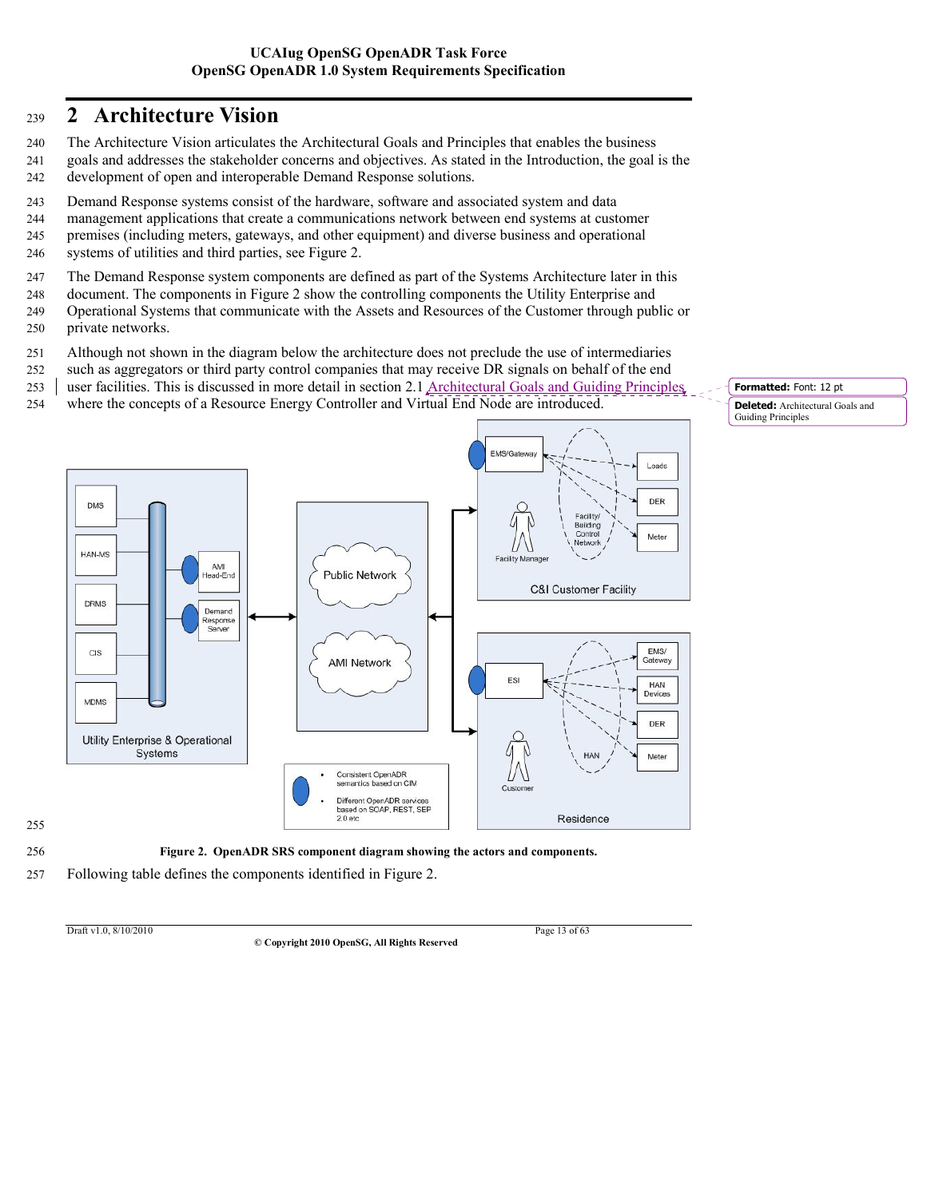# 2 Architecture Vision

The Architecture Vision articulates the Architectural Goals and Principles that enables the business goals and addresses the stakeholder concerns and objectives. As stated in the Introduction, the goal is the development of open and interoperable Demand Response solutions.

Demand Response systems consist of the hardware, software and associated system and data management applications that create a communications network between end systems at customer premises (including meters, gateways, and other equipment) and diverse business and operational systems of utilities and third parties, see Figure 2.

The Demand Response system components are defined as part of the Systems Architecture later in this document. The components in Figure 2 show the controlling components the Utility Enterprise and Operational Systems that communicate with the Assets and Resources of the Customer through public or private networks.

Although not shown in the diagram below the architecture does not preclude the use of intermediaries such as aggregators or third party control companies that may receive DR signals on behalf of the end user facilities. This is discussed in more detail in section 2.1 Architectural Goals and Guiding Principles where the concepts of a Resource Energy Controller and Virtual End Node are introduced.

**Figure 2. OpenADR SRS component diagram showing the actors and components.**

Following table defines the components identified in Figure 2.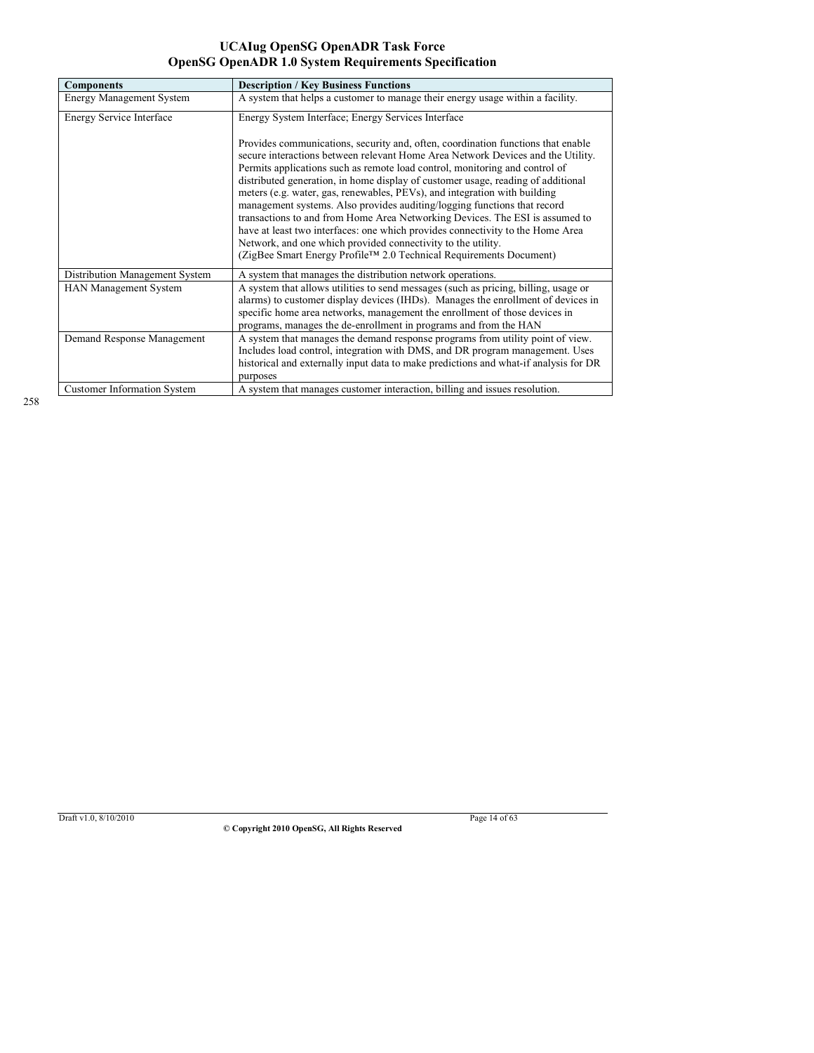| Components | Description / Key Business Functions |
|---|---|
| Energy Management System | A system that helps a customer to manage their energy usage within a facility. |
| Energy Service Interface | Energy System Interface; Energy Services Interface<br><br>Provides communications, security and, often, coordination functions that enable secure interactions between relevant Home Area Network Devices and the Utility. Permits applications such as remote load control, monitoring and control of distributed generation, in home display of customer usage, reading of additional meters (e.g. water, gas, renewables, PEVs), and integration with building management systems. Also provides auditing/logging functions that record transactions to and from Home Area Networking Devices. The ESI is assumed to have at least two interfaces: one which provides connectivity to the Home Area Network, and one which provided connectivity to the utility.<br>(ZigBee Smart Energy Profile™ 2.0 Technical Requirements Document) |
| Distribution Management System | A system that manages the distribution network operations. |
| HAN Management System | A system that allows utilities to send messages (such as pricing, billing, usage or alarms) to customer display devices (IHDs). Manages the enrollment of devices in specific home area networks, management the enrollment of those devices in programs, manages the de-enrollment in programs and from the HAN |
| Demand Response Management | A system that manages the demand response programs from utility point of view. Includes load control, integration with DMS, and DR program management. Uses historical and externally input data to make predictions and what-if analysis for DR purposes |
| Customer Information System | A system that manages customer interaction, billing and issues resolution. |

258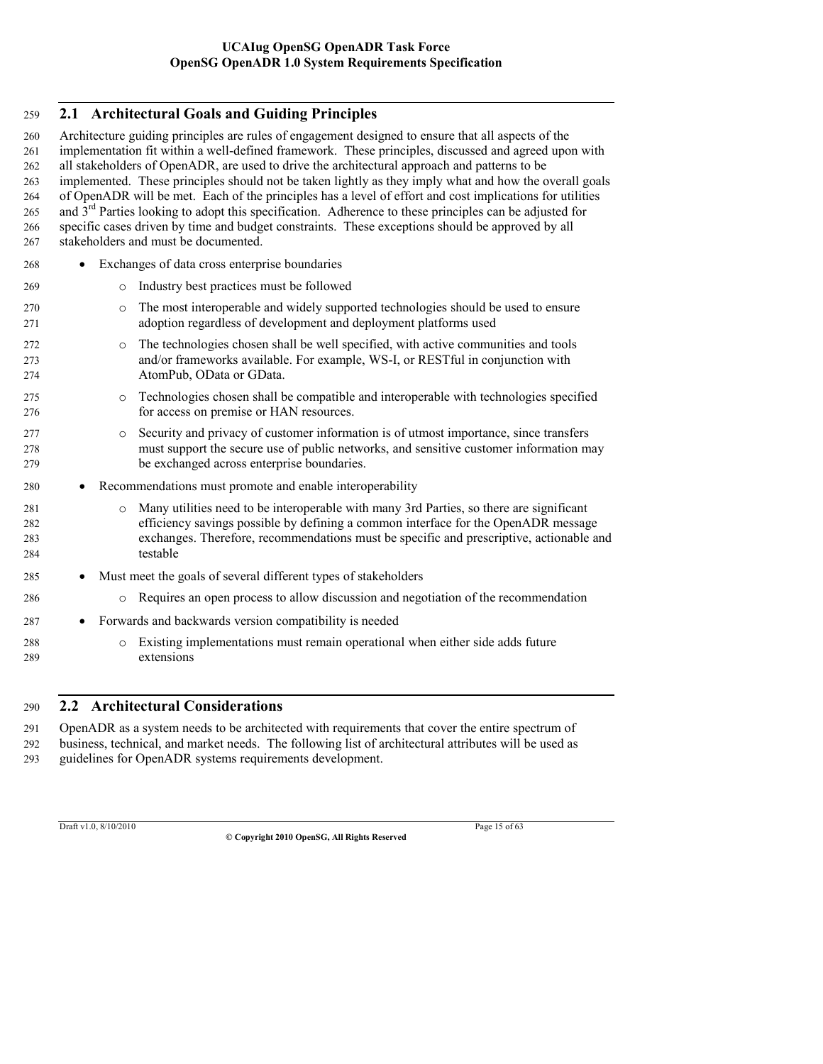## 2.1 Architectural Goals and Guiding Principles

Architecture guiding principles are rules of engagement designed to ensure that all aspects of the implementation fit within a well-defined framework. These principles, discussed and agreed upon with all stakeholders of OpenADR, are used to drive the architectural approach and patterns to be implemented. These principles should not be taken lightly as they imply what and how the overall goals of OpenADR will be met. Each of the principles has a level of effort and cost implications for utilities and 3rd Parties looking to adopt this specification. Adherence to these principles can be adjusted for specific cases driven by time and budget constraints. These exceptions should be approved by all stakeholders and must be documented.

- Exchanges of data cross enterprise boundaries
  - Industry best practices must be followed
  - The most interoperable and widely supported technologies should be used to ensure adoption regardless of development and deployment platforms used
  - The technologies chosen shall be well specified, with active communities and tools and/or frameworks available. For example, WS-I, or RESTful in conjunction with AtomPub, OData or GData.
  - Technologies chosen shall be compatible and interoperable with technologies specified for access on premise or HAN resources.
  - Security and privacy of customer information is of utmost importance, since transfers must support the secure use of public networks, and sensitive customer information may be exchanged across enterprise boundaries.
- Recommendations must promote and enable interoperability
  - Many utilities need to be interoperable with many 3rd Parties, so there are significant efficiency savings possible by defining a common interface for the OpenADR message exchanges. Therefore, recommendations must be specific and prescriptive, actionable and testable
- Must meet the goals of several different types of stakeholders
  - Requires an open process to allow discussion and negotiation of the recommendation
- Forwards and backwards version compatibility is needed
  - Existing implementations must remain operational when either side adds future extensions

## 2.2 Architectural Considerations

OpenADR as a system needs to be architected with requirements that cover the entire spectrum of business, technical, and market needs. The following list of architectural attributes will be used as guidelines for OpenADR systems requirements development.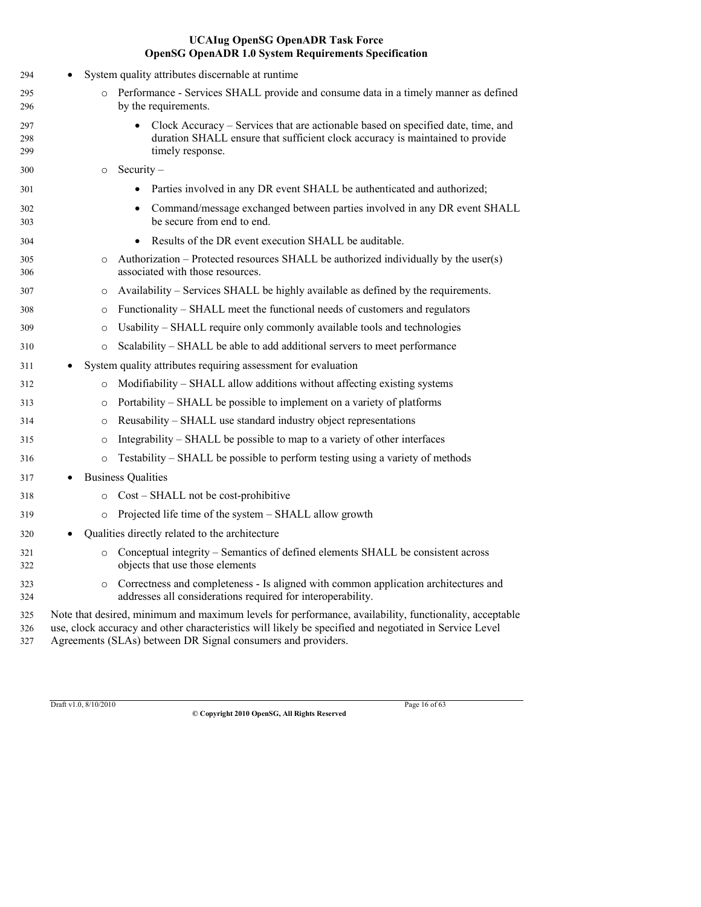- System quality attributes discernable at runtime
  - Performance - Services SHALL provide and consume data in a timely manner as defined by the requirements.
    - Clock Accuracy – Services that are actionable based on specified date, time, and duration SHALL ensure that sufficient clock accuracy is maintained to provide timely response.
  - Security –
    - Parties involved in any DR event SHALL be authenticated and authorized;
    - Command/message exchanged between parties involved in any DR event SHALL be secure from end to end.
    - Results of the DR event execution SHALL be auditable.
  - Authorization – Protected resources SHALL be authorized individually by the user(s) associated with those resources.
  - Availability – Services SHALL be highly available as defined by the requirements.
  - Functionality – SHALL meet the functional needs of customers and regulators
  - Usability – SHALL require only commonly available tools and technologies
  - Scalability – SHALL be able to add additional servers to meet performance
- System quality attributes requiring assessment for evaluation
  - Modifiability – SHALL allow additions without affecting existing systems
  - Portability – SHALL be possible to implement on a variety of platforms
  - Reusability – SHALL use standard industry object representations
  - Integrability – SHALL be possible to map to a variety of other interfaces
  - Testability – SHALL be possible to perform testing using a variety of methods
- Business Qualities
  - Cost – SHALL not be cost-prohibitive
  - Projected life time of the system – SHALL allow growth
- Qualities directly related to the architecture
  - Conceptual integrity – Semantics of defined elements SHALL be consistent across objects that use those elements
  - Correctness and completeness - Is aligned with common application architectures and addresses all considerations required for interoperability.

Note that desired, minimum and maximum levels for performance, availability, functionality, acceptable use, clock accuracy and other characteristics will likely be specified and negotiated in Service Level Agreements (SLAs) between DR Signal consumers and providers.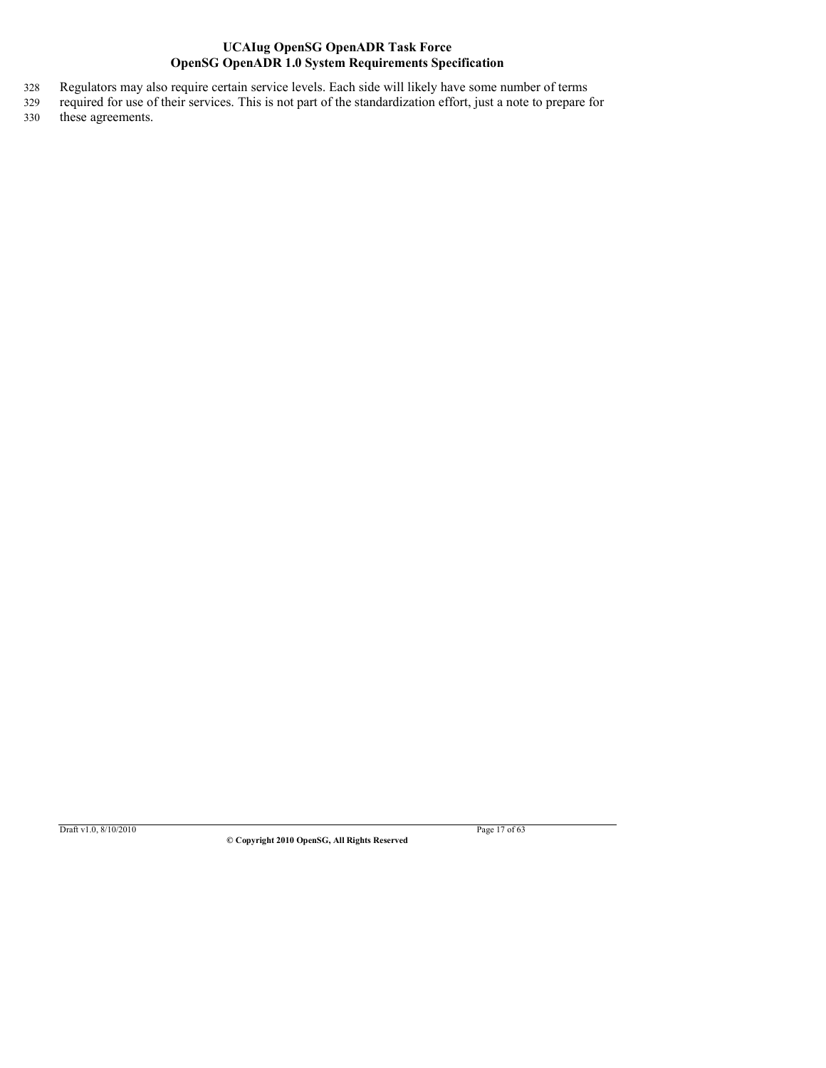Regulators may also require certain service levels. Each side will likely have some number of terms required for use of their services. This is not part of the standardization effort, just a note to prepare for these agreements.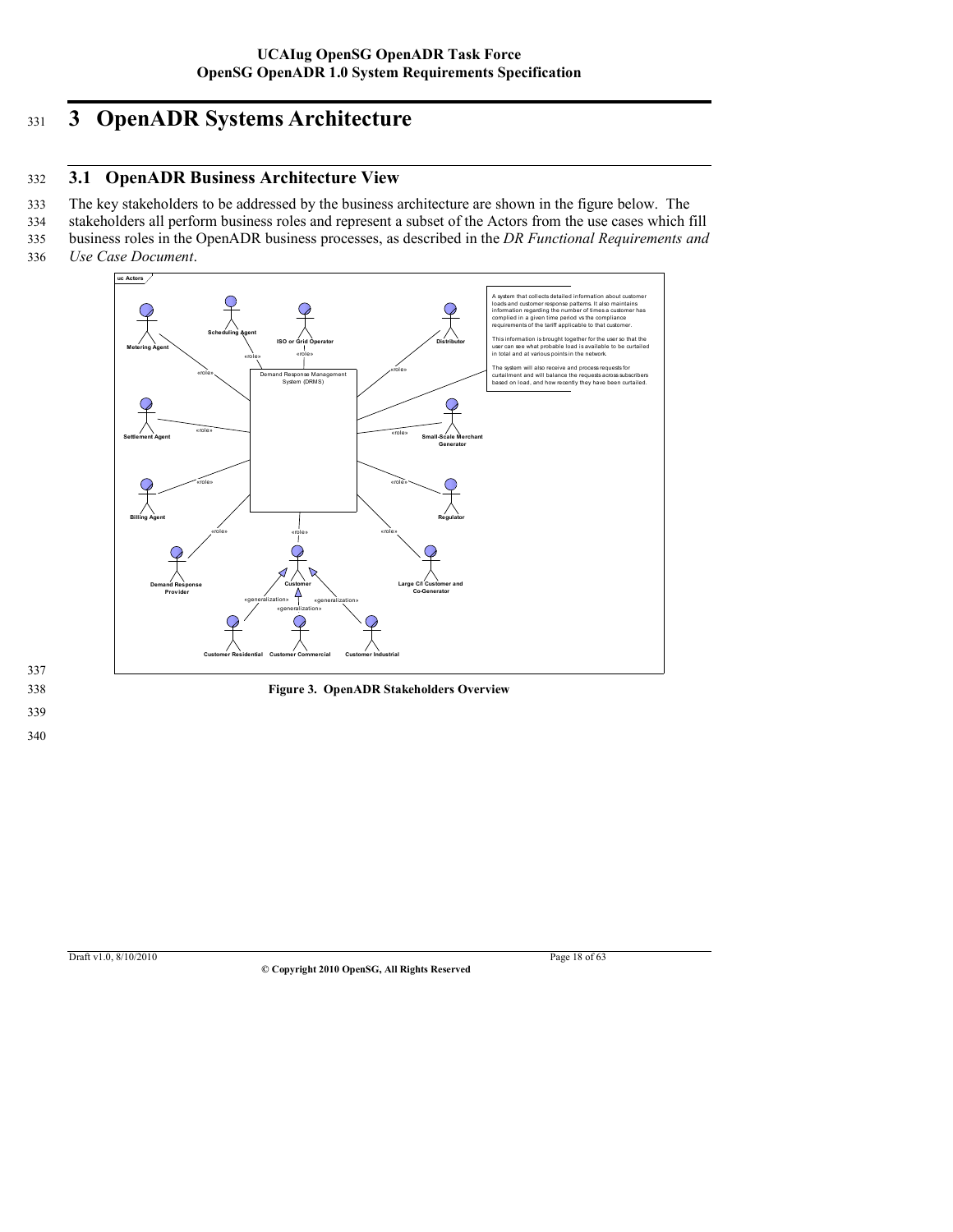# 3 OpenADR Systems Architecture

## 3.1 OpenADR Business Architecture View

The key stakeholders to be addressed by the business architecture are shown in the figure below. The stakeholders all perform business roles and represent a subset of the Actors from the use cases which fill business roles in the OpenADR business processes, as described in the *DR Functional Requirements and Use Case Document*.

uc Actors

Metering Agent

Scheduling Agent

ISO or Grid Operator

Distributor

Demand Response Management System (DRMS)

A system that collects detailed information about customer loads and customer response patterns. It also maintains information regarding the number of times a customer has complied in a given time period vs the compliance requirements of the tariff applicable to that customer.

This information is brought together for the user so that the user can see what probable load is available to be curtailed in total and at various points in the network.

The system will also receive and process requests for curtailment and will balance the requests across subscribers based on load, and how recently they have been curtailed.

Settlement Agent

Small-Scale Merchant Generator

Billing Agent

Regulator

Demand Response Provider

Customer

Large C/I Customer and Co-Generator

Customer Residential

Customer Commercial

Customer Industrial

«role»

«generalization»

**Figure 3. OpenADR Stakeholders Overview**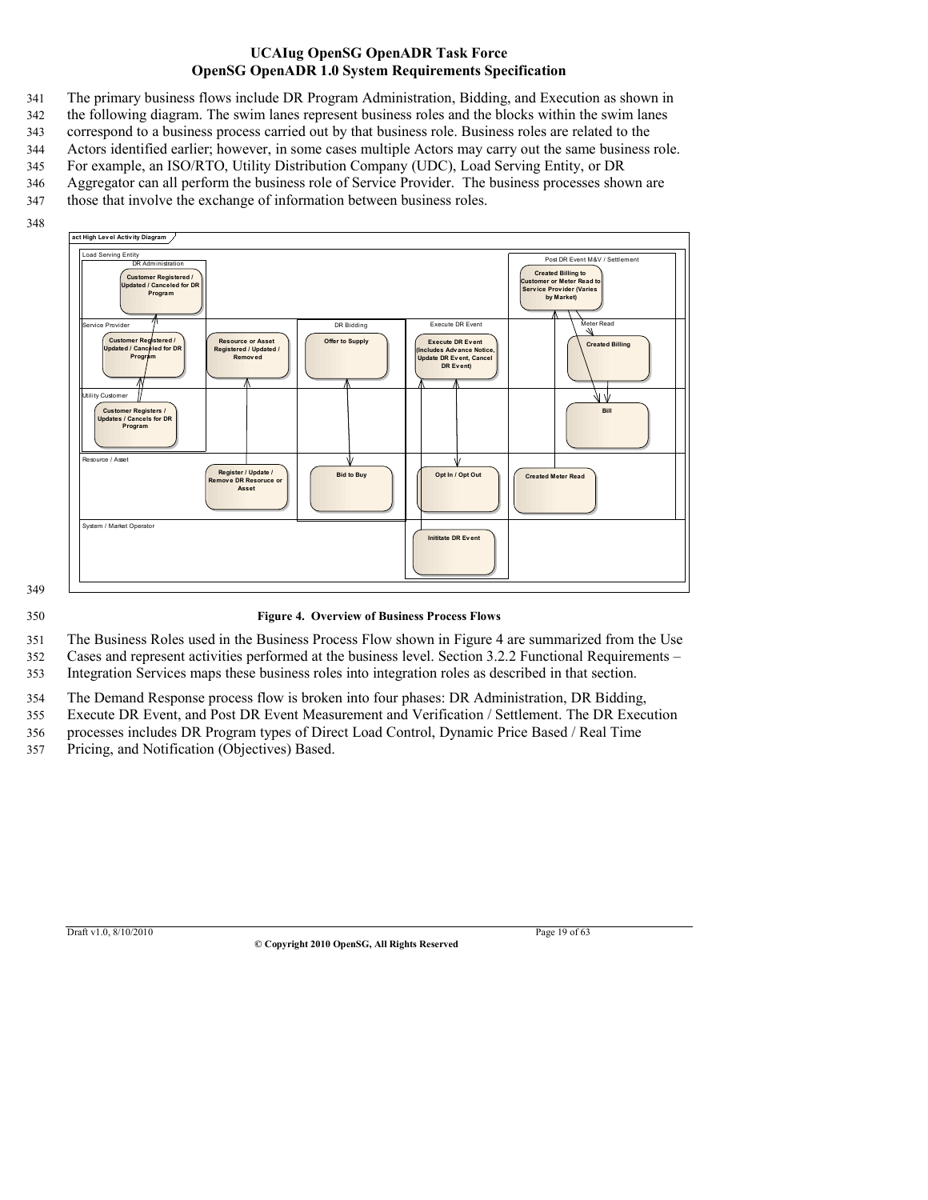The primary business flows include DR Program Administration, Bidding, and Execution as shown in the following diagram. The swim lanes represent business roles and the blocks within the swim lanes correspond to a business process carried out by that business role. Business roles are related to the Actors identified earlier; however, in some cases multiple Actors may carry out the same business role. For example, an ISO/RTO, Utility Distribution Company (UDC), Load Serving Entity, or DR Aggregator can all perform the business role of Service Provider. The business processes shown are those that involve the exchange of information between business roles.

**Figure 4. Overview of Business Process Flows**

The Business Roles used in the Business Process Flow shown in Figure 4 are summarized from the Use Cases and represent activities performed at the business level. Section 3.2.2 Functional Requirements – Integration Services maps these business roles into integration roles as described in that section.

The Demand Response process flow is broken into four phases: DR Administration, DR Bidding, Execute DR Event, and Post DR Event Measurement and Verification / Settlement. The DR Execution processes includes DR Program types of Direct Load Control, Dynamic Price Based / Real Time Pricing, and Notification (Objectives) Based.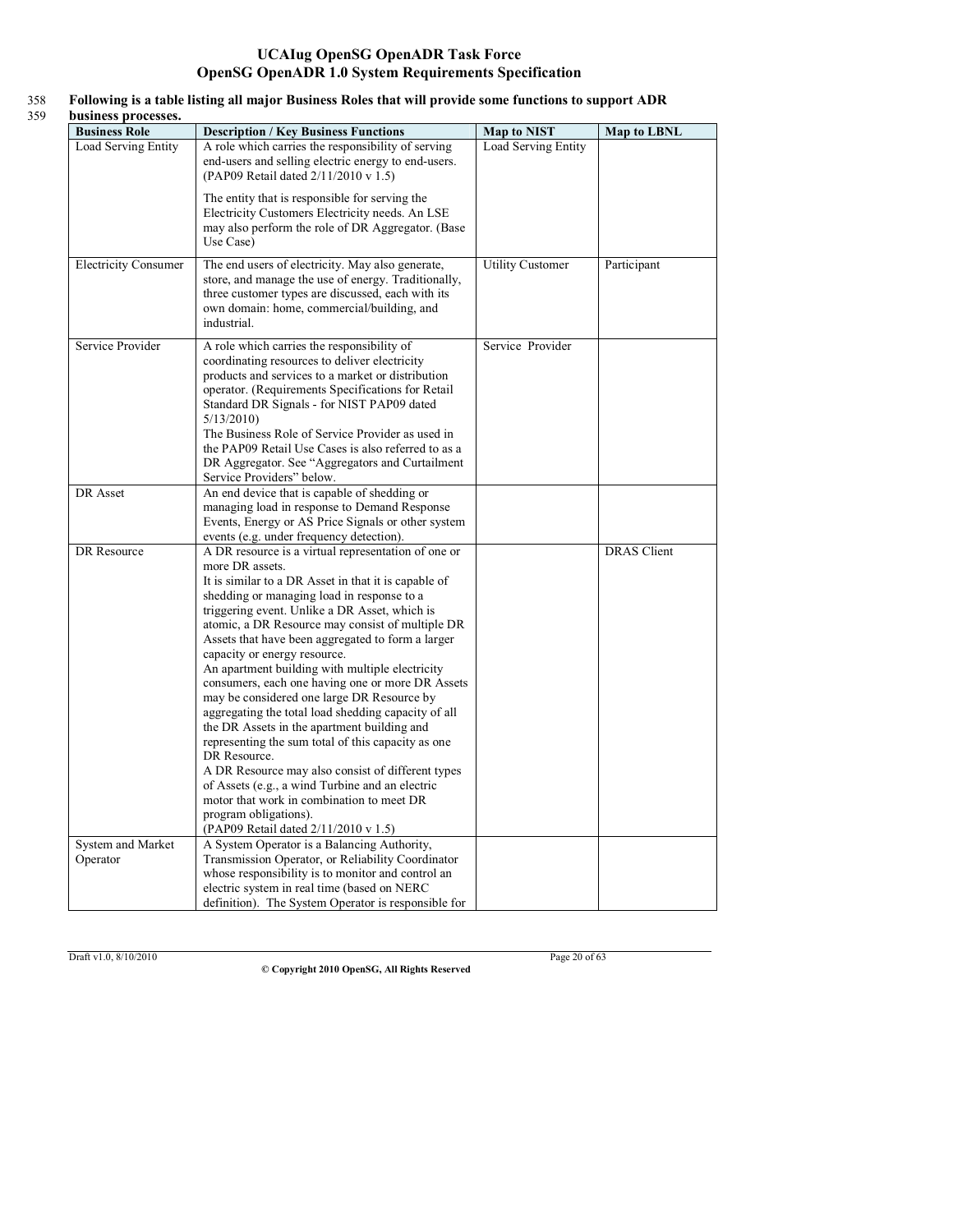Following is a table listing all major Business Roles that will provide some functions to support ADR business processes.

| Business Role | Description / Key Business Functions | Map to NIST | Map to LBNL |
|---|---|---|---|
| Load Serving Entity | A role which carries the responsibility of serving end-users and selling electric energy to end-users. (PAP09 Retail dated 2/11/2010 v 1.5)<br><br>The entity that is responsible for serving the Electricity Customers Electricity needs. An LSE may also perform the role of DR Aggregator. (Base Use Case) | Load Serving Entity | |
| Electricity Consumer | The end users of electricity. May also generate, store, and manage the use of energy. Traditionally, three customer types are discussed, each with its own domain: home, commercial/building, and industrial. | Utility Customer | Participant |
| Service Provider | A role which carries the responsibility of coordinating resources to deliver electricity products and services to a market or distribution operator. (Requirements Specifications for Retail Standard DR Signals - for NIST PAP09 dated 5/13/2010)<br>The Business Role of Service Provider as used in the PAP09 Retail Use Cases is also referred to as a DR Aggregator. See "Aggregators and Curtailment Service Providers" below. | Service Provider | |
| DR Asset | An end device that is capable of shedding or managing load in response to Demand Response Events, Energy or AS Price Signals or other system events (e.g. under frequency detection). | | |
| DR Resource | A DR resource is a virtual representation of one or more DR assets.<br>It is similar to a DR Asset in that it is capable of shedding or managing load in response to a triggering event. Unlike a DR Asset, which is atomic, a DR Resource may consist of multiple DR Assets that have been aggregated to form a larger capacity or energy resource.<br>An apartment building with multiple electricity consumers, each one having one or more DR Assets may be considered one large DR Resource by aggregating the total load shedding capacity of all the DR Assets in the apartment building and representing the sum total of this capacity as one DR Resource.<br>A DR Resource may also consist of different types of Assets (e.g., a wind Turbine and an electric motor that work in combination to meet DR program obligations).<br>(PAP09 Retail dated 2/11/2010 v 1.5) | | DRAS Client |
| System and Market Operator | A System Operator is a Balancing Authority, Transmission Operator, or Reliability Coordinator whose responsibility is to monitor and control an electric system in real time (based on NERC definition). The System Operator is responsible for | | |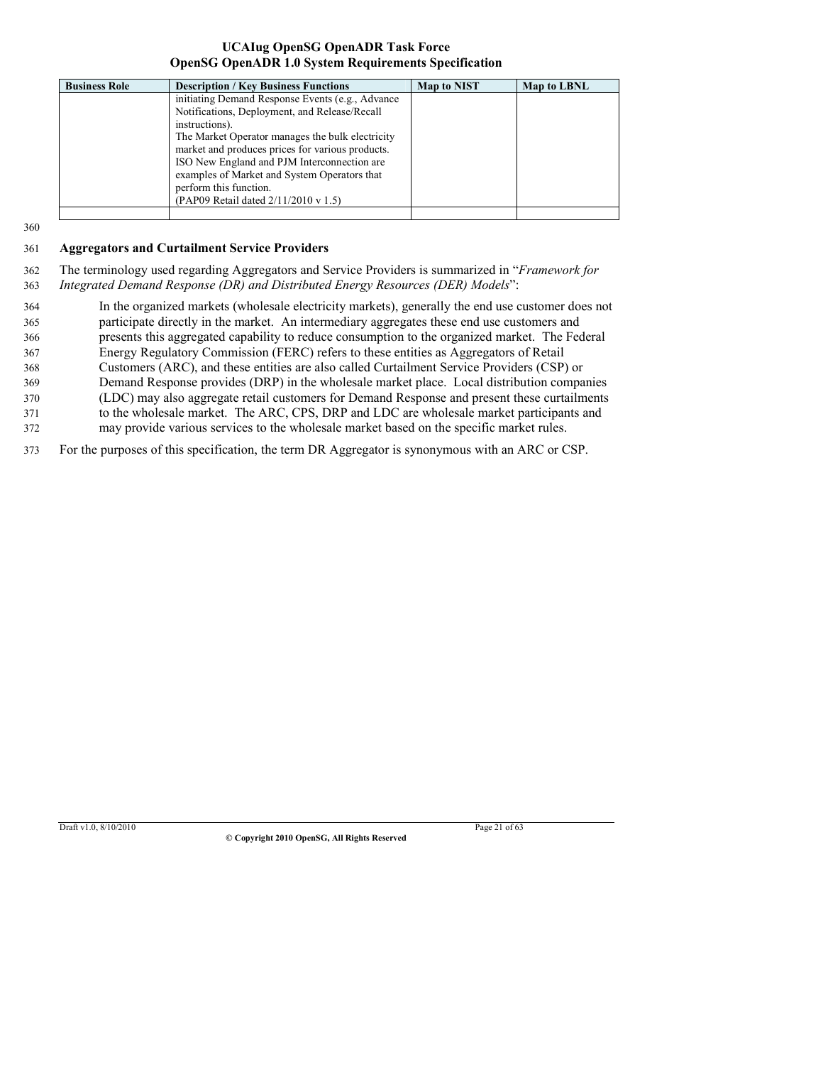| Business Role | Description / Key Business Functions | Map to NIST | Map to LBNL |
|---|---|---|---|
| | initiating Demand Response Events (e.g., Advance Notifications, Deployment, and Release/Recall instructions).<br>The Market Operator manages the bulk electricity market and produces prices for various products. ISO New England and PJM Interconnection are examples of Market and System Operators that perform this function.<br>(PAP09 Retail dated 2/11/2010 v 1.5) | | |
| | | | |

### Aggregators and Curtailment Service Providers

The terminology used regarding Aggregators and Service Providers is summarized in "*Framework for Integrated Demand Response (DR) and Distributed Energy Resources (DER) Models*":

> In the organized markets (wholesale electricity markets), generally the end use customer does not participate directly in the market. An intermediary aggregates these end use customers and presents this aggregated capability to reduce consumption to the organized market. The Federal Energy Regulatory Commission (FERC) refers to these entities as Aggregators of Retail Customers (ARC), and these entities are also called Curtailment Service Providers (CSP) or Demand Response provides (DRP) in the wholesale market place. Local distribution companies (LDC) may also aggregate retail customers for Demand Response and present these curtailments to the wholesale market. The ARC, CPS, DRP and LDC are wholesale market participants and may provide various services to the wholesale market based on the specific market rules.

For the purposes of this specification, the term DR Aggregator is synonymous with an ARC or CSP.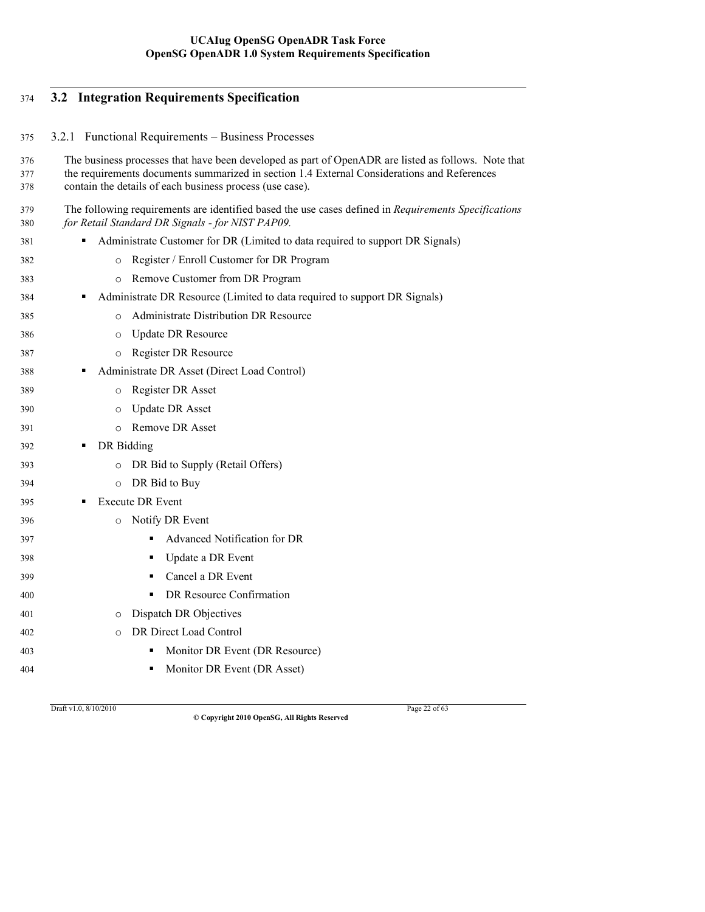## 3.2 Integration Requirements Specification

### 3.2.1 Functional Requirements – Business Processes

The business processes that have been developed as part of OpenADR are listed as follows. Note that the requirements documents summarized in section 1.4 External Considerations and References contain the details of each business process (use case).

The following requirements are identified based the use cases defined in *Requirements Specifications for Retail Standard DR Signals - for NIST PAP09.*

- Administrate Customer for DR (Limited to data required to support DR Signals)
    - Register / Enroll Customer for DR Program
    - Remove Customer from DR Program
- Administrate DR Resource (Limited to data required to support DR Signals)
    - Administrate Distribution DR Resource
    - Update DR Resource
    - Register DR Resource
- Administrate DR Asset (Direct Load Control)
    - Register DR Asset
    - Update DR Asset
    - Remove DR Asset
- DR Bidding
    - DR Bid to Supply (Retail Offers)
    - DR Bid to Buy
- Execute DR Event
    - Notify DR Event
        - Advanced Notification for DR
        - Update a DR Event
        - Cancel a DR Event
        - DR Resource Confirmation
    - Dispatch DR Objectives
    - DR Direct Load Control
        - Monitor DR Event (DR Resource)
        - Monitor DR Event (DR Asset)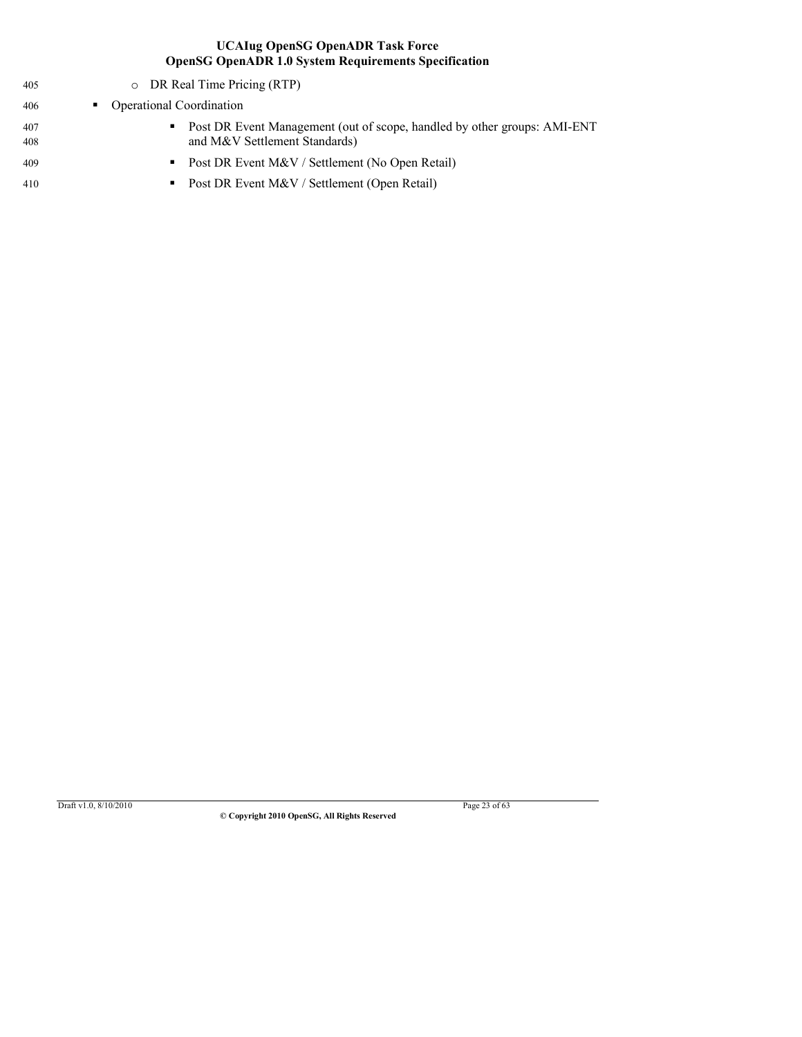- DR Real Time Pricing (RTP)
- Operational Coordination
    - Post DR Event Management (out of scope, handled by other groups: AMI-ENT and M&V Settlement Standards)
    - Post DR Event M&V / Settlement (No Open Retail)
    - Post DR Event M&V / Settlement (Open Retail)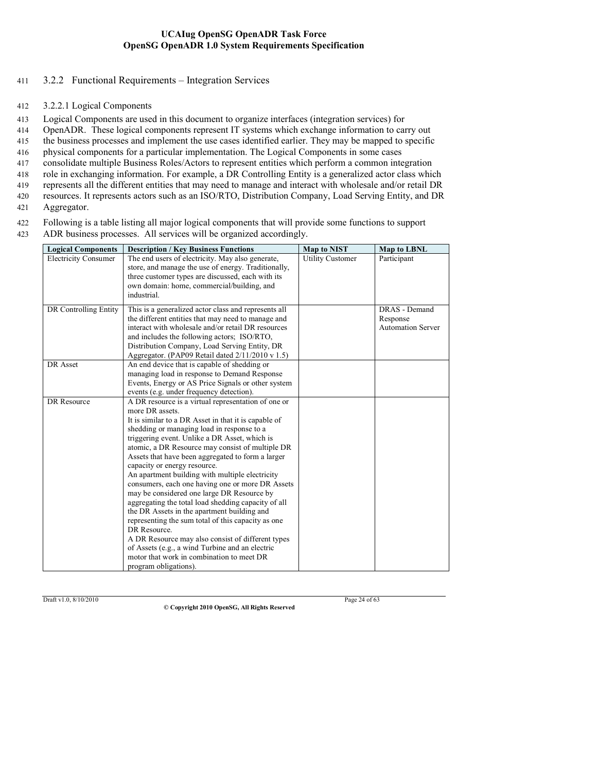### 3.2.2 Functional Requirements – Integration Services

#### 3.2.2.1 Logical Components

Logical Components are used in this document to organize interfaces (integration services) for OpenADR. These logical components represent IT systems which exchange information to carry out the business processes and implement the use cases identified earlier. They may be mapped to specific physical components for a particular implementation. The Logical Components in some cases consolidate multiple Business Roles/Actors to represent entities which perform a common integration role in exchanging information. For example, a DR Controlling Entity is a generalized actor class which represents all the different entities that may need to manage and interact with wholesale and/or retail DR resources. It represents actors such as an ISO/RTO, Distribution Company, Load Serving Entity, and DR Aggregator.

Following is a table listing all major logical components that will provide some functions to support ADR business processes. All services will be organized accordingly.

| Logical Components | Description / Key Business Functions | Map to NIST | Map to LBNL |
|---|---|---|---|
| Electricity Consumer | The end users of electricity. May also generate, store, and manage the use of energy. Traditionally, three customer types are discussed, each with its own domain: home, commercial/building, and industrial. | Utility Customer | Participant |
| DR Controlling Entity | This is a generalized actor class and represents all the different entities that may need to manage and interact with wholesale and/or retail DR resources and includes the following actors; ISO/RTO, Distribution Company, Load Serving Entity, DR Aggregator. (PAP09 Retail dated 2/11/2010 v 1.5) | | DRAS - Demand Response Automation Server |
| DR Asset | An end device that is capable of shedding or managing load in response to Demand Response Events, Energy or AS Price Signals or other system events (e.g. under frequency detection). | | |
| DR Resource | A DR resource is a virtual representation of one or more DR assets.<br>It is similar to a DR Asset in that it is capable of shedding or managing load in response to a triggering event. Unlike a DR Asset, which is atomic, a DR Resource may consist of multiple DR Assets that have been aggregated to form a larger capacity or energy resource.<br>An apartment building with multiple electricity consumers, each one having one or more DR Assets may be considered one large DR Resource by aggregating the total load shedding capacity of all the DR Assets in the apartment building and representing the sum total of this capacity as one DR Resource.<br>A DR Resource may also consist of different types of Assets (e.g., a wind Turbine and an electric motor that work in combination to meet DR program obligations). | | |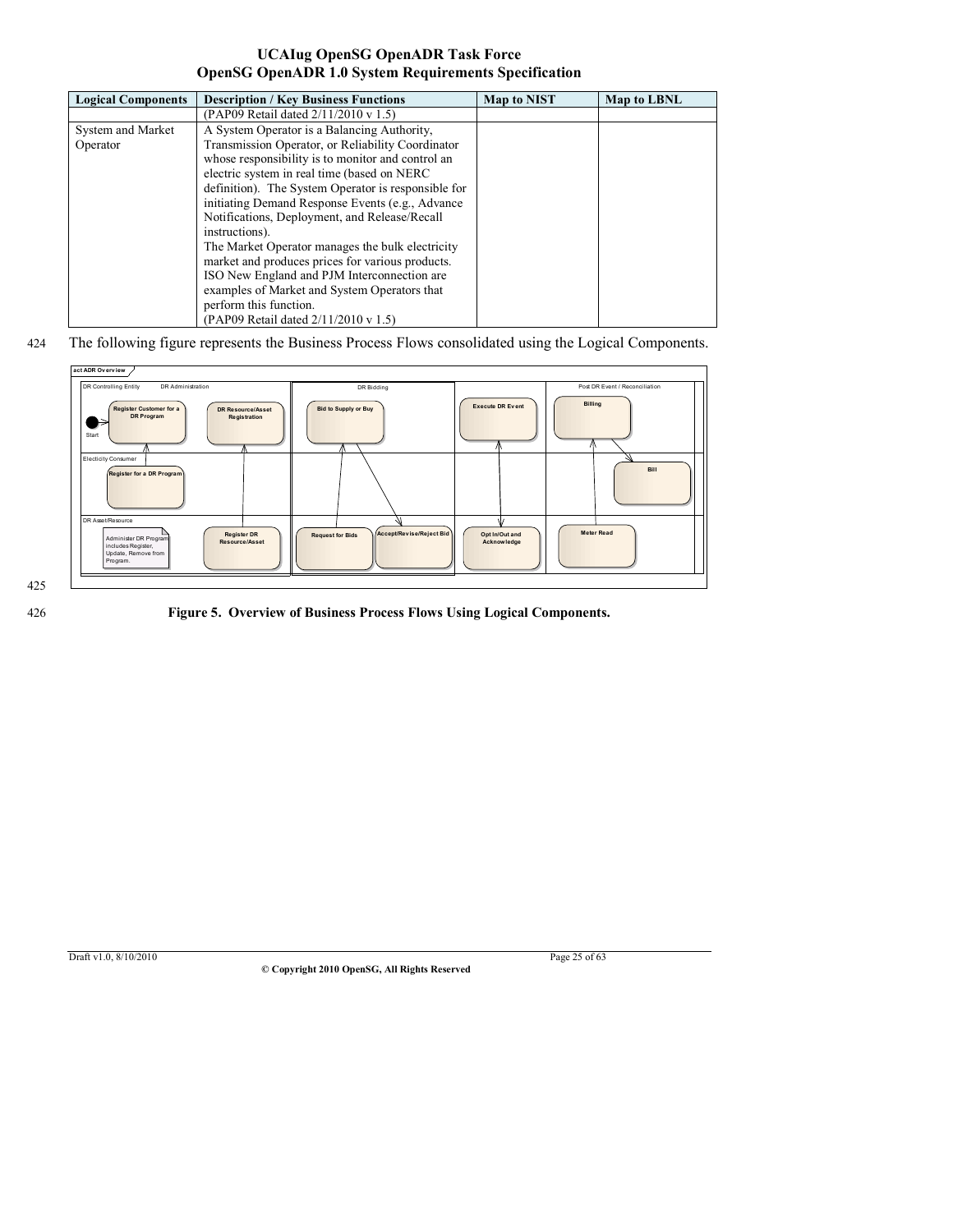| Logical Components | Description / Key Business Functions | Map to NIST | Map to LBNL |
| --- | --- | --- | --- |
| | (PAP09 Retail dated 2/11/2010 v 1.5) | | |
| System and Market Operator | A System Operator is a Balancing Authority, Transmission Operator, or Reliability Coordinator whose responsibility is to monitor and control an electric system in real time (based on NERC definition). The System Operator is responsible for initiating Demand Response Events (e.g., Advance Notifications, Deployment, and Release/Recall instructions).<br>The Market Operator manages the bulk electricity market and produces prices for various products. ISO New England and PJM Interconnection are examples of Market and System Operators that perform this function.<br>(PAP09 Retail dated 2/11/2010 v 1.5) | | |

The following figure represents the Business Process Flows consolidated using the Logical Components.

**Figure 5. Overview of Business Process Flows Using Logical Components.**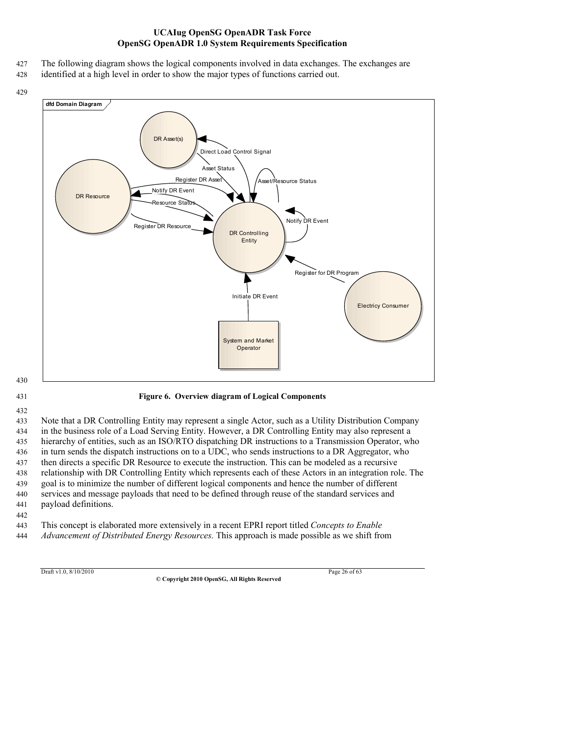The following diagram shows the logical components involved in data exchanges. The exchanges are identified at a high level in order to show the major types of functions carried out.

**Figure 6. Overview diagram of Logical Components**

Note that a DR Controlling Entity may represent a single Actor, such as a Utility Distribution Company in the business role of a Load Serving Entity. However, a DR Controlling Entity may also represent a hierarchy of entities, such as an ISO/RTO dispatching DR instructions to a Transmission Operator, who in turn sends the dispatch instructions on to a UDC, who sends instructions to a DR Aggregator, who then directs a specific DR Resource to execute the instruction. This can be modeled as a recursive relationship with DR Controlling Entity which represents each of these Actors in an integration role. The goal is to minimize the number of different logical components and hence the number of different services and message payloads that need to be defined through reuse of the standard services and payload definitions.

This concept is elaborated more extensively in a recent EPRI report titled *Concepts to Enable Advancement of Distributed Energy Resources.* This approach is made possible as we shift from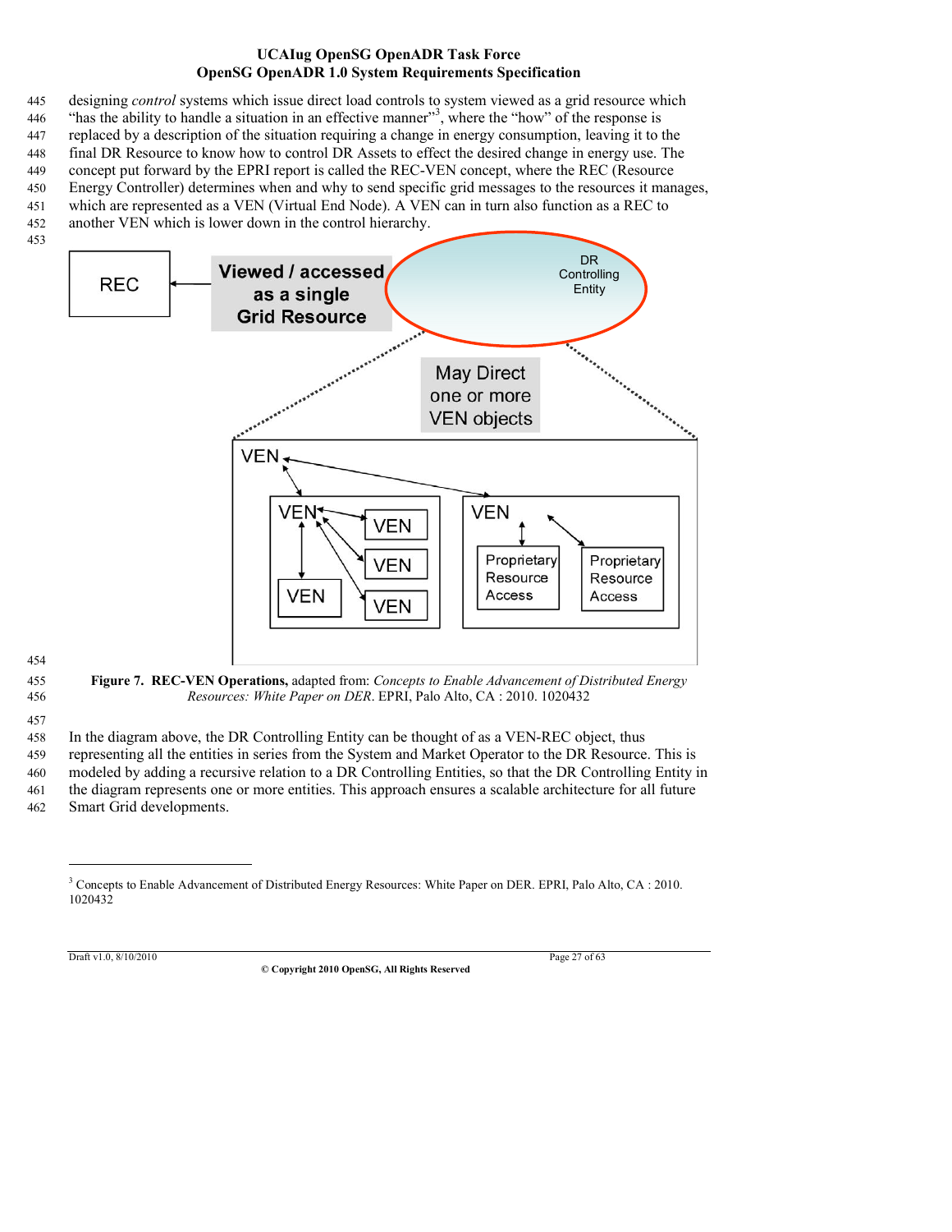designing *control* systems which issue direct load controls to system viewed as a grid resource which "has the ability to handle a situation in an effective manner"[3], where the "how" of the response is replaced by a description of the situation requiring a change in energy consumption, leaving it to the final DR Resource to know how to control DR Assets to effect the desired change in energy use. The concept put forward by the EPRI report is called the REC-VEN concept, where the REC (Resource Energy Controller) determines when and why to send specific grid messages to the resources it manages, which are represented as a VEN (Virtual End Node). A VEN can in turn also function as a REC to another VEN which is lower down in the control hierarchy.

**Figure 7. REC-VEN Operations,** adapted from: *Concepts to Enable Advancement of Distributed Energy Resources: White Paper on DER*. EPRI, Palo Alto, CA : 2010. 1020432

In the diagram above, the DR Controlling Entity can be thought of as a VEN-REC object, thus representing all the entities in series from the System and Market Operator to the DR Resource. This is modeled by adding a recursive relation to a DR Controlling Entities, so that the DR Controlling Entity in the diagram represents one or more entities. This approach ensures a scalable architecture for all future Smart Grid developments.

[3] Concepts to Enable Advancement of Distributed Energy Resources: White Paper on DER. EPRI, Palo Alto, CA : 2010. 1020432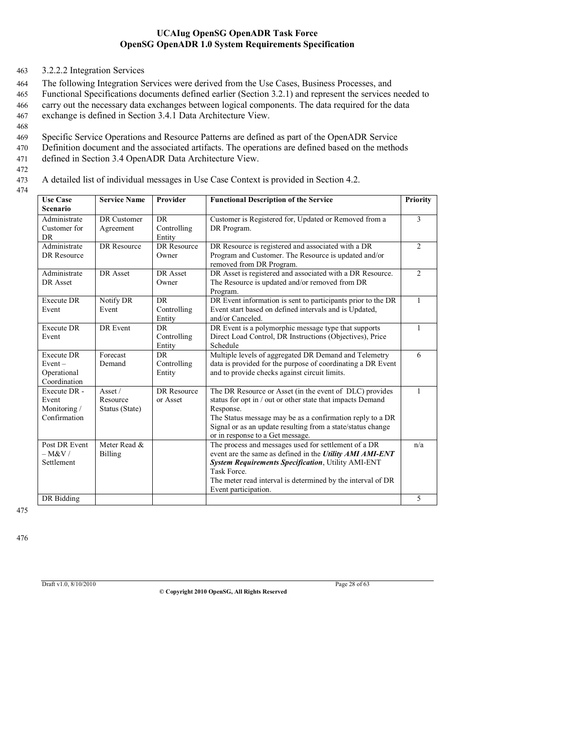### 3.2.2.2 Integration Services

The following Integration Services were derived from the Use Cases, Business Processes, and Functional Specifications documents defined earlier (Section 3.2.1) and represent the services needed to carry out the necessary data exchanges between logical components. The data required for the data exchange is defined in Section 3.4.1 Data Architecture View.

Specific Service Operations and Resource Patterns are defined as part of the OpenADR Service Definition document and the associated artifacts. The operations are defined based on the methods defined in Section 3.4 OpenADR Data Architecture View.

A detailed list of individual messages in Use Case Context is provided in Section 4.2.

| Use Case Scenario | Service Name | Provider | Functional Description of the Service | Priority |
|---|---|---|---|---|
| Administrate Customer for DR | DR Customer Agreement | DR Controlling Entity | Customer is Registered for, Updated or Removed from a DR Program. | 3 |
| Administrate DR Resource | DR Resource | DR Resource Owner | DR Resource is registered and associated with a DR Program and Customer. The Resource is updated and/or removed from DR Program. | 2 |
| Administrate DR Asset | DR Asset | DR Asset Owner | DR Asset is registered and associated with a DR Resource. The Resource is updated and/or removed from DR Program. | 2 |
| Execute DR Event | Notify DR Event | DR Controlling Entity | DR Event information is sent to participants prior to the DR Event start based on defined intervals and is Updated, and/or Canceled. | 1 |
| Execute DR Event | DR Event | DR Controlling Entity | DR Event is a polymorphic message type that supports Direct Load Control, DR Instructions (Objectives), Price Schedule | 1 |
| Execute DR Event – Operational Coordination | Forecast Demand | DR Controlling Entity | Multiple levels of aggregated DR Demand and Telemetry data is provided for the purpose of coordinating a DR Event and to provide checks against circuit limits. | 6 |
| Execute DR - Event Monitoring / Confirmation | Asset / Resource Status (State) | DR Resource or Asset | The DR Resource or Asset (in the event of DLC) provides status for opt in / out or other state that impacts Demand Response.<br>The Status message may be as a confirmation reply to a DR Signal or as an update resulting from a state/status change or in response to a Get message. | 1 |
| Post DR Event – M&V / Settlement | Meter Read & Billing | | The process and messages used for settlement of a DR event are the same as defined in the ***Utility AMI AMI-ENT System Requirements Specification***, Utility AMI-ENT Task Force.<br>The meter read interval is determined by the interval of DR Event participation. | n/a |
| DR Bidding | | | | 5 |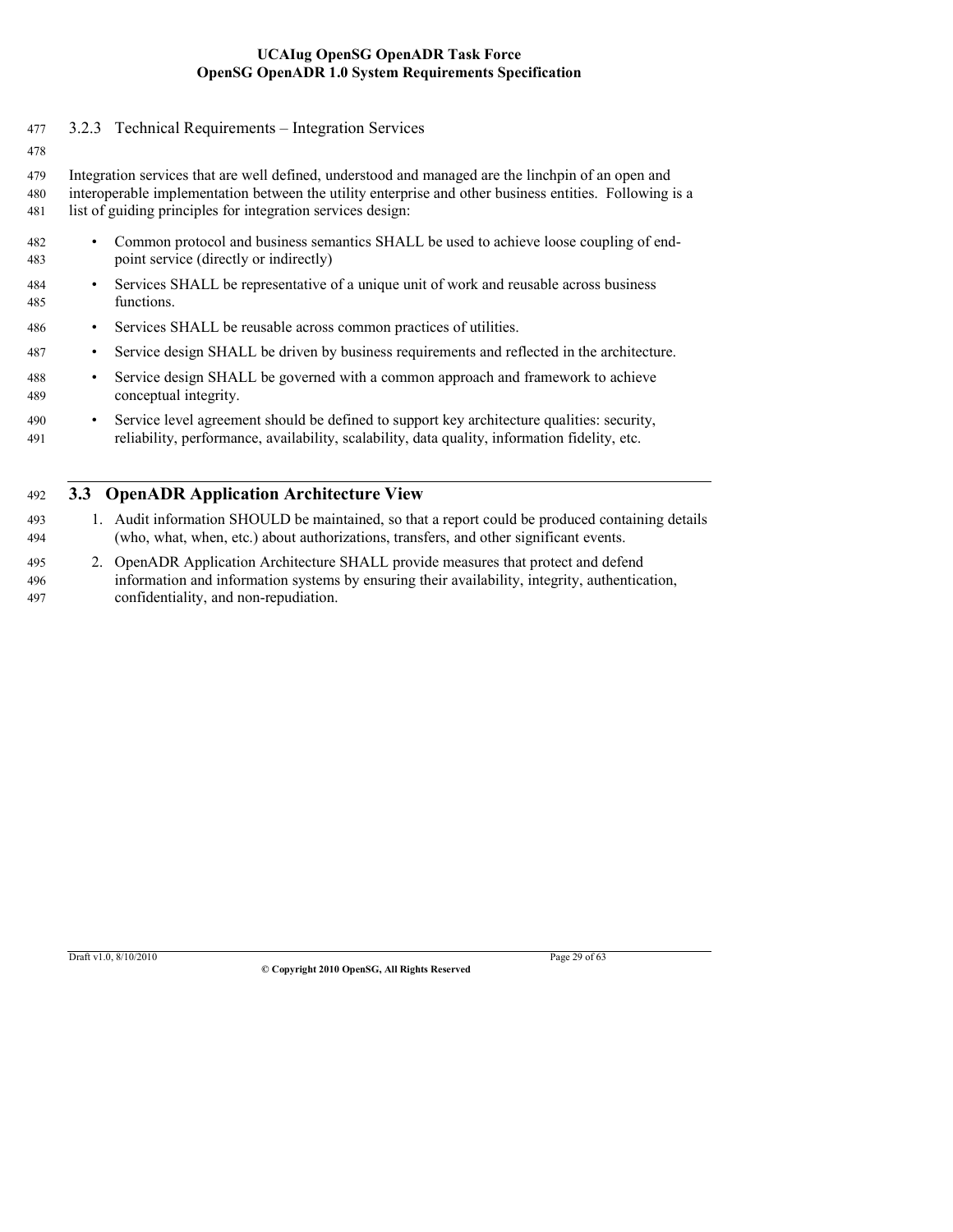### 3.2.3 Technical Requirements – Integration Services

Integration services that are well defined, understood and managed are the linchpin of an open and interoperable implementation between the utility enterprise and other business entities. Following is a list of guiding principles for integration services design:

- Common protocol and business semantics SHALL be used to achieve loose coupling of end-point service (directly or indirectly)
- Services SHALL be representative of a unique unit of work and reusable across business functions.
- Services SHALL be reusable across common practices of utilities.
- Service design SHALL be driven by business requirements and reflected in the architecture.
- Service design SHALL be governed with a common approach and framework to achieve conceptual integrity.
- Service level agreement should be defined to support key architecture qualities: security, reliability, performance, availability, scalability, data quality, information fidelity, etc.

## 3.3 OpenADR Application Architecture View

1. Audit information SHOULD be maintained, so that a report could be produced containing details (who, what, when, etc.) about authorizations, transfers, and other significant events.
2. OpenADR Application Architecture SHALL provide measures that protect and defend information and information systems by ensuring their availability, integrity, authentication, confidentiality, and non-repudiation.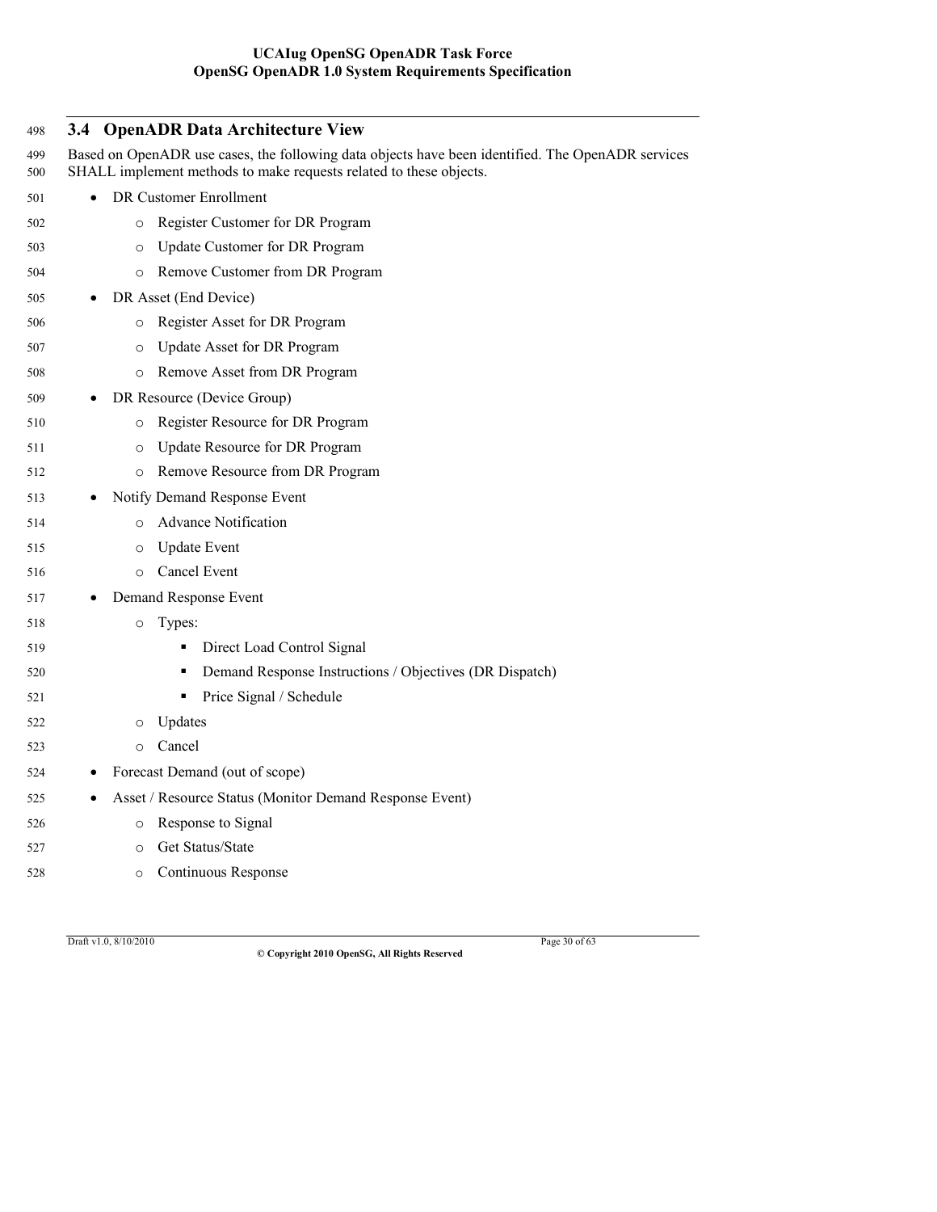## 3.4 OpenADR Data Architecture View

Based on OpenADR use cases, the following data objects have been identified. The OpenADR services SHALL implement methods to make requests related to these objects.

- DR Customer Enrollment
  - Register Customer for DR Program
  - Update Customer for DR Program
  - Remove Customer from DR Program
- DR Asset (End Device)
  - Register Asset for DR Program
  - Update Asset for DR Program
  - Remove Asset from DR Program
- DR Resource (Device Group)
  - Register Resource for DR Program
  - Update Resource for DR Program
  - Remove Resource from DR Program
- Notify Demand Response Event
  - Advance Notification
  - Update Event
  - Cancel Event
- Demand Response Event
  - Types:
    - Direct Load Control Signal
    - Demand Response Instructions / Objectives (DR Dispatch)
    - Price Signal / Schedule
  - Updates
  - Cancel
- Forecast Demand (out of scope)
- Asset / Resource Status (Monitor Demand Response Event)
  - Response to Signal
  - Get Status/State
  - Continuous Response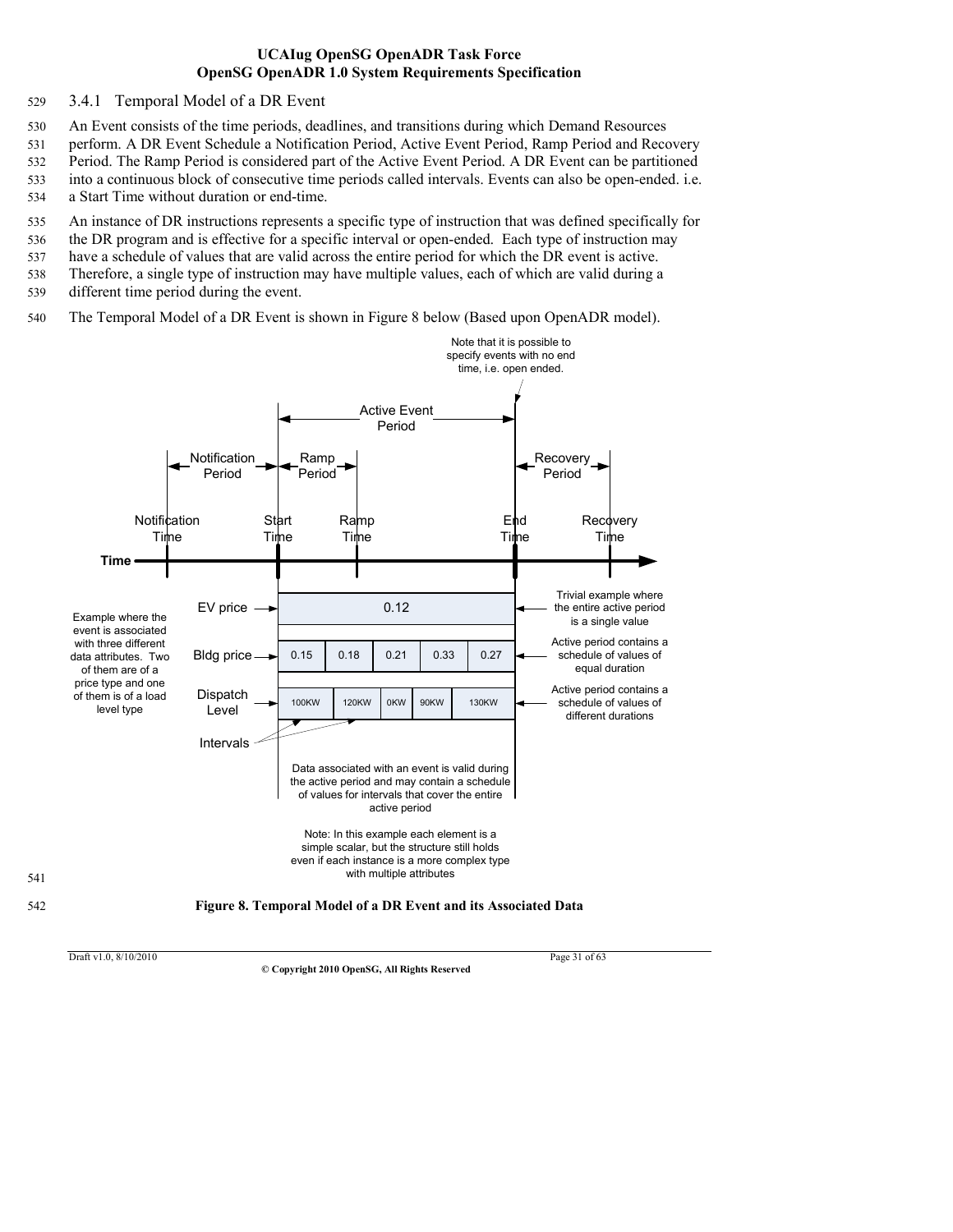### 3.4.1 Temporal Model of a DR Event

An Event consists of the time periods, deadlines, and transitions during which Demand Resources perform. A DR Event Schedule a Notification Period, Active Event Period, Ramp Period and Recovery Period. The Ramp Period is considered part of the Active Event Period. A DR Event can be partitioned into a continuous block of consecutive time periods called intervals. Events can also be open-ended. i.e. a Start Time without duration or end-time.

An instance of DR instructions represents a specific type of instruction that was defined specifically for the DR program and is effective for a specific interval or open-ended. Each type of instruction may have a schedule of values that are valid across the entire period for which the DR event is active. Therefore, a single type of instruction may have multiple values, each of which are valid during a different time period during the event.

The Temporal Model of a DR Event is shown in Figure 8 below (Based upon OpenADR model).

Note that it is possible to specify events with no end time, i.e. open ended.

Active Event Period

Notification Period | Ramp Period | Recovery Period

Notification Time | Start Time | Ramp Time | End Time | Recovery Time

Time

Example where the event is associated with three different data attributes. Two of them are of a price type and one of them is of a load level type

| | | | | | |
|---|---|---|---|---|---|
| EV price | 0.12 | | | | |
| Bldg price | 0.15 | 0.18 | 0.21 | 0.33 | 0.27 |
| Dispatch Level | 100KW | 120KW | 0KW | 90KW | 130KW |

Intervals

Trivial example where the entire active period is a single value

Active period contains a schedule of values of equal duration

Active period contains a schedule of values of different durations

Data associated with an event is valid during the active period and may contain a schedule of values for intervals that cover the entire active period

Note: In this example each element is a simple scalar, but the structure still holds even if each instance is a more complex type with multiple attributes

**Figure 8. Temporal Model of a DR Event and its Associated Data**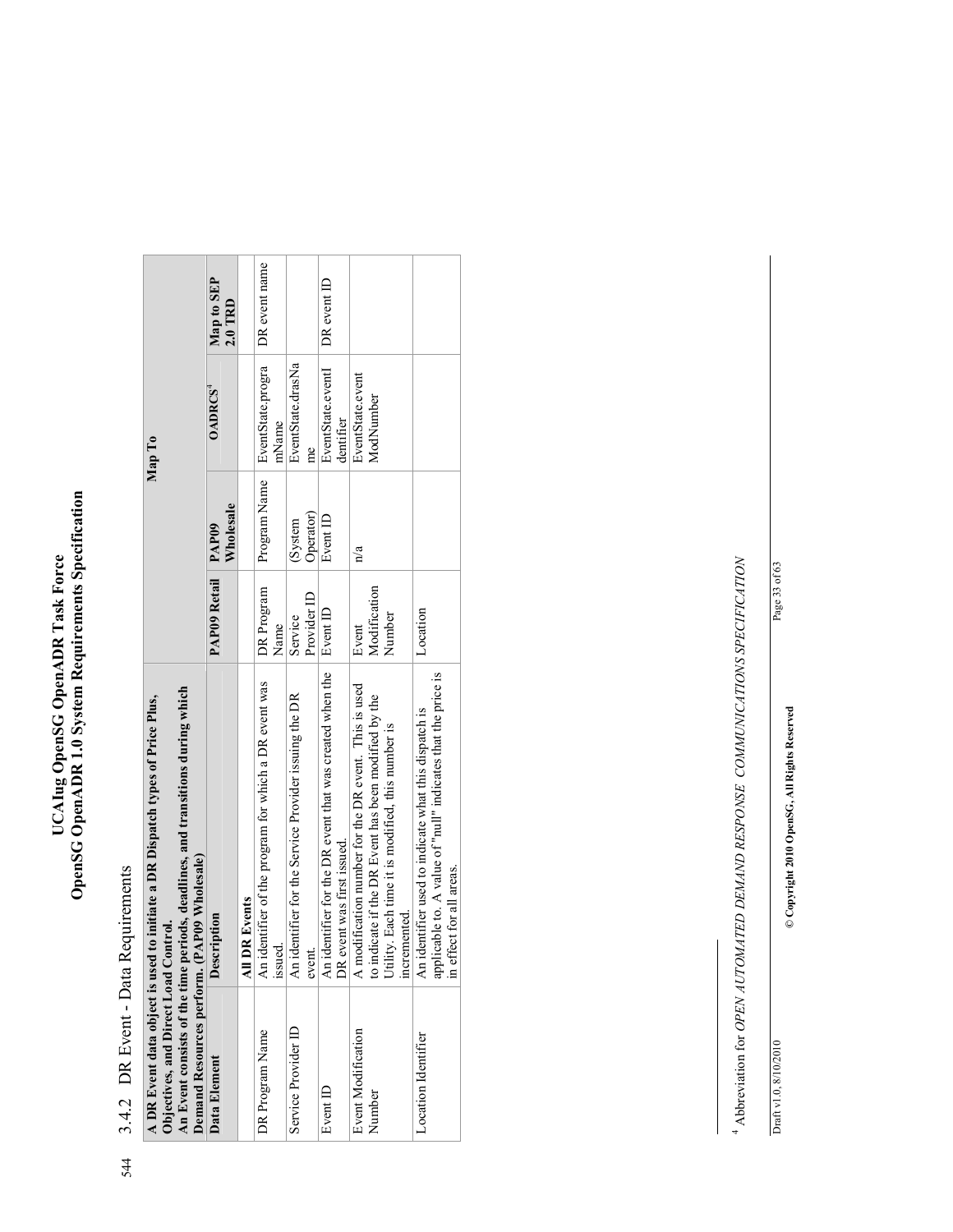544

### 3.4.2 DR Event - Data Requirements

| **A DR Event data object is used to initiate a DR Dispatch types of Price Plus, Objectives, and Direct Load Control. An Event consists of the time periods, deadlines, and transitions during which Demand Resources perform. (PAP09 Wholesale)** | | **Map To** | | | |
|---|---|---|---|---|---|
| **Data Element** | **Description** | **PAP09 Retail** | **PAP09 Wholesale** | **OADRCS**[4] | **Map to SEP 2.0 TRD** |
| | **All DR Events** | | | | |
| DR Program Name | An identifier of the program for which a DR event was issued. | DR Program Name | Program Name | EventState.programName | DR event name |
| Service Provider ID | An identifier for the Service Provider issuing the DR event. | Service Provider ID | (System Operator) | EventState.drasName | |
| Event ID | An identifier for the DR event that was created when the DR event was first issued. | Event ID | Event ID | EventState.eventIdentifier | DR event ID |
| Event Modification Number | A modification number for the DR event. This is used to indicate if the DR Event has been modified by the Utility. Each time it is modified, this number is incremented. | Event Modification Number | n/a | EventState.eventModNumber | |
| Location Identifier | An identifier used to indicate what this dispatch is applicable to. A value of "null" indicates that the price is in effect for all areas. | Location | | | |

[4] Abbreviation for *OPEN AUTOMATED DEMAND RESPONSE COMMUNICATIONS SPECIFICATION*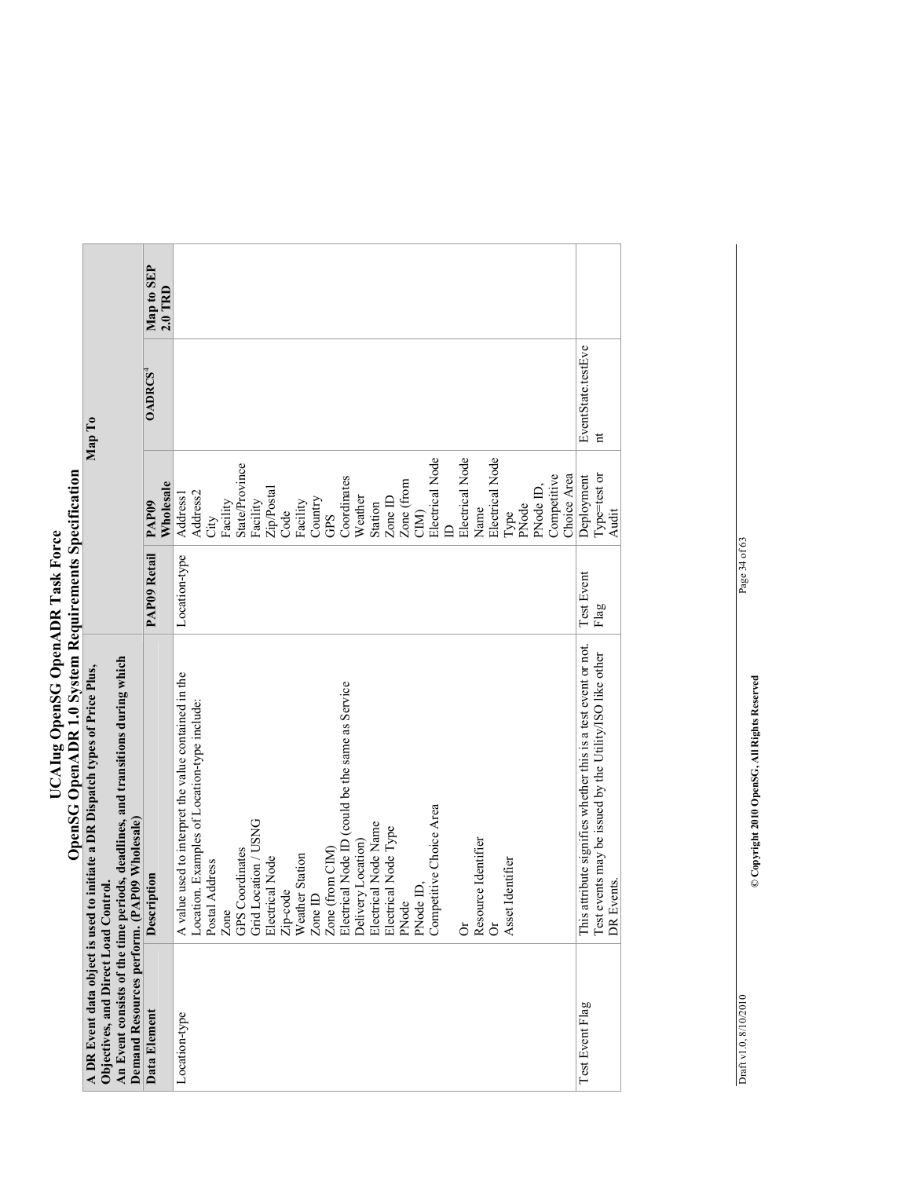| A DR Event data object is used to initiate a DR Dispatch types of Price Plus, Objectives, and Direct Load Control. An Event consists of the time periods, deadlines, and transitions during which Demand Resources perform. (PAP09 Wholesale) | | Map To | | | |
|---|---|---|---|---|---|
| **Data Element** | **Description** | **PAP09 Retail** | **PAP09 Wholesale** | **OADRCS**[4] | **Map to SEP 2.0 TRD** |
| Location-type | A value used to interpret the value contained in the Location. Examples of Location-type include:<br>Postal Address<br>Zone<br>GPS Coordinates<br>Grid Location / USNG<br>Electrical Node<br>Zip-code<br>Weather Station<br>Zone ID<br>Zone (from CIM)<br>Electrical Node ID (could be the same as Service Delivery Location)<br>Electrical Node Name<br>Electrical Node Type<br>PNode<br>PNode ID,<br>Competitive Choice Area<br><br>Or<br>Resource Identifier<br>Or<br>Asset Identifier | Location-type | Address1<br>Address2<br>City<br>Facility State/Province<br>Facility Zip/Postal Code<br>Facility Country<br>GPS Coordinates<br>Weather Station<br>Zone ID<br>Zone (from CIM)<br>Electrical Node ID<br>Electrical Node Name<br>Electrical Node Type<br>PNode<br>PNode ID,<br>Competitive Choice Area | | |
| Test Event Flag | This attribute signifies whether this is a test event or not. Test events may be issued by the Utility/ISO like other DR Events. | Test Event Flag | Deployment Type=test or Audit | EventState.testEvent | |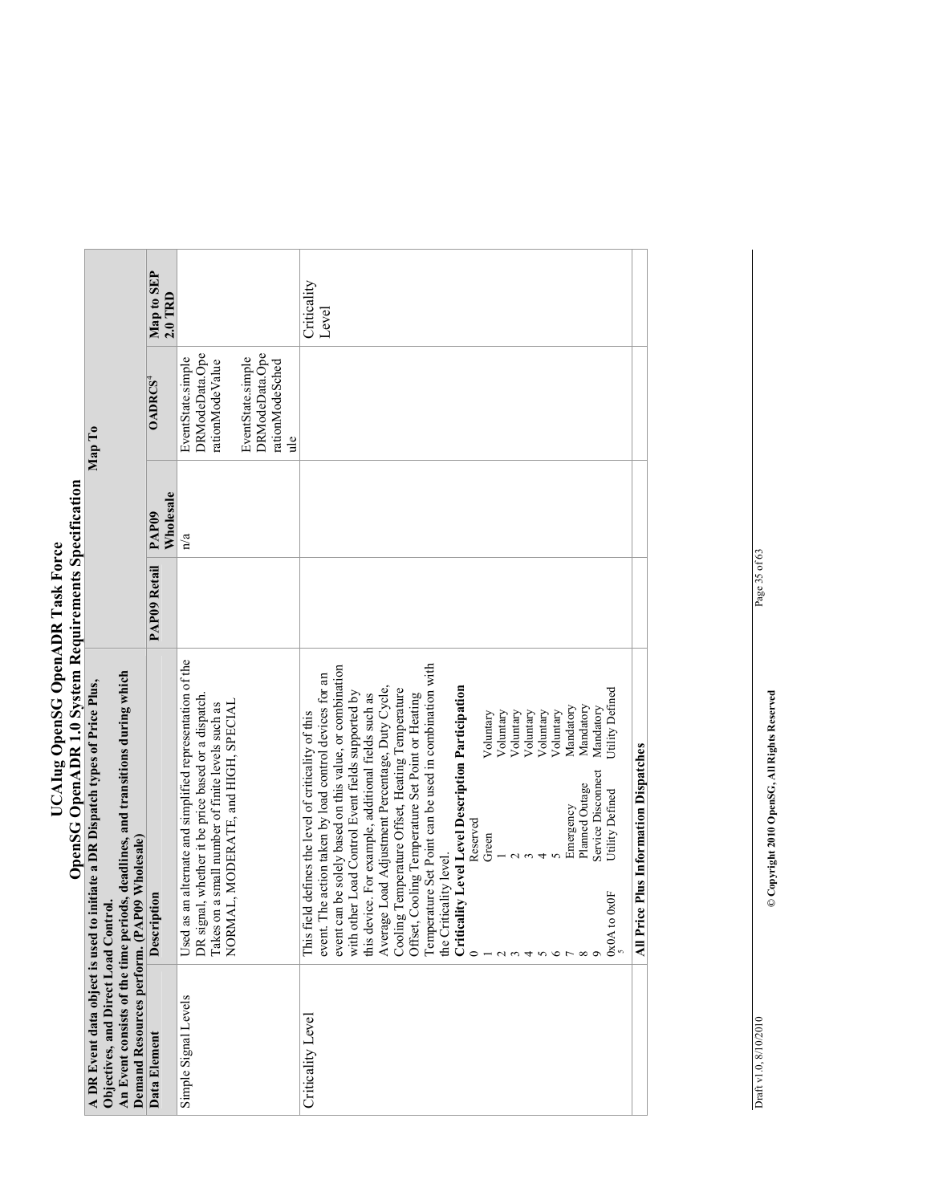# UCAIug OpenSG OpenADR Task Force
## OpenSG OpenADR 1.0 System Requirements Specification

| A DR Event data object is used to initiate a DR Dispatch types of Price Plus, Objectives, and Direct Load Control. An Event consists of the time periods, deadlines, and transitions during which Demand Resources perform. (PAP09 Wholesale) | | Map To | | | |
|---|---|---|---|---|---|
| **Data Element** | **Description** | **PAP09 Retail** | **PAP09 Wholesale** | **OADRCS**[4] | **Map to SEP 2.0 TRD** |
| Simple Signal Levels | Used as an alternate and simplified representation of the DR signal, whether it be price based or a dispatch. Takes on a small number of finite levels such as NORMAL, MODERATE, and HIGH, SPECIAL | | n/a | EventState.simpleDRModeData.OperationModeValue<br><br>EventState.simpleDRModeData.OperationModeSchedule | |
| Criticality Level | This field defines the level of criticality of this event. The action taken by load control devices for an event can be solely based on this value, or combination with other Load Control Event fields supported by this device. For example, additional fields such as Average Load Adjustment Percentage, Duty Cycle, Cooling Temperature Offset, Heating Temperature Offset, Cooling Temperature Set Point or Heating Temperature Set Point can be used in combination with the Criticality level.<br>**Criticality Level Level Description Participation**<br>0 Reserved<br>1 Green Voluntary<br>2 1 Voluntary<br>3 2 Voluntary<br>4 3 Voluntary<br>5 4 Voluntary<br>6 5 Voluntary<br>7 Emergency Mandatory<br>8 Planned Outage Mandatory<br>9 Service Disconnect Mandatory<br>0x0A to 0x0F[5] Utility Defined Utility Defined | | | | Criticality Level |
| | **All Price Plus Information Dispatches** | | | | |

Draft v1.0, 8/10/2010

© Copyright 2010 OpenSG, All Rights Reserved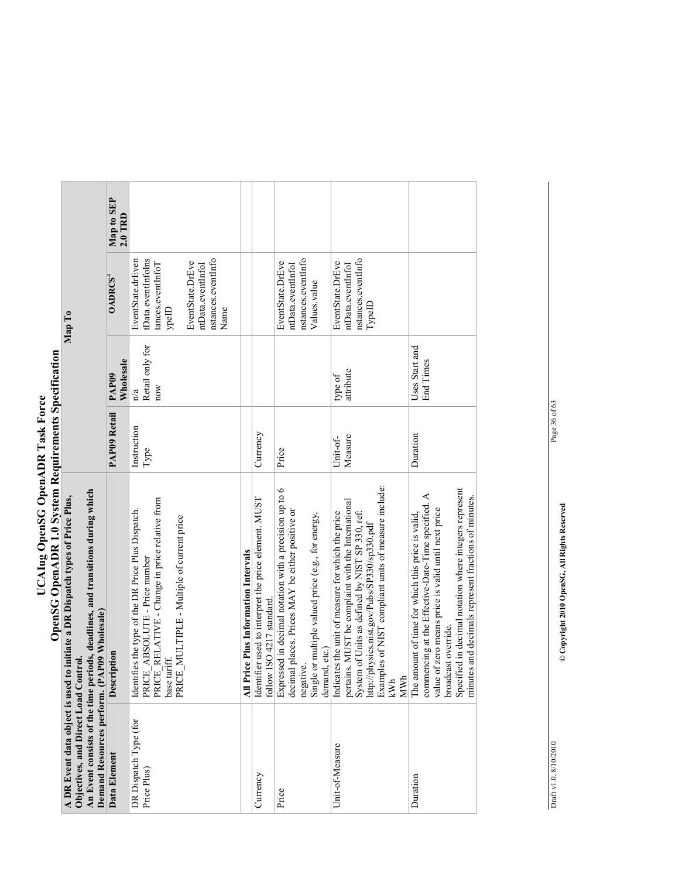# UCAIug OpenSG OpenADR Task Force

## OpenSG OpenADR 1.0 System Requirements Specification

| A DR Event data object is used to initiate a DR Dispatch types of Price Plus, Objectives, and Direct Load Control. An Event consists of the time periods, deadlines, and transitions during which Demand Resources perform. (PAP09 Wholesale) | | Map To | | | |
|---|---|---|---|---|---|
| **Data Element** | **Description** | **PAP09 Retail** | **PAP09 Wholesale** | **OADRCS**[4] | **Map to SEP 2.0 TRD** |
| DR Dispatch Type (for Price Plus) | Identifies the type of the DR Price Plus Dispatch.<br>PRICE_ABSOLUTE - Price number<br>PRICE_RELATIVE - Change in price relative from base tariff.<br>PRICE_MULTIPLE - Multiple of current price | Instruction Type | n/a<br>Retail only for now | EventState.drEventData.eventInfoInstances.eventInfoTypeID<br><br>EventState.DrEventData.eventInfoInstances.eventInfoName | |
| | **All Price Plus Information Intervals** | | | | |
| Currency | Identifier used to interpret the price element. MUST follow ISO 4217 standard. | Currency | | | |
| Price | Expressed in decimal notation with a precision up to 6 decimal places. Prices MAY be either positive or negative.<br>Single or multiple valued price (e.g., for energy, demand, etc.) | Price | | EventState.DrEventData.eventInfoInstances.eventInfoValues.value | |
| Unit-of-Measure | Indicates the unit of measure for which the price pertains. MUST be complaint with the International System of Units as defined by NIST SP 330, ref: http://physics.nist.gov/Pubs/SP330/sp330.pdf<br>Examples of NIST compliant units of measure include:<br>kWh<br>MWh | Unit-of-Measure | type of attribute | EventState.DrEventData.eventInfoInstances.eventInfoTypeID | |
| Duration | The amount of time for which this price is valid, commencing at the Effective-Date-Time specified. A value of zero means price is valid until next price broadcast override.<br>Specified in decimal notation where integers represent minutes and decimals represent fractions of minutes. | Duration | Uses Start and End Times | | |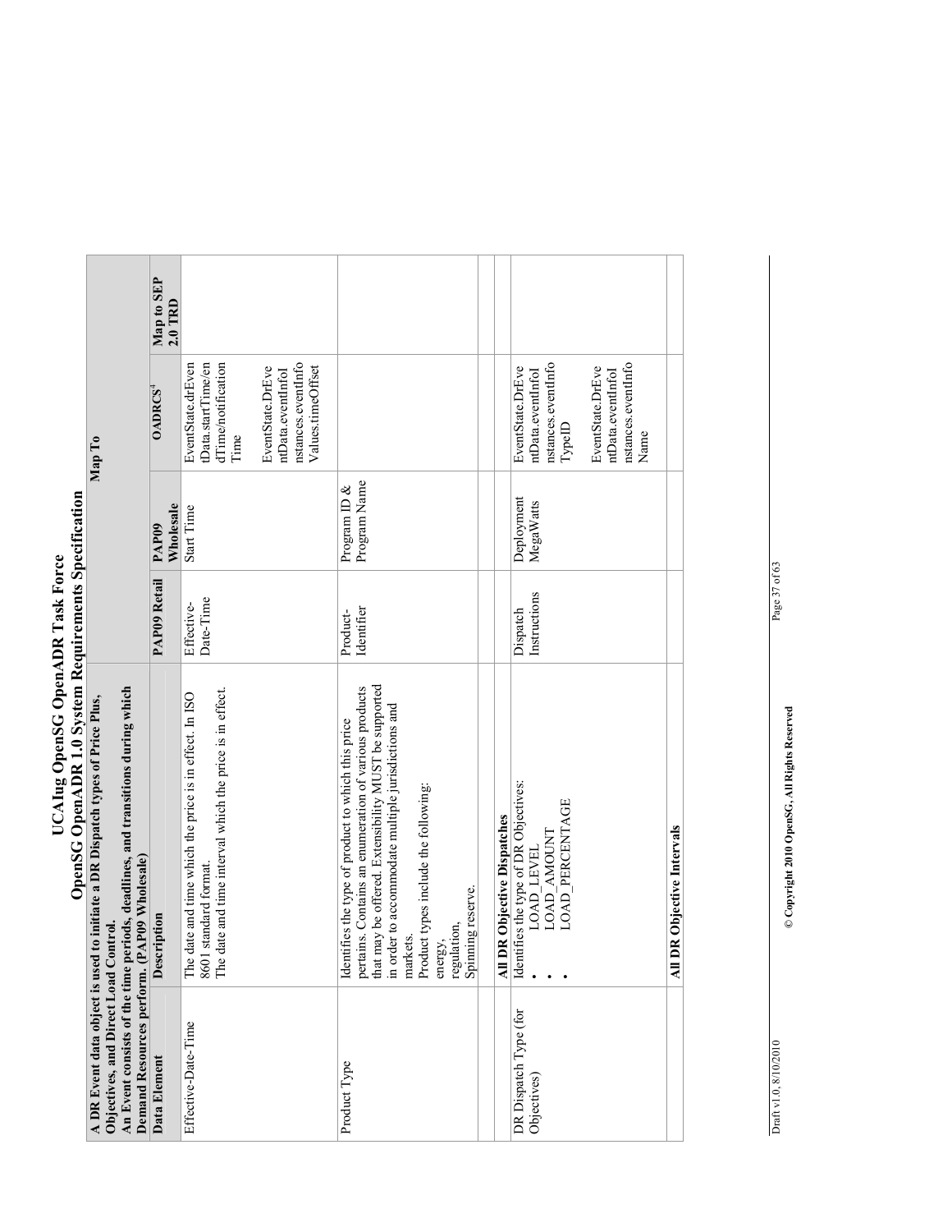# UCAIug OpenSG OpenADR Task Force
## OpenSG OpenADR 1.0 System Requirements Specification

| A DR Event data object is used to initiate a DR Dispatch types of Price Plus, Objectives, and Direct Load Control. An Event consists of the time periods, deadlines, and transitions during which Demand Resources perform. (PAP09 Wholesale) | | Map To | | | |
|---|---|---|---|---|---|
| **Data Element** | **Description** | **PAP09 Retail** | **PAP09 Wholesale** | **OADRCS[4]** | **Map to SEP 2.0 TRD** |
| Effective-Date-Time | The date and time which the price is in effect. In ISO 8601 standard format. The date and time interval which the price is in effect. | Effective-Date-Time | Start Time | EventState.drEventData.startTime/endTime/notificationTime<br><br>EventState.DrEventData.eventInfoInstances.eventInfoValues.timeOffset | |
| Product Type | Identifies the type of product to which this price pertains. Contains an enumeration of various products that may be offered. Extensibility MUST be supported in order to accommodate multiple jurisdictions and markets.<br>Product types include the following:<br>energy,<br>regulation,<br>Spinning reserve. | Product-Identifier | Program ID & Program Name | | |
| | **All DR Objective Dispatches** | | | | |
| DR Dispatch Type (for Objectives) | Identifies the type of DR Objectives:<br>• LOAD_LEVEL<br>• LOAD_AMOUNT<br>• LOAD_PERCENTAGE | Dispatch Instructions | Deployment MegaWatts | EventState.DrEventData.eventInfoInstances.eventInfoTypeID<br><br>EventState.DrEventData.eventInfoInstances.eventInfoName | |
| | **All DR Objective Intervals** | | | | |

Draft v1.0, 8/10/2010

© Copyright 2010 OpenSG, All Rights Reserved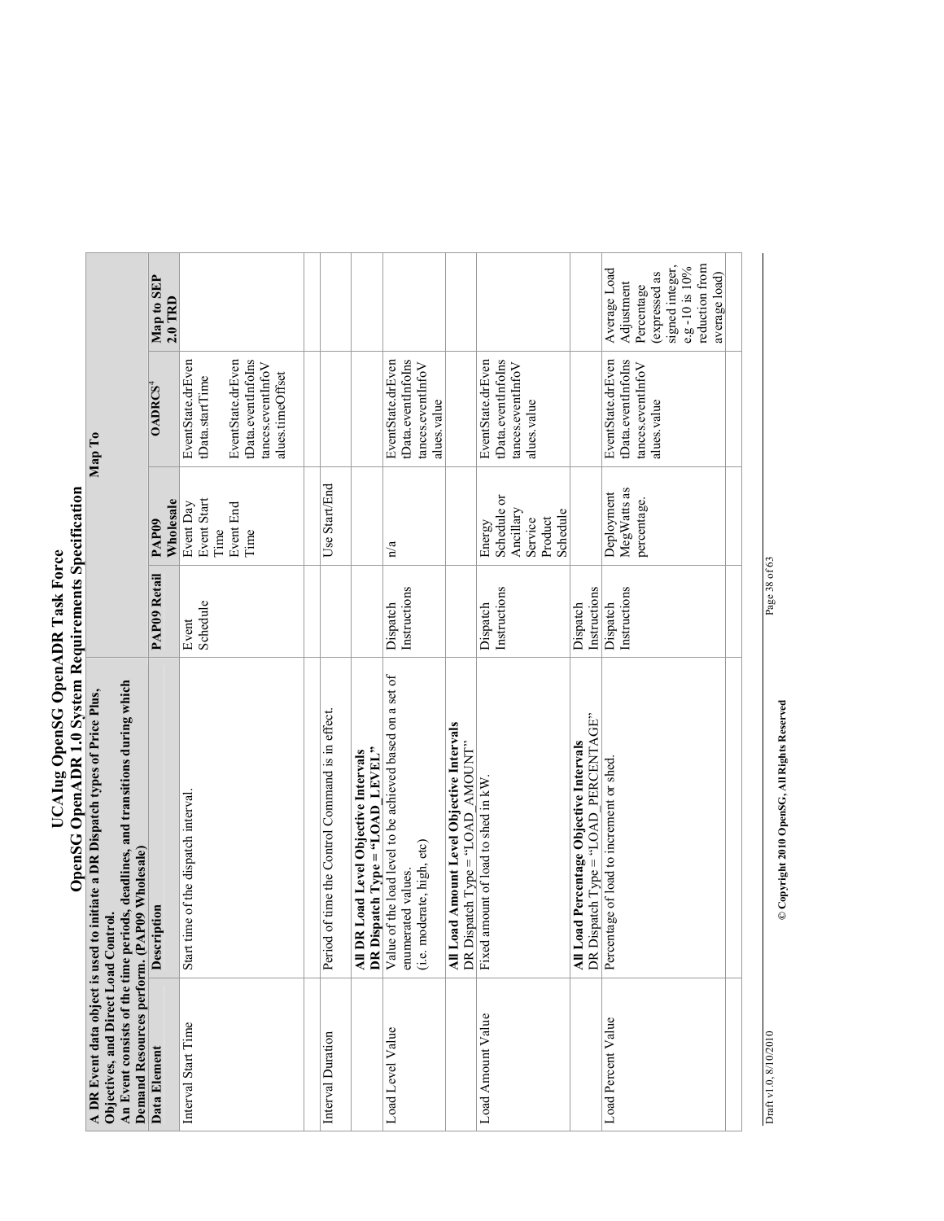# UCAIug OpenSG OpenADR Task Force

## OpenSG OpenADR 1.0 System Requirements Specification

| A DR Event data object is used to initiate a DR Dispatch types of Price Plus, Objectives, and Direct Load Control. An Event consists of the time periods, deadlines, and transitions during which Demand Resources perform. (PAP09 Wholesale) | | Map To | | | |
|---|---|---|---|---|---|
| **Data Element** | **Description** | **PAP09 Retail** | **PAP09 Wholesale** | **OADRCS**[4] | **Map to SEP 2.0 TRD** |
| Interval Start Time | Start time of the dispatch interval. | Event Schedule | Event Day<br>Event Start Time<br>Event End Time | EventState.drEventData.startTime<br><br>EventState.drEventData.eventInfoInstances.eventInfoValues.timeOffset | |
| | | | | | |
| Interval Duration | Period of time the Control Command is in effect. | | Use Start/End | | |
| | **All DR Load Level Objective Intervals**<br>**DR Dispatch Type = "LOAD_LEVEL"** | | | | |
| Load Level Value | Value of the load level to be achieved based on a set of enumerated values.<br>(i.e. moderate, high, etc) | Dispatch Instructions | n/a | EventState.drEventData.eventInfoInstances.eventInfoValues.value | |
| | **All Load Amount Level Objective Intervals**<br>DR Dispatch Type = "LOAD_AMOUNT" | | | | |
| Load Amount Value | Fixed amount of load to shed in kW. | Dispatch Instructions | Energy Schedule or Ancillary Service Product Schedule | EventState.drEventData.eventInfoInstances.eventInfoValues.value | |
| | **All Load Percentage Objective Intervals**<br>DR Dispatch Type = "LOAD_PERCENTAGE" | Dispatch Instructions | | | |
| Load Percent Value | Percentage of load to increment or shed. | Dispatch Instructions | Deployment MegWatts as percentage. | EventState.drEventData.eventInfoInstances.eventInfoValues.value | Average Load Adjustment Percentage (expressed as signed integer, e.g -10 is 10% reduction from average load) |
| | | | | | |

Draft v1.0, 8/10/2010

© Copyright 2010 OpenSG, All Rights Reserved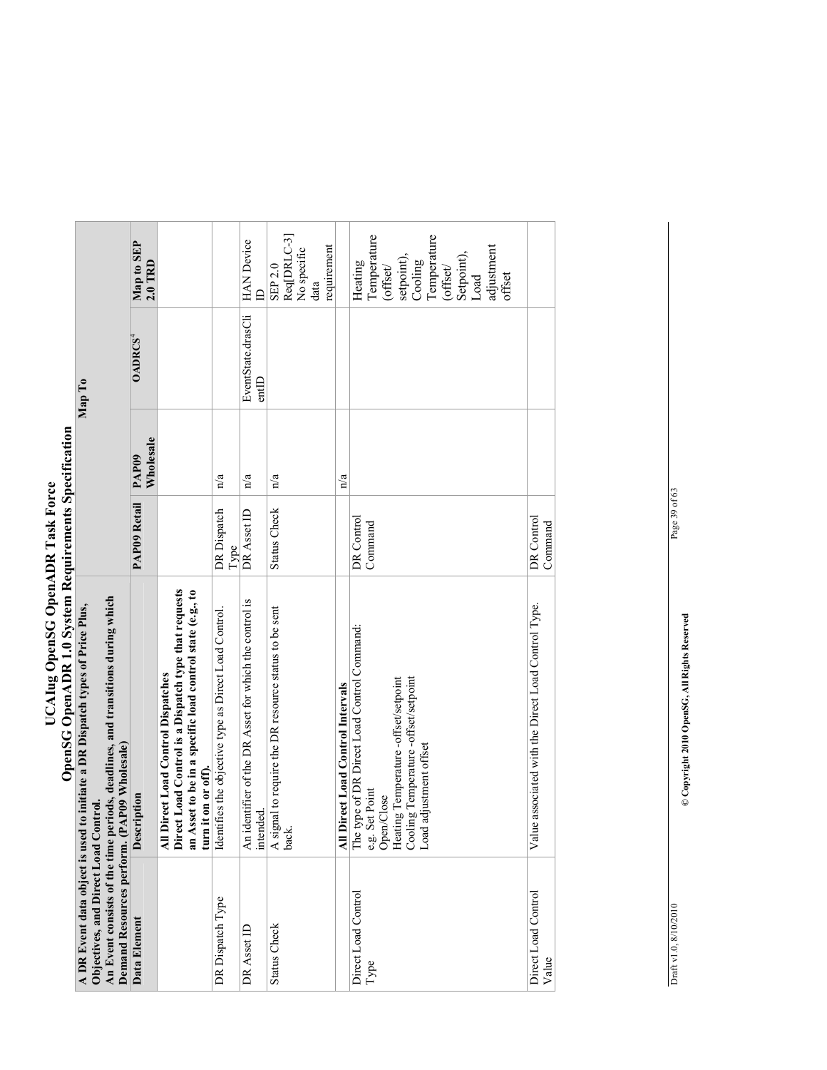| A DR Event data object is used to initiate a DR Dispatch types of Price Plus, Objectives, and Direct Load Control. An Event consists of the time periods, deadlines, and transitions during which Demand Resources perform. (PAP09 Wholesale) | | Map To | | | |
|---|---|---|---|---|---|
| **Data Element** | **Description** | **PAP09 Retail** | **PAP09 Wholesale** | **OADRCS**[4] | **Map to SEP 2.0 TRD** |
| | **All Direct Load Control Dispatches** **Direct Load Control is a Dispatch type that requests an Asset to be in a specific load control state (e.g., to turn it on or off).** | | | | |
| DR Dispatch Type | Identifies the objective type as Direct Load Control. | DR Dispatch Type | n/a | | |
| DR Asset ID | An identifier of the DR Asset for which the control is intended. | DR Asset ID | n/a | EventState.drasClientID | HAN Device ID |
| Status Check | A signal to require the DR resource status to be sent back. | Status Check | n/a | | SEP 2.0 Req[DRLC-3] No specific data requirement |
| | **All Direct Load Control Intervals** | | n/a | | |
| Direct Load Control Type | The type of DR Direct Load Control Command: e.g. Set Point Open/Close Heating Temperature -offset/setpoint Cooling Temperature -offset/setpoint Load adjustment offset | DR Control Command | | | Heating Temperature (offset/ setpoint), Cooling Temperature (offset/ Setpoint), Load adjustment offset |
| Direct Load Control Value | Value associated with the Direct Load Control Type. | DR Control Command | | | |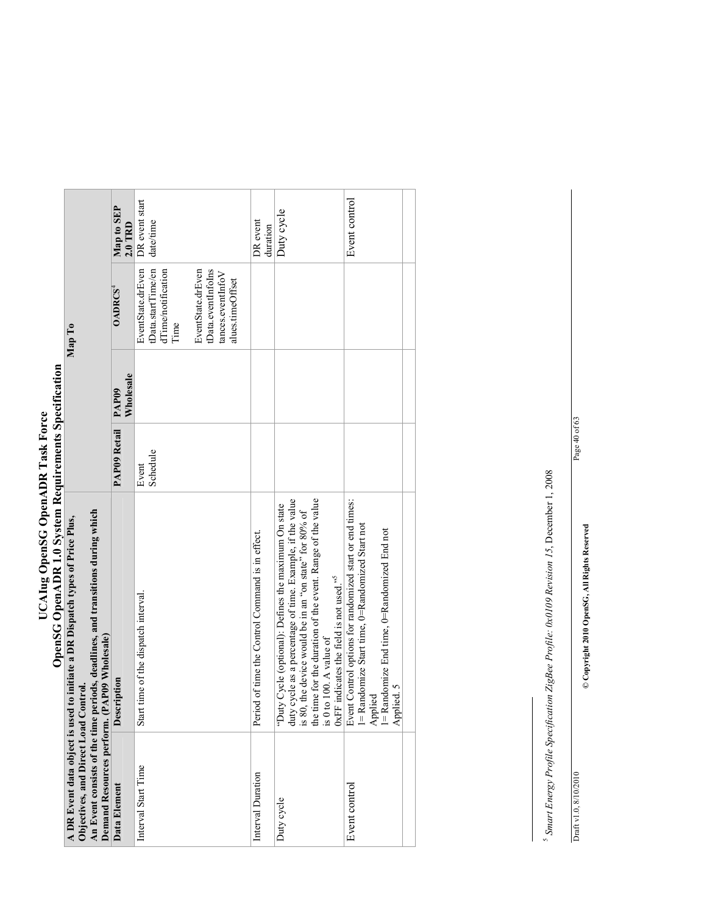| A DR Event data object is used to initiate a DR Dispatch types of Price Plus, Objectives, and Direct Load Control. An Event consists of the time periods, deadlines, and transitions during which Demand Resources perform. (PAP09 Wholesale) | | Map To | | | |
|---|---|---|---|---|---|
| **Data Element** | **Description** | **PAP09 Retail** | **PAP09 Wholesale** | **OADRCS[4]** | **Map to SEP 2.0 TRD** |
| Interval Start Time | Start time of the dispatch interval. | Event Schedule | | EventState.drEventData.startTime/endTime/notificationTime<br><br>EventState.drEventData.eventInfoInstances.eventInfoValues.timeOffset | DR event start date/time |
| Interval Duration | Period of time the Control Command is in effect. | | | | DR event duration |
| Duty cycle | "Duty Cycle (optional): Defines the maximum On state duty cycle as a percentage of time. Example, if the value is 80, the device would be in an "on state" for 80% of the time for the duration of the event. Range of the value is 0 to 100. A value of 0xFF indicates the field is not used."[5] | | | | Duty cycle |
| Event control | Event Control options for randomized start or end times: 1= Randomize Start time, 0=Randomized Start not Applied<br>1= Randomize End time, 0=Randomized End not Applied. 5 | | | | Event control |
| | | | | | |

[5] *Smart Energy Profile Specification ZigBee Profile: 0x0109 Revision 15*, December 1, 2008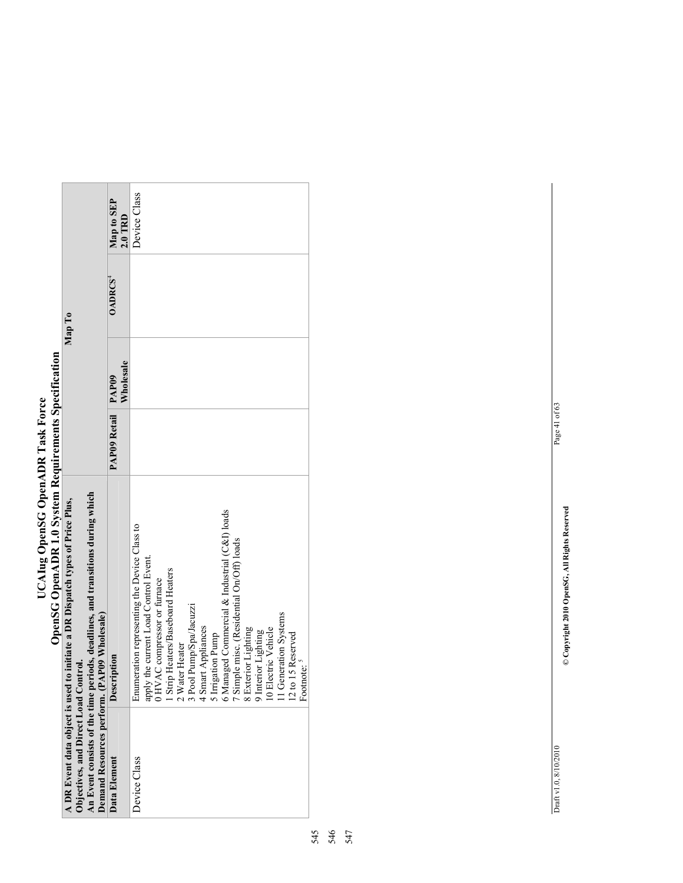| A DR Event data object is used to initiate a DR Dispatch types of Price Plus, Objectives, and Direct Load Control. An Event consists of the time periods, deadlines, and transitions during which Demand Resources perform. (PAP09 Wholesale) | | Map To | | | |
|---|---|---|---|---|---|
| **Data Element** | **Description** | **PAP09 Retail** | **PAP09 Wholesale** | **OADRCS**[4] | **Map to SEP 2.0 TRD** |
| Device Class | Enumeration representing the Device Class to apply the current Load Control Event.<br>0 HVAC compressor or furnace<br>1 Strip Heaters/Baseboard Heaters<br>2 Water Heater<br>3 Pool Pump/Spa/Jacuzzi<br>4 Smart Appliances<br>5 Irrigation Pump<br>6 Managed Commercial & Industrial (C&I) loads<br>7 Simple misc. (Residential On/Off) loads<br>8 Exterior Lighting<br>9 Interior Lighting<br>10 Electric Vehicle<br>11 Generation Systems<br>12 to 15 Reserved<br>Footnote:[5] | | | | Device Class |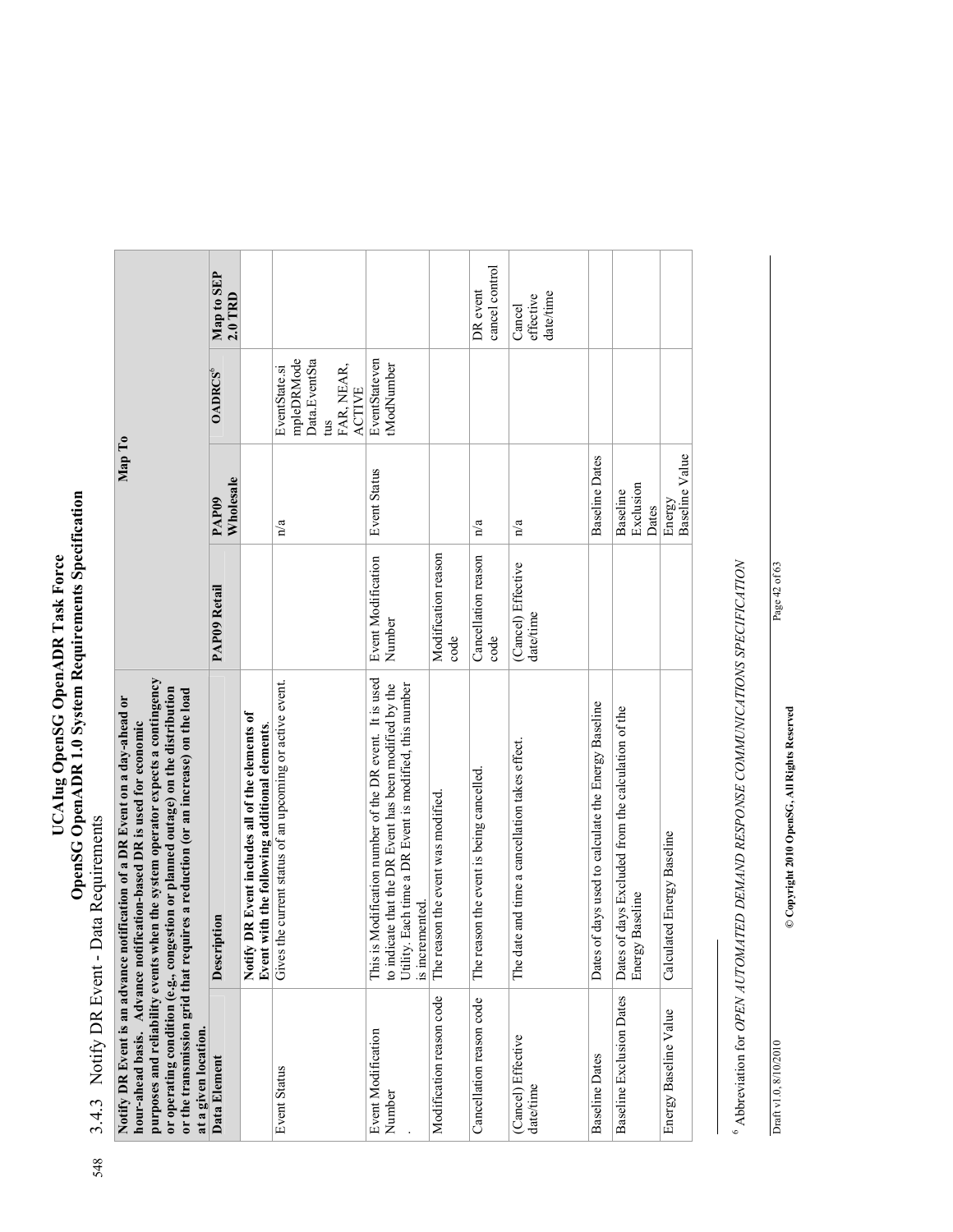548

### 3.4.3 Notify DR Event - Data Requirements

| Notify DR Event is an advance notification of a DR Event on a day-ahead or hour-ahead basis. Advance notification-based DR is used for economic purposes and reliability events when the system operator expects a contingency or operating condition (e.g., congestion or planned outage) on the distribution or the transmission grid that requires a reduction (or an increase) on the load at a given location. | | Map To | | | |
|---|---|---|---|---|---|
| **Data Element** | **Description** | **PAP09 Retail** | **PAP09 Wholesale** | **OADRCS**[6] | **Map to SEP 2.0 TRD** |
| | **Notify DR Event includes all of the elements of Event with the following additional elements.** | | | | |
| Event Status | Gives the current status of an upcoming or active event. | | n/a | EventState.simpleDRModeData.EventStatus FAR, NEAR, ACTIVE | |
| Event Modification Number . | This is Modification number of the DR event. It is used to indicate that the DR Event has been modified by the Utility. Each time a DR Event is modified, this number is incremented. | Event Modification Number | Event Status | EventStateventModNumber | |
| Modification reason code | The reason the event was modified. | Modification reason code | | | |
| Cancellation reason code | The reason the event is being cancelled. | Cancellation reason code | n/a | | DR event cancel control |
| (Cancel) Effective date/time | The date and time a cancellation takes effect. | (Cancel) Effective date/time | n/a | | Cancel effective date/time |
| Baseline Dates | Dates of days used to calculate the Energy Baseline | | Baseline Dates | | |
| Baseline Exclusion Dates | Dates of days Excluded from the calculation of the Energy Baseline | | Baseline Exclusion Dates | | |
| Energy Baseline Value | Calculated Energy Baseline | | Energy Baseline Value | | |

[6] Abbreviation for *OPEN AUTOMATED DEMAND RESPONSE COMMUNICATIONS SPECIFICATION*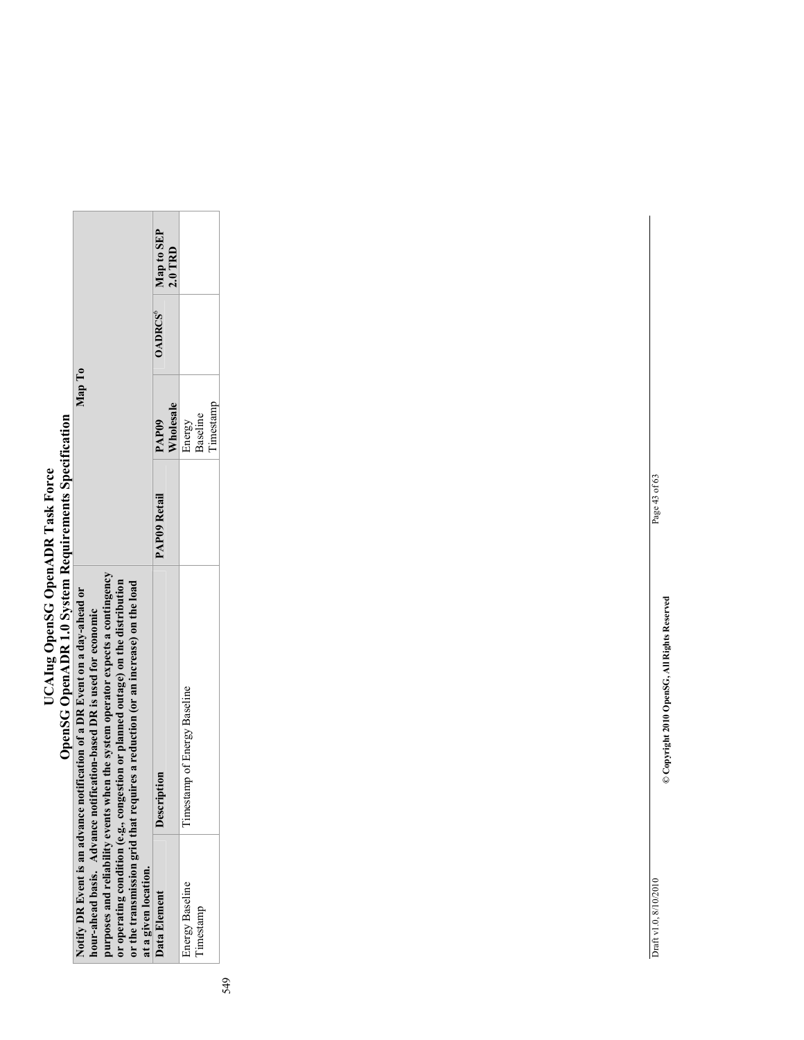549

| Notify DR Event is an advance notification of a DR Event on a day-ahead or hour-ahead basis. Advance notification-based DR is used for economic purposes and reliability events when the system operator expects a contingency or operating condition (e.g., congestion or planned outage) on the distribution or the transmission grid that requires a reduction (or an increase) on the load at a given location. | | Map To | | | |
|---|---|---|---|---|---|
| **Data Element** | **Description** | **PAP09 Retail** | **PAP09 Wholesale** | **OADRCS**[6] | **Map to SEP 2.0 TRD** |
| Energy Baseline Timestamp | Timestamp of Energy Baseline | | Energy Baseline Timestamp | | |

Draft v1.0, 8/10/2010 © Copyright 2010 OpenSG, All Rights Reserved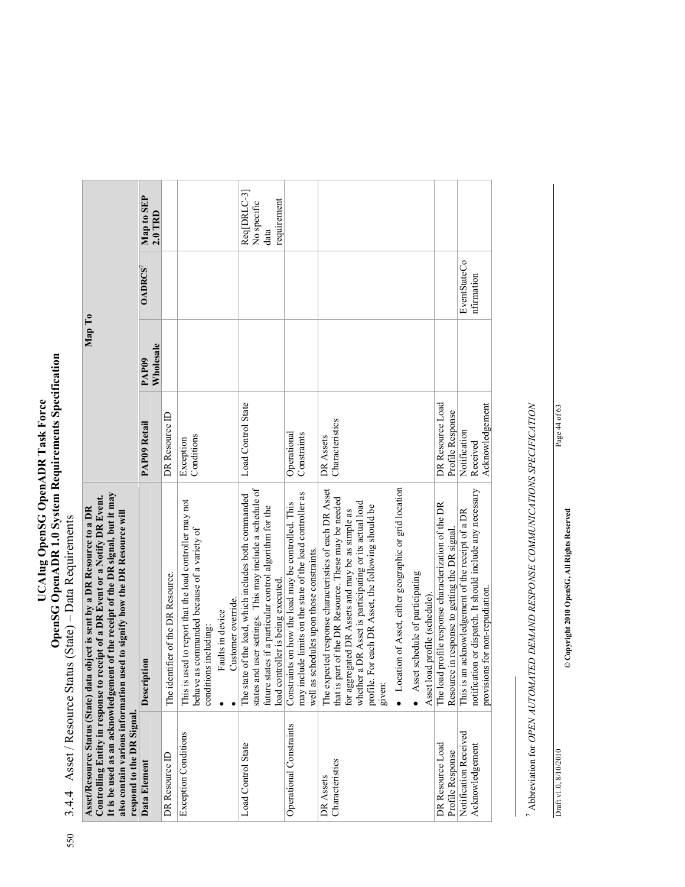### 3.4.4 Asset / Resource Status (State) – Data Requirements

**Asset/Resource Status (State) data object is sent by a DR Resource to a DR Controlling Entity in response to receipt of a DR Event or a Notify DR Event. It is be used as an acknowledgement of the receipt of the DR signal, but it may also contain various information used to signify how the DR Resource will respond to the DR Signal.**

| Data Element | Description | Map To | | | |
|---|---|---|---|---|---|
| | | PAP09 Retail | PAP09 Wholesale | OADRCS[7] | Map to SEP 2.0 TRD |
| DR Resource ID | The identifier of the DR Resource. | DR Resource ID | | | |
| Exception Conditions | This is used to report that the load controller may not behave as commanded because of a variety of conditions including:<br>• Faults in device<br>• Customer override. | Exception Conditions | | | |
| Load Control State | The state of the load, which includes both commanded states and user settings. This may include a schedule of future states if a particular control algorithm for the load controller is being executed. | Load Control State | | | Req[DRLC-3] No specific data requirement |
| Operational Constraints | Constraints on how the load may be controlled. This may include limits on the state of the load controller as well as schedules upon those constraints. | Operational Constraints | | | |
| DR Assets Characteristics | The expected response characteristics of each DR Asset that is part of the DR Resource. These may be needed for aggregated DR Assets and may be as simple as whether a DR Asset is participating or its actual load profile. For each DR Asset, the following should be given:<br>• Location of Asset, either geographic or grid location<br>• Asset schedule of participating<br>Asset load profile (schedule). | DR Assets Characteristics | | | |
| DR Resource Load Profile Response | The load profile response characterization of the DR Resource in response to getting the DR signal. | DR Resource Load Profile Response | | | |
| Notification Received Acknowledgement | This is an acknowledgement of the receipt of a DR notification or dispatch. It should include any necessary provisions for non-repudiation. | Notification Received Acknowledgement | | EventStateConfirmation | |

[7] Abbreviation for *OPEN AUTOMATED DEMAND RESPONSE COMMUNICATIONS SPECIFICATION*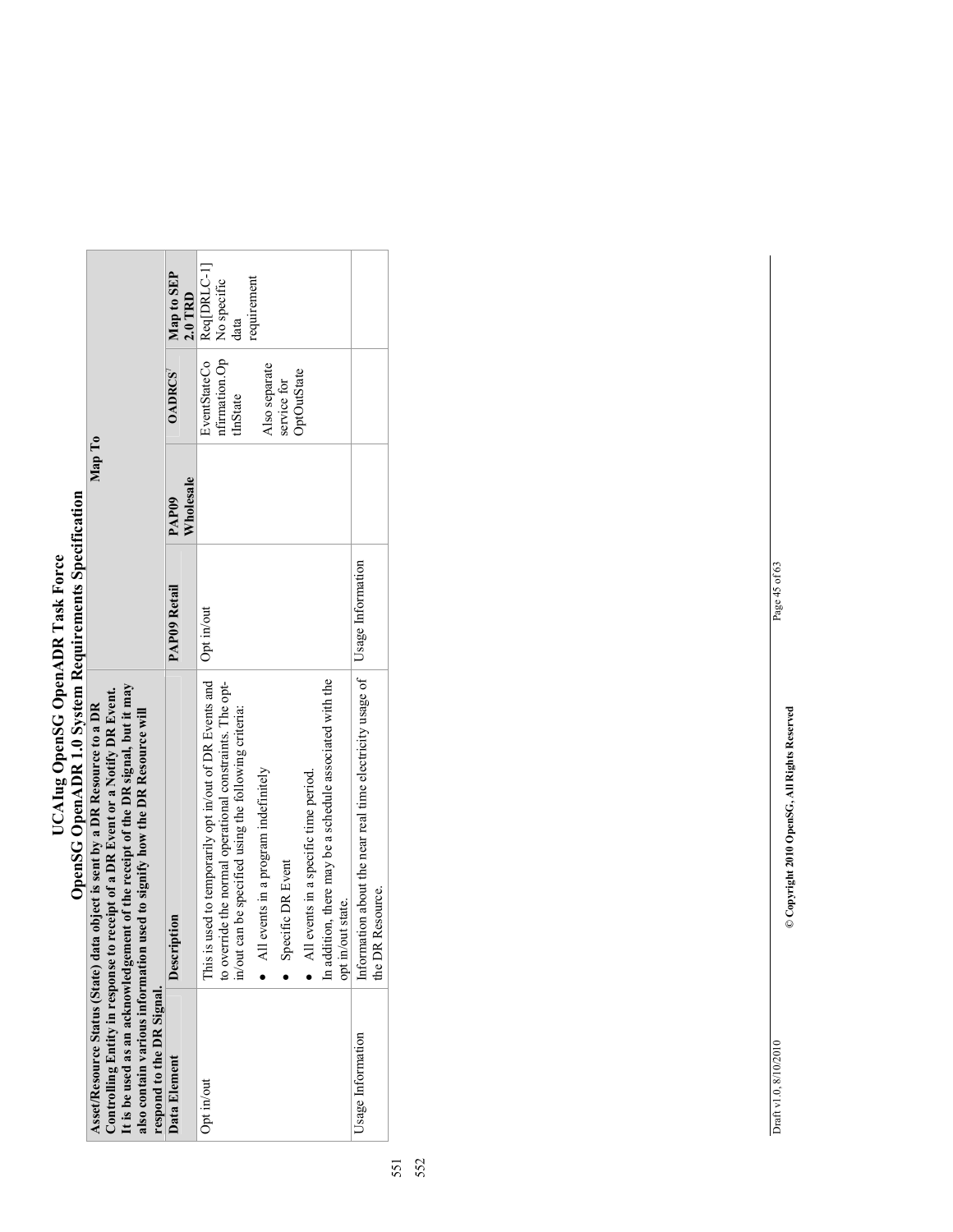| Asset/Resource Status (State) data object is sent by a DR Resource to a DR Controlling Entity in response to receipt of a DR Event or a Notify DR Event. It is be used as an acknowledgement of the receipt of the DR signal, but it may also contain various information used to signify how the DR Resource will respond to the DR Signal. | | Map To | | | |
|---|---|---|---|---|---|
| **Data Element** | **Description** | **PAP09 Retail** | **PAP09 Wholesale** | **OADRCS** | **Map to SEP 2.0 TRD** |
| Opt in/out | This is used to temporarily opt in/out of DR Events and to override the normal operational constraints. The opt-in/out can be specified using the following criteria:<br>• All events in a program indefinitely<br>• Specific DR Event<br>• All events in a specific time period.<br>In addition, there may be a schedule associated with the opt in/out state. | Opt in/out | | EventStateConfirmation.OptInState<br><br>Also separate service for OptOutState | Req[DRLC-1] No specific data requirement |
| Usage Information | Information about the near real time electricity usage of the DR Resource. | Usage Information | | | |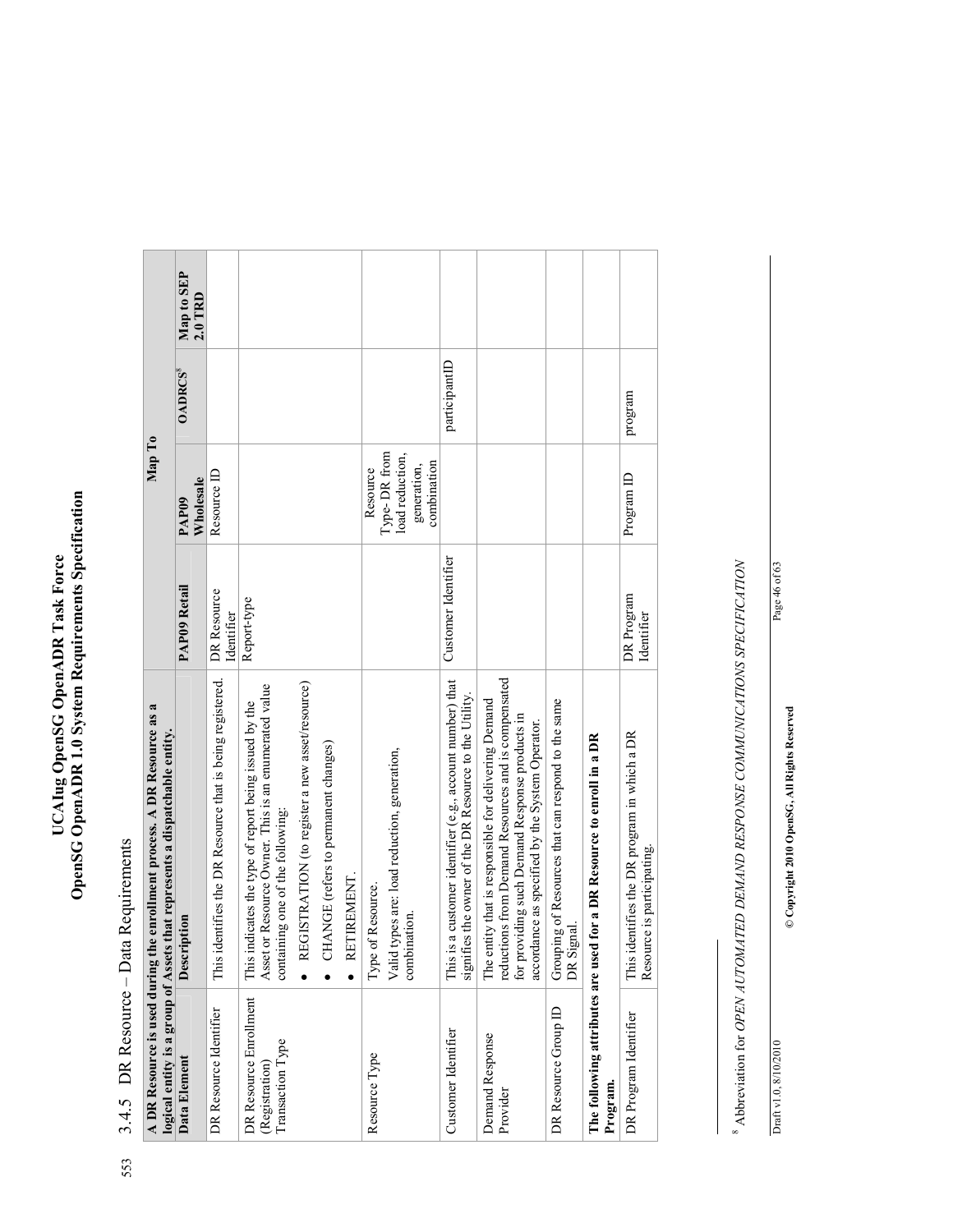553

## 3.4.5 DR Resource – Data Requirements

| A DR Resource is used during the enrollment process. A DR Resource as a logical entity is a group of Assets that represents a dispatchable entity. | | Map To | | | |
|---|---|---|---|---|---|
| **Data Element** | **Description** | **PAP09 Retail** | **PAP09 Wholesale** | **OADRCS**[8] | **Map to SEP 2.0 TRD** |
| DR Resource Identifier | This identifies the DR Resource that is being registered. | DR Resource Identifier | Resource ID | | |
| DR Resource Enrollment (Registration) Transaction Type | This indicates the type of report being issued by the Asset or Resource Owner. This is an enumerated value containing one of the following: <br>• REGISTRATION (to register a new asset/resource) <br>• CHANGE (refers to permanent changes) <br>• RETIREMENT. | Report-type | | | |
| Resource Type | Type of Resource. <br>Valid types are: load reduction, generation, combination. | | Resource Type- DR from load reduction, generation, combination | | |
| Customer Identifier | This is a customer identifier (e.g., account number) that signifies the owner of the DR Resource to the Utility. | Customer Identifier | | participantID | |
| Demand Response Provider | The entity that is responsible for delivering Demand reductions from Demand Resources and is compensated for providing such Demand Response products in accordance as specified by the System Operator. | | | | |
| DR Resource Group ID | Grouping of Resources that can respond to the same DR Signal. | | | | |
| **The following attributes are used for a DR Resource to enroll in a DR Program.** | | | | | |
| DR Program Identifier | This identifies the DR program in which a DR Resource is participating. | DR Program Identifier | Program ID | program | |

[8] Abbreviation for *OPEN AUTOMATED DEMAND RESPONSE COMMUNICATIONS SPECIFICATION*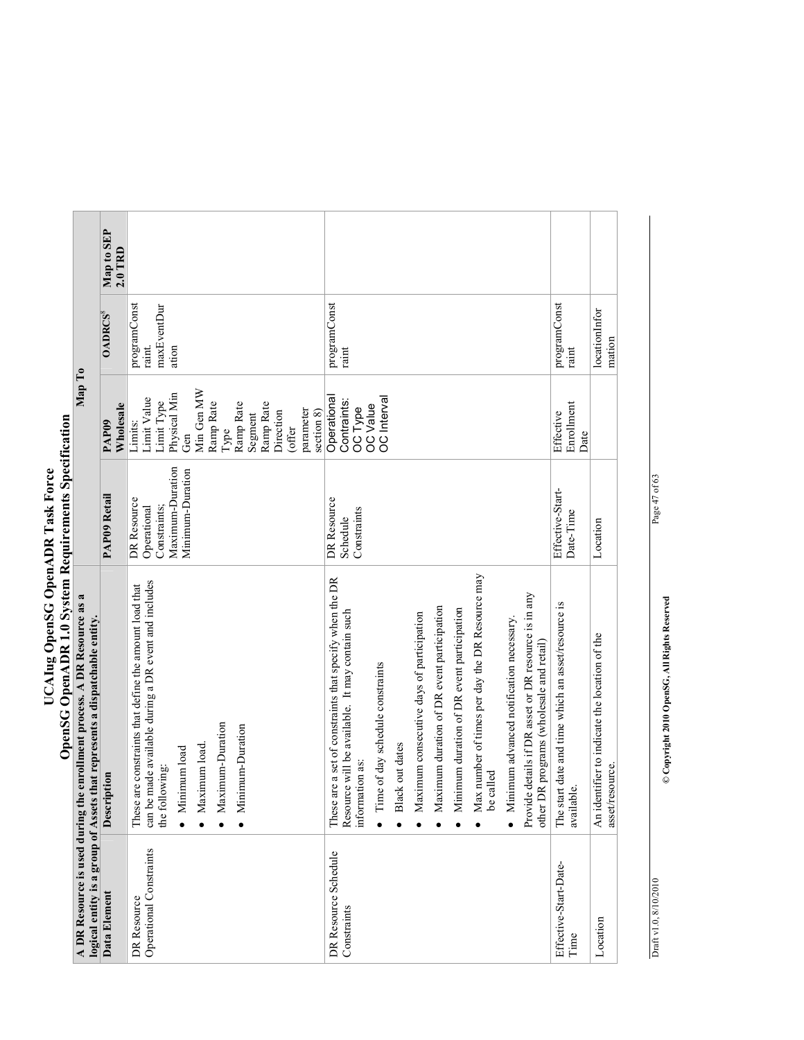# UCAIug OpenSG OpenADR Task Force
## OpenSG OpenADR 1.0 System Requirements Specification

| A DR Resource is used during the enrollment process. A DR Resource as a logical entity is a group of Assets that represents a dispatchable entity. | | Map To | | | |
|---|---|---|---|---|---|
| **Data Element** | **Description** | **PAP09 Retail** | **PAP09 Wholesale** | **OADRCS**[8] | **Map to SEP 2.0 TRD** |
| DR Resource Operational Constraints | These are constraints that define the amount load that can be made available during a DR event and includes the following:<br>• Minimum load<br>• Maximum load.<br>• Maximum-Duration<br>• Minimum-Duration | DR Resource Operational Constraints; Maximum-Duration Minimum-Duration | Limits: Limit Value Limit Type Physical Min Gen Min Gen MW Ramp Rate Type Ramp Rate Segment Ramp Rate Direction (offer parameter section 8) | programConstraint. maxEventDuration | |
| DR Resource Schedule Constraints | These are a set of constraints that specify when the DR Resource will be available. It may contain such information as:<br>• Time of day schedule constraints<br>• Black out dates<br>• Maximum consecutive days of participation<br>• Maximum duration of DR event participation<br>• Minimum duration of DR event participation<br>• Max number of times per day the DR Resource may be called<br>• Minimum advanced notification necessary.<br>Provide details if DR asset or DR resource is in any other DR programs (wholesale and retail) | DR Resource Schedule Constraints | Operational Contraints: OC Type OC Value OC Interval | programConstraint | |
| Effective-Start-Date-Time | The start date and time which an asset/resource is available. | Effective-Start-Date-Time | Effective Enrollment Date | programConstraint | |
| Location | An identifier to indicate the location of the asset/resource. | Location | | locationInformation | |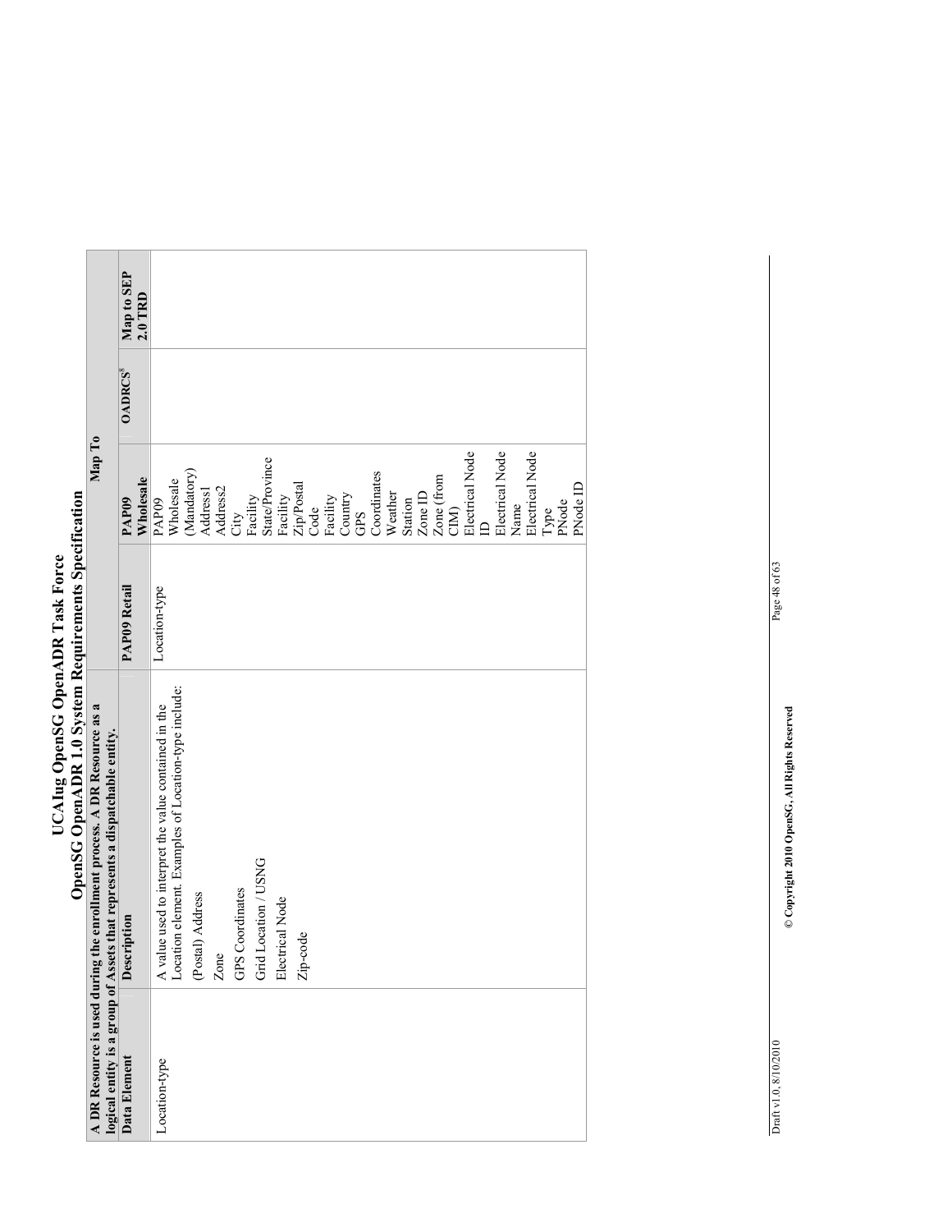| A DR Resource is used during the enrollment process. A DR Resource as a logical entity is a group of Assets that represents a dispatchable entity. | | Map To | | | |
|---|---|---|---|---|---|
| Data Element | Description | PAP09 Retail | PAP09 Wholesale | OADRCS[8] | Map to SEP 2.0 TRD |
| Location-type | A value used to interpret the value contained in the Location element. Examples of Location-type include:<br>(Postal) Address<br>Zone<br>GPS Coordinates<br>Grid Location / USNG<br>Electrical Node<br>Zip-code | Location-type | PAP09 Wholesale (Mandatory)<br>Address1<br>Address2<br>City<br>Facility State/Province<br>Facility Zip/Postal Code<br>Facility Country<br>GPS Coordinates<br>Weather Station<br>Zone ID<br>Zone (from CIM)<br>Electrical Node ID<br>Electrical Node Name<br>Electrical Node Type<br>PNode<br>PNode ID | | |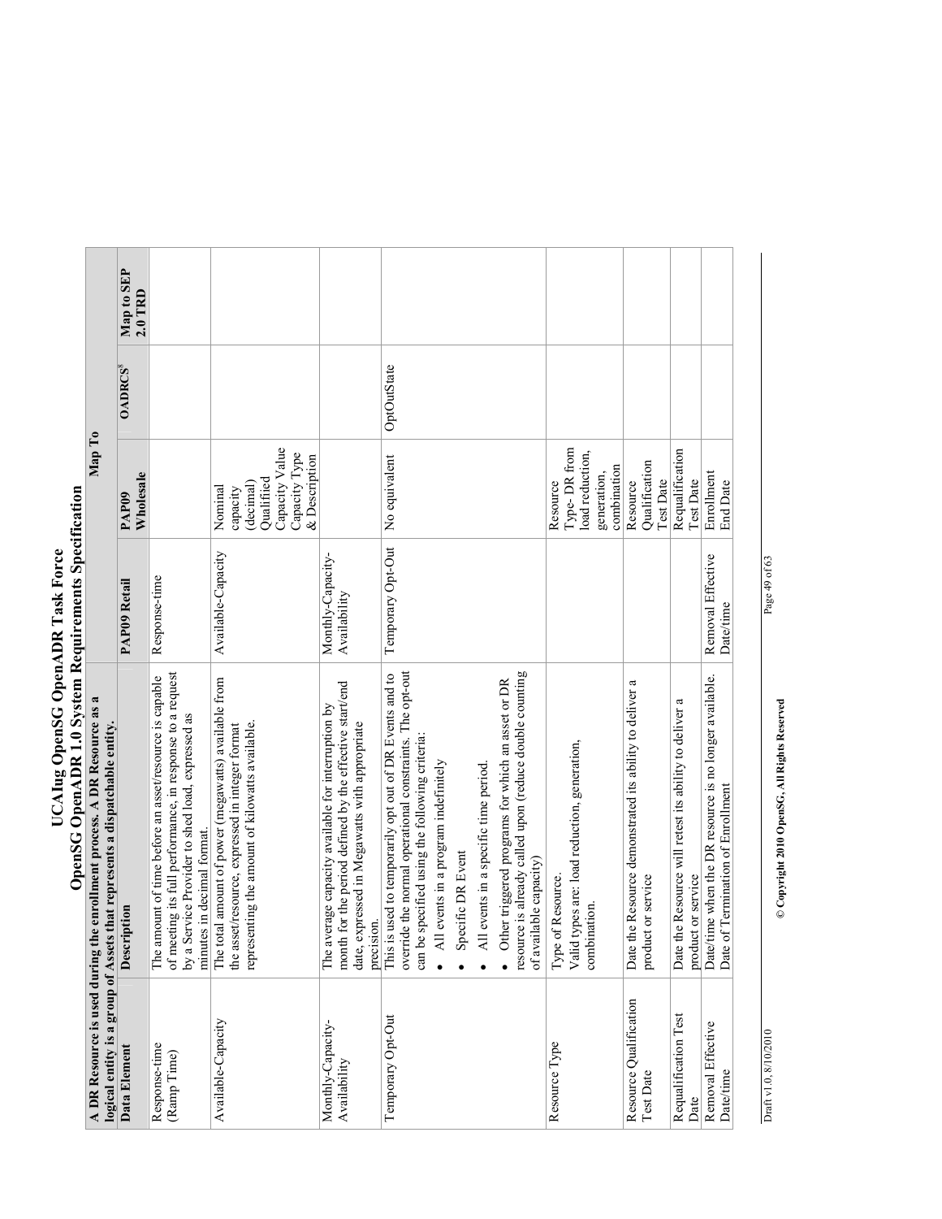# UCAIug OpenSG OpenADR Task Force
## OpenSG OpenADR 1.0 System Requirements Specification

| A DR Resource is used during the enrollment process. A DR Resource as a logical entity is a group of Assets that represents a dispatchable entity. | | Map To | | | |
|---|---|---|---|---|---|
| **Data Element** | **Description** | **PAP09 Retail** | **PAP09 Wholesale** | **OADRCS**[8] | **Map to SEP 2.0 TRD** |
| Response-time (Ramp Time) | The amount of time before an asset/resource is capable of meeting its full performance, in response to a request by a Service Provider to shed load, expressed as minutes in decimal format. | Response-time | | | |
| Available-Capacity | The total amount of power (megawatts) available from the asset/resource, expressed in integer format representing the amount of kilowatts available. | Available-Capacity | Nominal capacity (decimal) Qualified Capacity Value Capacity Type & Description | | |
| Monthly-Capacity-Availability | The average capacity available for interruption by month for the period defined by the effective start/end date, expressed in Megawatts with appropriate precision. | Monthly-Capacity-Availability | | | |
| Temporary Opt-Out | This is used to temporarily opt out of DR Events and to override the normal operational constraints. The opt-out can be specified using the following criteria: <br>• All events in a program indefinitely <br>• Specific DR Event <br>• All events in a specific time period. <br>• Other triggered programs for which an asset or DR resource is already called upon (reduce double counting of available capacity) | Temporary Opt-Out | No equivalent | OptOutState | |
| Resource Type | Type of Resource. <br>Valid types are: load reduction, generation, combination. | | Resource Type- DR from load reduction, generation, combination | | |
| Resource Qualification Test Date | Date the Resource demonstrated its ability to deliver a product or service | | Resource Qualification Test Date | | |
| Requalification Test Date | Date the Resource will retest its ability to deliver a product or service | | Requalification Test Date | | |
| Removal Effective Date/time | Date/time when the DR resource is no longer available. Date of Termination of Enrollment | Removal Effective Date/time | Enrollment End Date | | |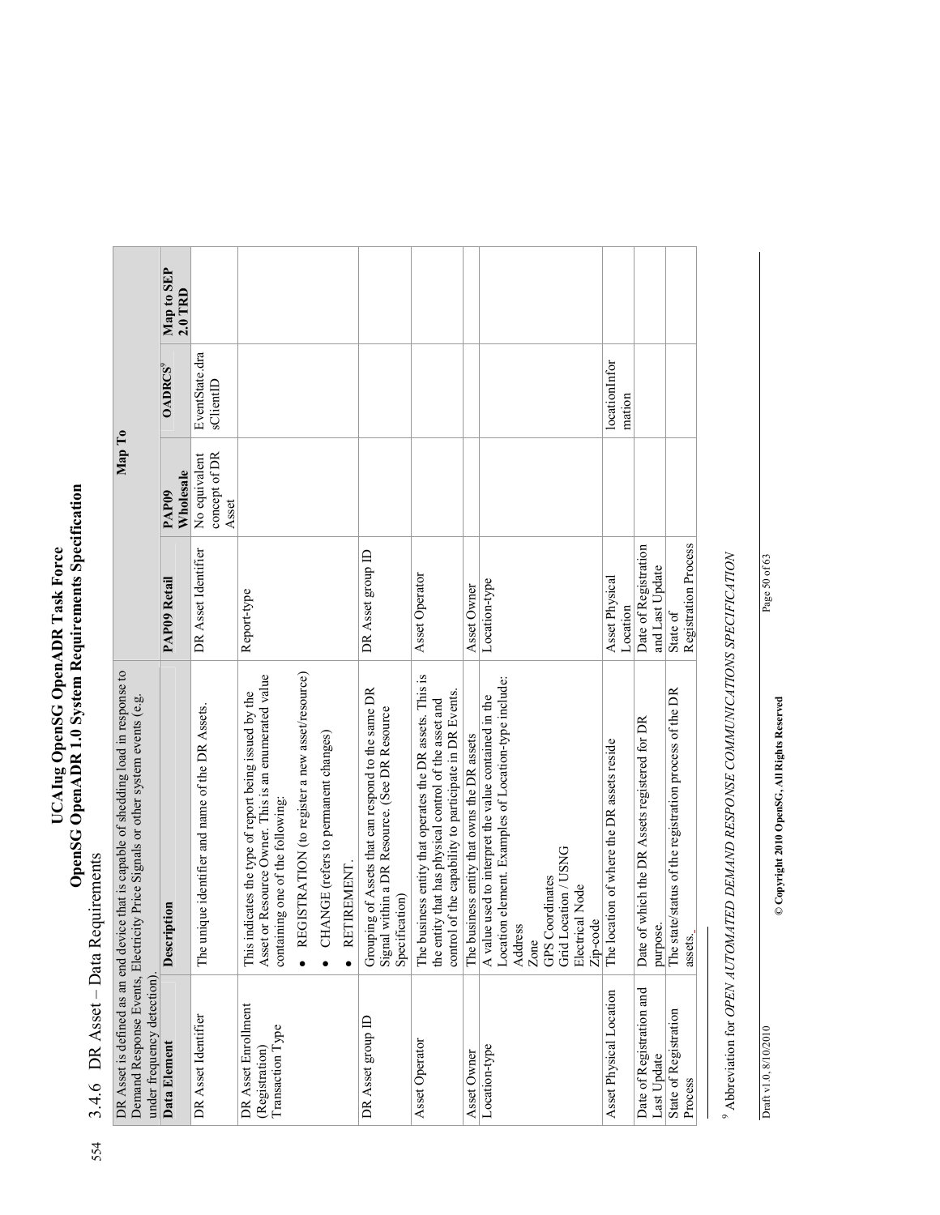554

### 3.4.6 DR Asset – Data Requirements

| DR Asset is defined as an end device that is capable of shedding load in response to Demand Response Events, Electricity Price Signals or other system events (e.g. under frequency detection). | | Map To | | | |
|---|---|---|---|---|---|
| **Data Element** | **Description** | **PAP09 Retail** | **PAP09 Wholesale** | **OADRCS[9]** | **Map to SEP 2.0 TRD** |
| DR Asset Identifier | The unique identifier and name of the DR Assets. | DR Asset Identifier | No equivalent concept of DR Asset | EventState.drasClientID | |
| DR Asset Enrollment (Registration) Transaction Type | This indicates the type of report being issued by the Asset or Resource Owner. This is an enumerated value containing one of the following:<br>• REGISTRATION (to register a new asset/resource)<br>• CHANGE (refers to permanent changes)<br>• RETIREMENT. | Report-type | | | |
| DR Asset group ID | Grouping of Assets that can respond to the same DR Signal within a DR Resource. (See DR Resource Specification) | DR Asset group ID | | | |
| Asset Operator | The business entity that operates the DR assets. This is the entity that has physical control of the asset and control of the capability to participate in DR Events. | Asset Operator | | | |
| Asset Owner | The business entity that owns the DR assets | Asset Owner | | | |
| Location-type | A value used to interpret the value contained in the Location element. Examples of Location-type include:<br>Address<br>Zone<br>GPS Coordinates<br>Grid Location / USNG<br>Electrical Node<br>Zip-code | Location-type | | | |
| Asset Physical Location | The location of where the DR assets reside | Asset Physical Location | | locationInformation | |
| Date of Registration and Last Update | Date of which the DR Assets registered for DR purpose. | Date of Registration and Last Update | | | |
| State of Registration Process | The state/status of the registration process of the DR assets. | State of Registration Process | | | |

[9] Abbreviation for *OPEN AUTOMATED DEMAND RESPONSE COMMUNICATIONS SPECIFICATION*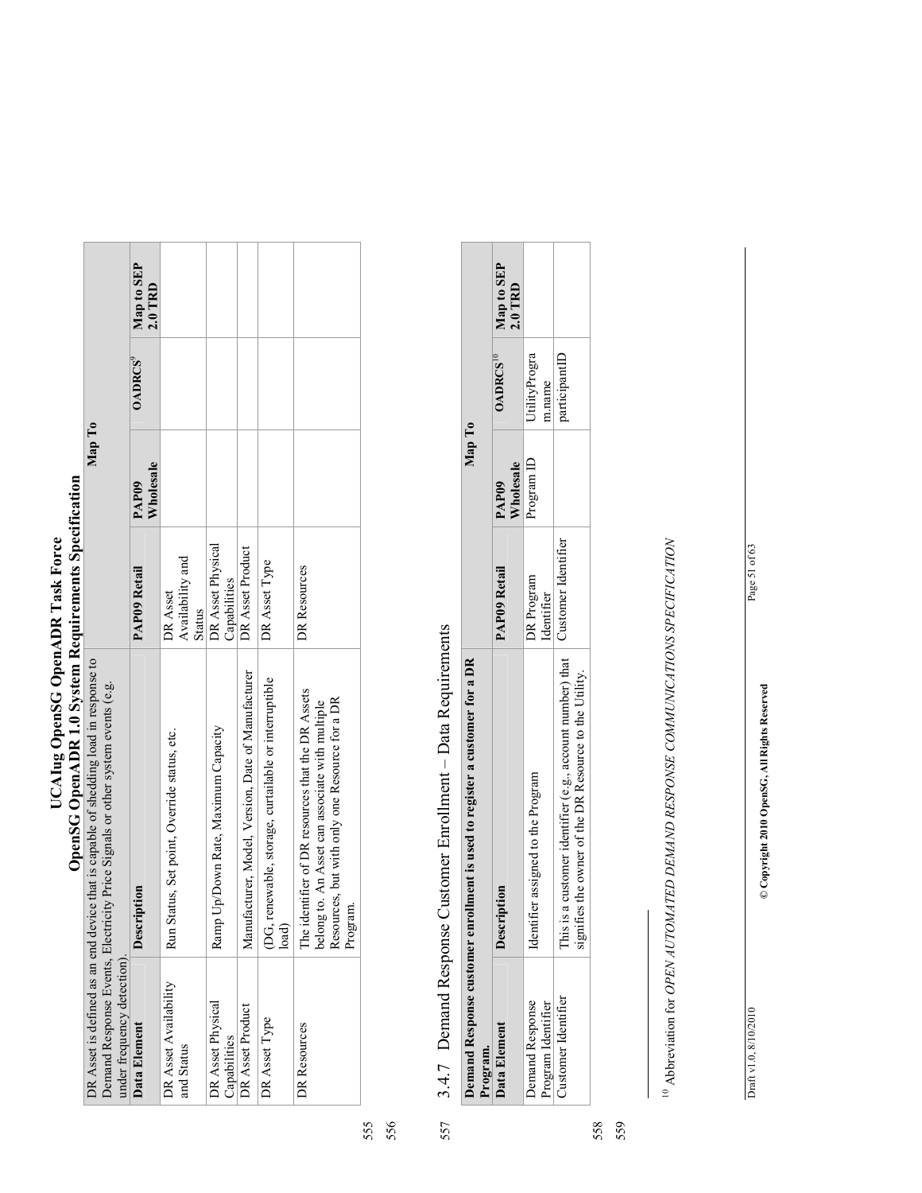| DR Asset is defined as an end device that is capable of shedding load in response to Demand Response Events, Electricity Price Signals or other system events (e.g. under frequency detection). | | Map To | | | |
|---|---|---|---|---|---|
| **Data Element** | **Description** | **PAP09 Retail** | **PAP09 Wholesale** | **OADRCS**[9] | **Map to SEP 2.0 TRD** |
| DR Asset Availability and Status | Run Status, Set point, Override status, etc. | DR Asset Availability and Status | | | |
| DR Asset Physical Capabilities | Ramp Up/Down Rate, Maximum Capacity | DR Asset Physical Capabilities | | | |
| DR Asset Product | Manufacturer, Model, Version, Date of Manufacturer | DR Asset Product | | | |
| DR Asset Type | (DG, renewable, storage, curtailable or interruptible load) | DR Asset Type | | | |
| DR Resources | The identifier of DR resources that the DR Assets belong to. An Asset can associate with multiple Resources, but with only one Resource for a DR Program. | DR Resources | | | |

### 3.4.7 Demand Response Customer Enrollment – Data Requirements

| Demand Response customer enrollment is used to register a customer for a DR Program. | | Map To | | | |
|---|---|---|---|---|---|
| **Data Element** | **Description** | **PAP09 Retail** | **PAP09 Wholesale** | **OADRCS**[10] | **Map to SEP 2.0 TRD** |
| Demand Response Program Identifier | Identifier assigned to the Program | DR Program Identifier | Program ID | UtilityProgram.name | |
| Customer Identifier | This is a customer identifier (e.g., account number) that signifies the owner of the DR Resource to the Utility. | Customer Identifier | | participantID | |

[10] Abbreviation for *OPEN AUTOMATED DEMAND RESPONSE COMMUNICATIONS SPECIFICATION*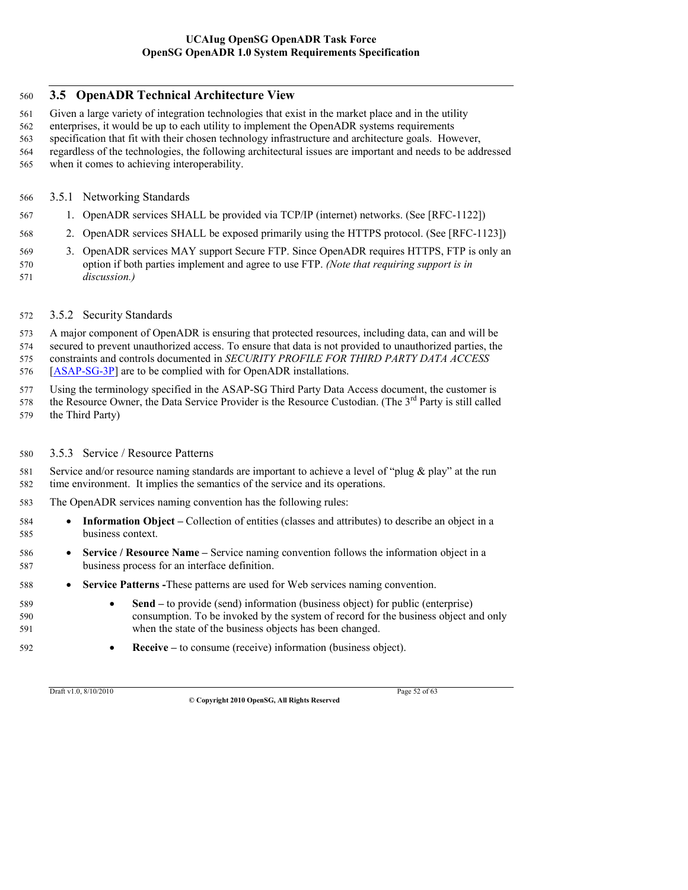## 3.5 OpenADR Technical Architecture View

Given a large variety of integration technologies that exist in the market place and in the utility enterprises, it would be up to each utility to implement the OpenADR systems requirements specification that fit with their chosen technology infrastructure and architecture goals. However, regardless of the technologies, the following architectural issues are important and needs to be addressed when it comes to achieving interoperability.

### 3.5.1 Networking Standards

1. OpenADR services SHALL be provided via TCP/IP (internet) networks. (See [RFC-1122])
2. OpenADR services SHALL be exposed primarily using the HTTPS protocol. (See [RFC-1123])
3. OpenADR services MAY support Secure FTP. Since OpenADR requires HTTPS, FTP is only an option if both parties implement and agree to use FTP. *(Note that requiring support is in discussion.)*

### 3.5.2 Security Standards

A major component of OpenADR is ensuring that protected resources, including data, can and will be secured to prevent unauthorized access. To ensure that data is not provided to unauthorized parties, the constraints and controls documented in *SECURITY PROFILE FOR THIRD PARTY DATA ACCESS* [ASAP-SG-3P] are to be complied with for OpenADR installations.

Using the terminology specified in the ASAP-SG Third Party Data Access document, the customer is the Resource Owner, the Data Service Provider is the Resource Custodian. (The 3rd Party is still called the Third Party)

### 3.5.3 Service / Resource Patterns

Service and/or resource naming standards are important to achieve a level of "plug & play" at the run time environment. It implies the semantics of the service and its operations.

The OpenADR services naming convention has the following rules:

- **Information Object –** Collection of entities (classes and attributes) to describe an object in a business context.
- **Service / Resource Name –** Service naming convention follows the information object in a business process for an interface definition.
- **Service Patterns -**These patterns are used for Web services naming convention.
    - **Send –** to provide (send) information (business object) for public (enterprise) consumption. To be invoked by the system of record for the business object and only when the state of the business objects has been changed.
    - **Receive –** to consume (receive) information (business object).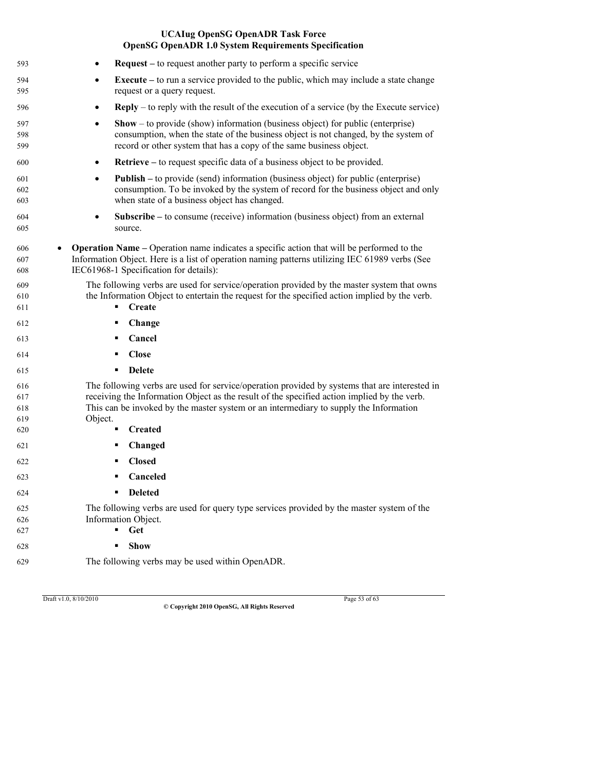- **Request –** to request another party to perform a specific service
- **Execute –** to run a service provided to the public, which may include a state change request or a query request.
- **Reply** – to reply with the result of the execution of a service (by the Execute service)
- **Show** – to provide (show) information (business object) for public (enterprise) consumption, when the state of the business object is not changed, by the system of record or other system that has a copy of the same business object.
- **Retrieve –** to request specific data of a business object to be provided.
- **Publish –** to provide (send) information (business object) for public (enterprise) consumption. To be invoked by the system of record for the business object and only when state of a business object has changed.
- **Subscribe –** to consume (receive) information (business object) from an external source.

- **Operation Name –** Operation name indicates a specific action that will be performed to the Information Object. Here is a list of operation naming patterns utilizing IEC 61989 verbs (See IEC61968-1 Specification for details):

  The following verbs are used for service/operation provided by the master system that owns the Information Object to entertain the request for the specified action implied by the verb.
  - **Create**
  - **Change**
  - **Cancel**
  - **Close**
  - **Delete**

  The following verbs are used for service/operation provided by systems that are interested in receiving the Information Object as the result of the specified action implied by the verb. This can be invoked by the master system or an intermediary to supply the Information Object.
  - **Created**
  - **Changed**
  - **Closed**
  - **Canceled**
  - **Deleted**

  The following verbs are used for query type services provided by the master system of the Information Object.
  - **Get**
  - **Show**

  The following verbs may be used within OpenADR.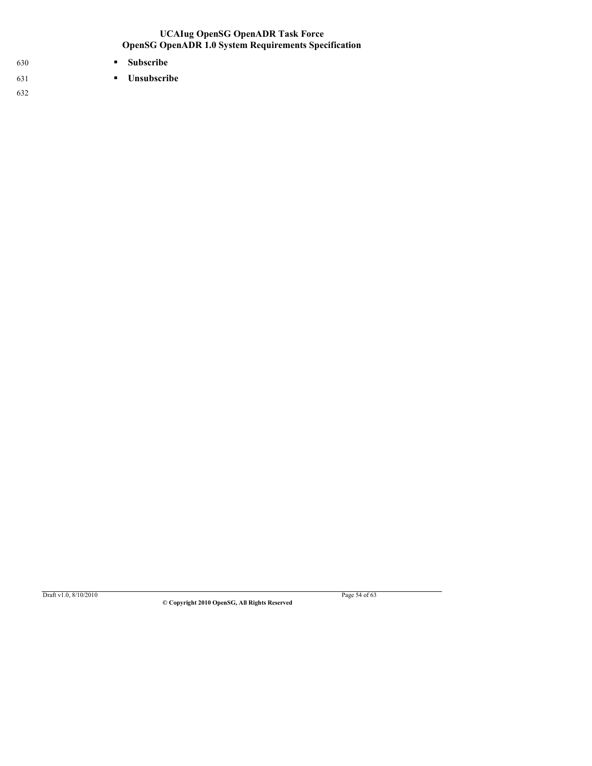- **Subscribe**
- **Unsubscribe**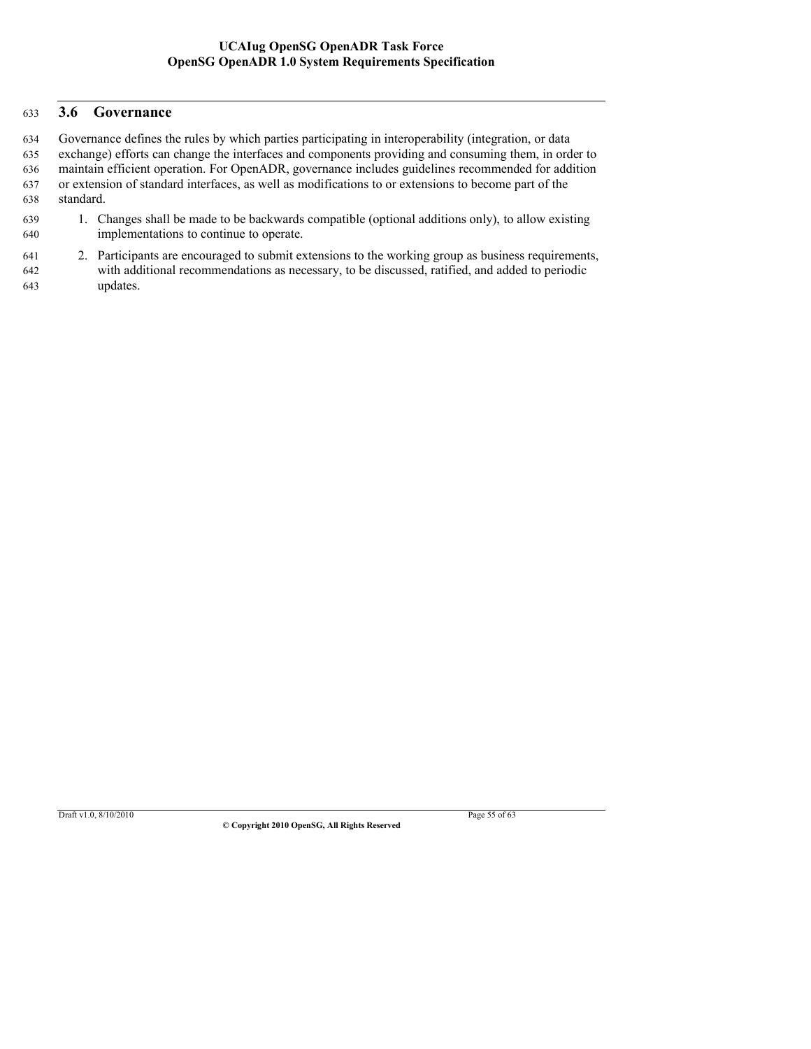## 3.6 Governance

Governance defines the rules by which parties participating in interoperability (integration, or data exchange) efforts can change the interfaces and components providing and consuming them, in order to maintain efficient operation. For OpenADR, governance includes guidelines recommended for addition or extension of standard interfaces, as well as modifications to or extensions to become part of the standard.

1. Changes shall be made to be backwards compatible (optional additions only), to allow existing implementations to continue to operate.
2. Participants are encouraged to submit extensions to the working group as business requirements, with additional recommendations as necessary, to be discussed, ratified, and added to periodic updates.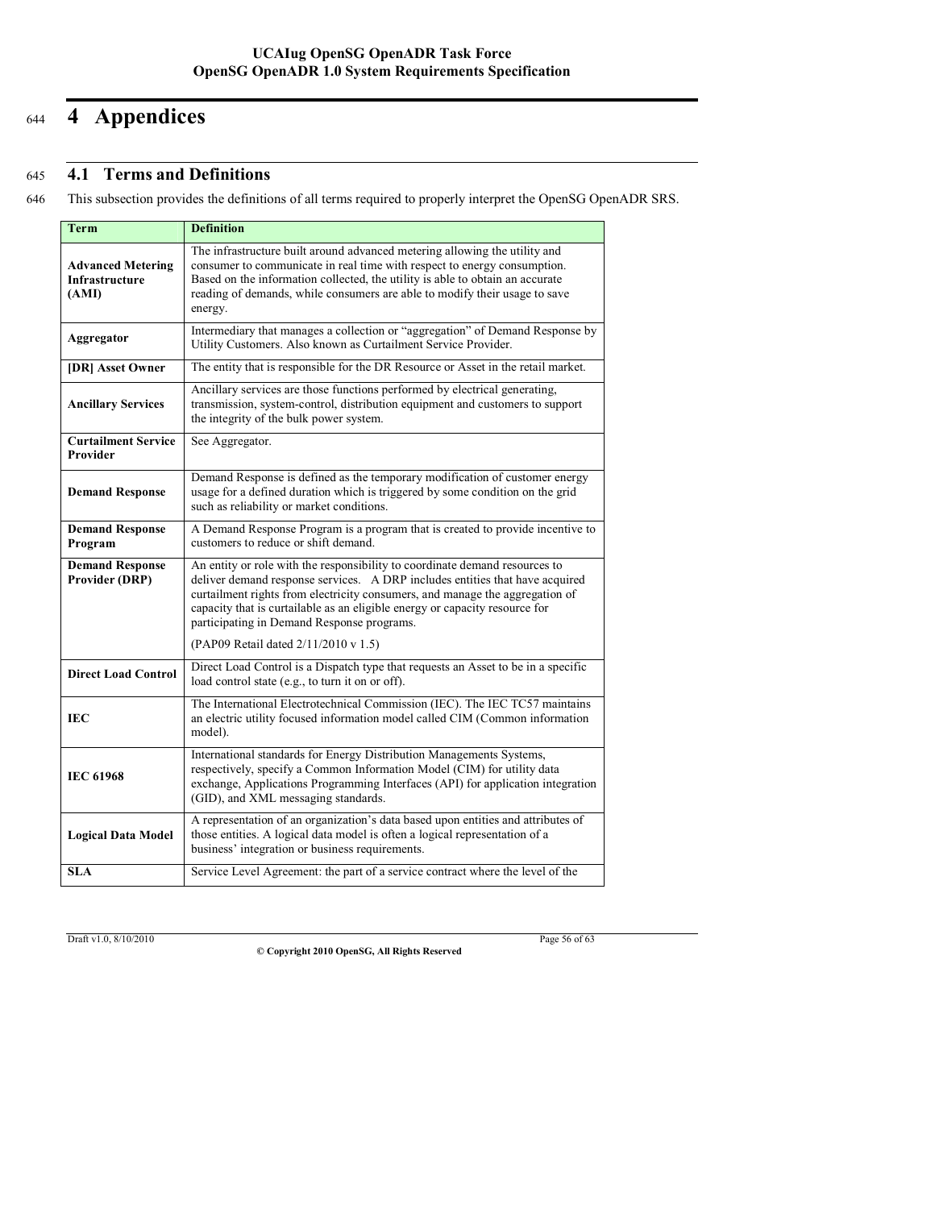# 4 Appendices

## 4.1 Terms and Definitions

This subsection provides the definitions of all terms required to properly interpret the OpenSG OpenADR SRS.

| Term | Definition |
|---|---|
| **Advanced Metering Infrastructure (AMI)** | The infrastructure built around advanced metering allowing the utility and consumer to communicate in real time with respect to energy consumption. Based on the information collected, the utility is able to obtain an accurate reading of demands, while consumers are able to modify their usage to save energy. |
| **Aggregator** | Intermediary that manages a collection or "aggregation" of Demand Response by Utility Customers. Also known as Curtailment Service Provider. |
| **[DR] Asset Owner** | The entity that is responsible for the DR Resource or Asset in the retail market. |
| **Ancillary Services** | Ancillary services are those functions performed by electrical generating, transmission, system-control, distribution equipment and customers to support the integrity of the bulk power system. |
| **Curtailment Service Provider** | See Aggregator. |
| **Demand Response** | Demand Response is defined as the temporary modification of customer energy usage for a defined duration which is triggered by some condition on the grid such as reliability or market conditions. |
| **Demand Response Program** | A Demand Response Program is a program that is created to provide incentive to customers to reduce or shift demand. |
| **Demand Response Provider (DRP)** | An entity or role with the responsibility to coordinate demand resources to deliver demand response services. A DRP includes entities that have acquired curtailment rights from electricity consumers, and manage the aggregation of capacity that is curtailable as an eligible energy or capacity resource for participating in Demand Response programs.<br><br>(PAP09 Retail dated 2/11/2010 v 1.5) |
| **Direct Load Control** | Direct Load Control is a Dispatch type that requests an Asset to be in a specific load control state (e.g., to turn it on or off). |
| **IEC** | The International Electrotechnical Commission (IEC). The IEC TC57 maintains an electric utility focused information model called CIM (Common information model). |
| **IEC 61968** | International standards for Energy Distribution Managements Systems, respectively, specify a Common Information Model (CIM) for utility data exchange, Applications Programming Interfaces (API) for application integration (GID), and XML messaging standards. |
| **Logical Data Model** | A representation of an organization's data based upon entities and attributes of those entities. A logical data model is often a logical representation of a business' integration or business requirements. |
| **SLA** | Service Level Agreement: the part of a service contract where the level of the |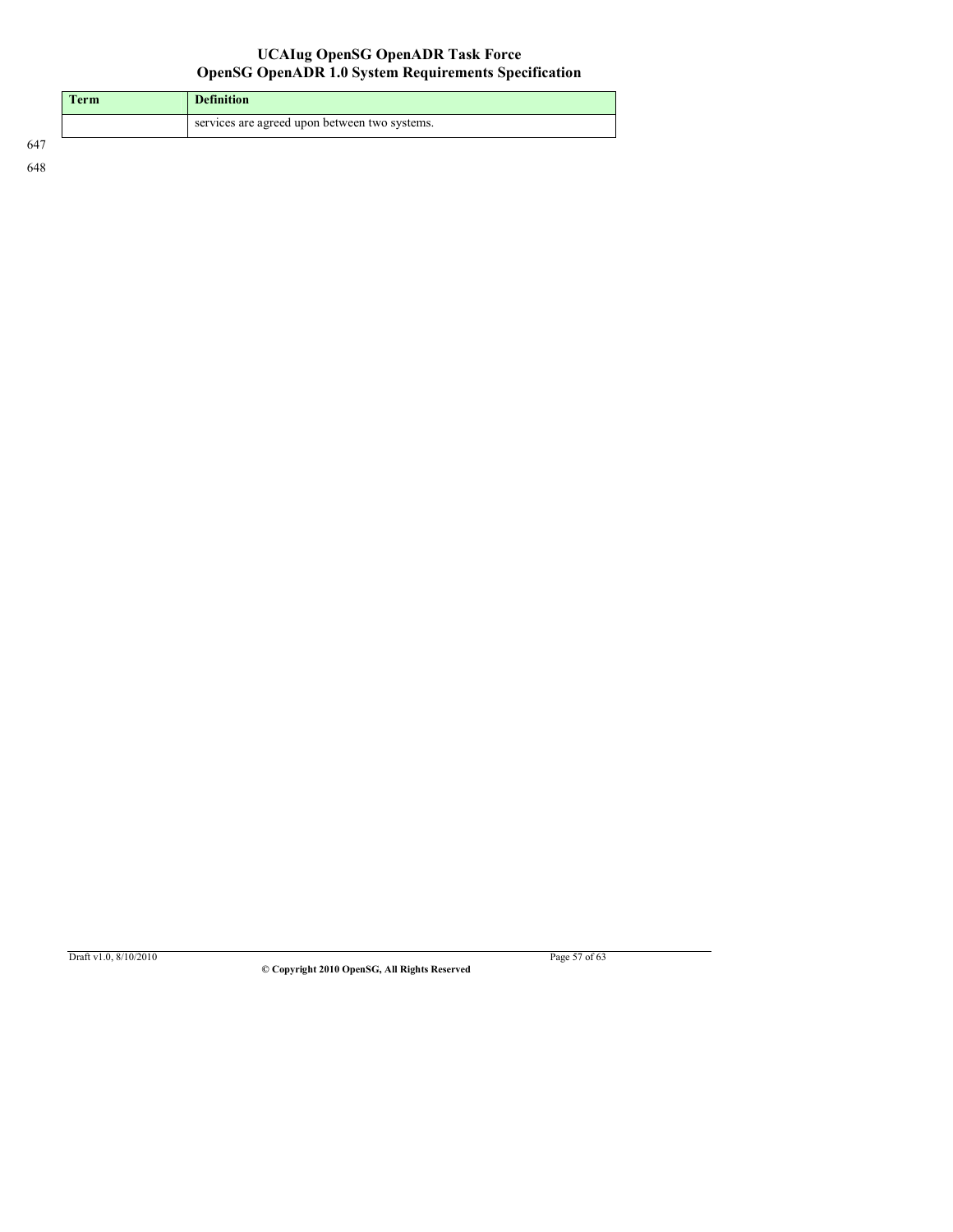| Term | Definition |
| --- | --- |
| | services are agreed upon between two systems. |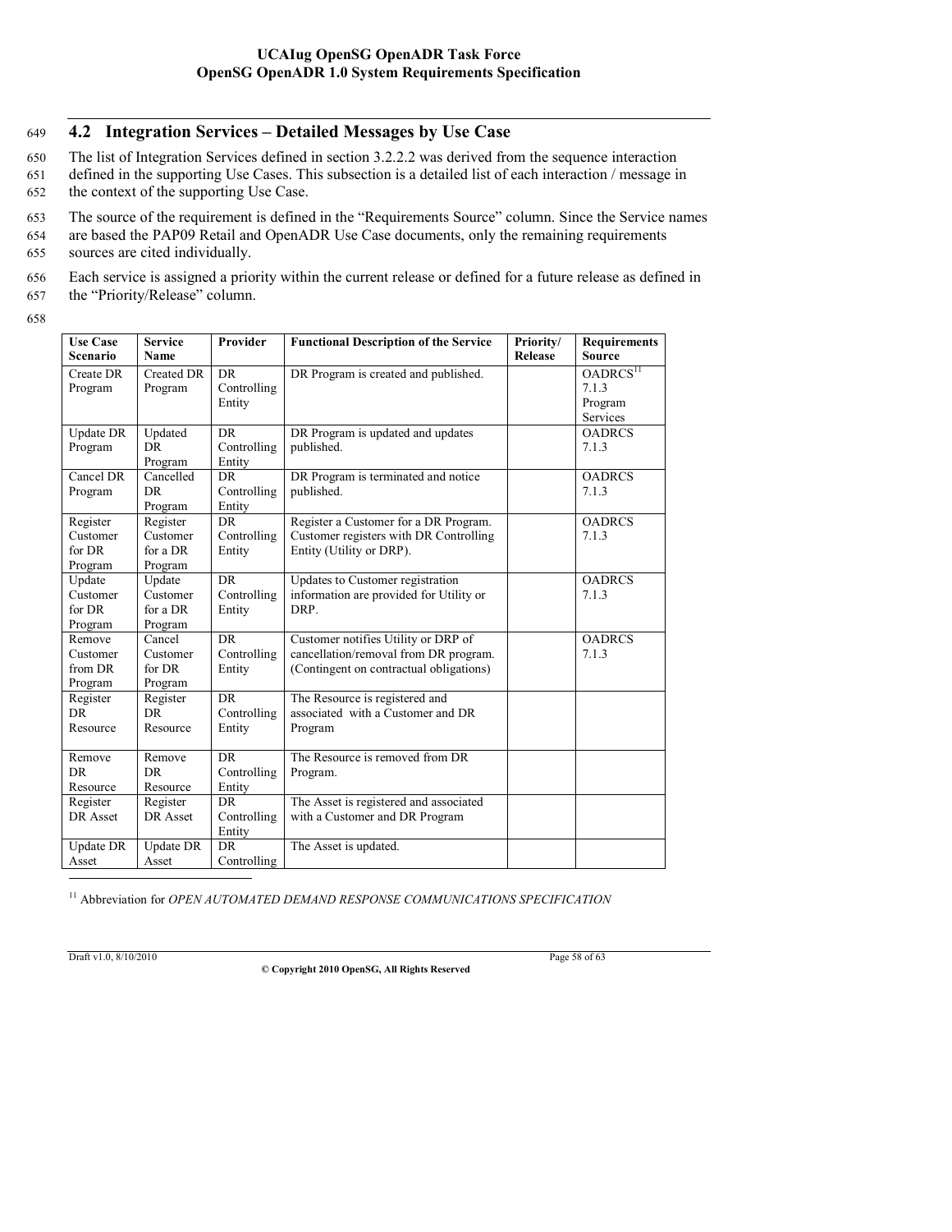## 4.2 Integration Services – Detailed Messages by Use Case

The list of Integration Services defined in section 3.2.2.2 was derived from the sequence interaction defined in the supporting Use Cases. This subsection is a detailed list of each interaction / message in the context of the supporting Use Case.

The source of the requirement is defined in the "Requirements Source" column. Since the Service names are based the PAP09 Retail and OpenADR Use Case documents, only the remaining requirements sources are cited individually.

Each service is assigned a priority within the current release or defined for a future release as defined in the "Priority/Release" column.

| Use Case Scenario | Service Name | Provider | Functional Description of the Service | Priority/ Release | Requirements Source |
|---|---|---|---|---|---|
| Create DR Program | Created DR Program | DR Controlling Entity | DR Program is created and published. | | OADRCS[11] 7.1.3 Program Services |
| Update DR Program | Updated DR Program | DR Controlling Entity | DR Program is updated and updates published. | | OADRCS 7.1.3 |
| Cancel DR Program | Cancelled DR Program | DR Controlling Entity | DR Program is terminated and notice published. | | OADRCS 7.1.3 |
| Register Customer for DR Program | Register Customer for a DR Program | DR Controlling Entity | Register a Customer for a DR Program. Customer registers with DR Controlling Entity (Utility or DRP). | | OADRCS 7.1.3 |
| Update Customer for DR Program | Update Customer for a DR Program | DR Controlling Entity | Updates to Customer registration information are provided for Utility or DRP. | | OADRCS 7.1.3 |
| Remove Customer from DR Program | Cancel Customer for DR Program | DR Controlling Entity | Customer notifies Utility or DRP of cancellation/removal from DR program. (Contingent on contractual obligations) | | OADRCS 7.1.3 |
| Register DR Resource | Register DR Resource | DR Controlling Entity | The Resource is registered and associated with a Customer and DR Program | | |
| Remove DR Resource | Remove DR Resource | DR Controlling Entity | The Resource is removed from DR Program. | | |
| Register DR Asset | Register DR Asset | DR Controlling Entity | The Asset is registered and associated with a Customer and DR Program | | |
| Update DR Asset | Update DR Asset | DR Controlling | The Asset is updated. | | |

[11] Abbreviation for *OPEN AUTOMATED DEMAND RESPONSE COMMUNICATIONS SPECIFICATION*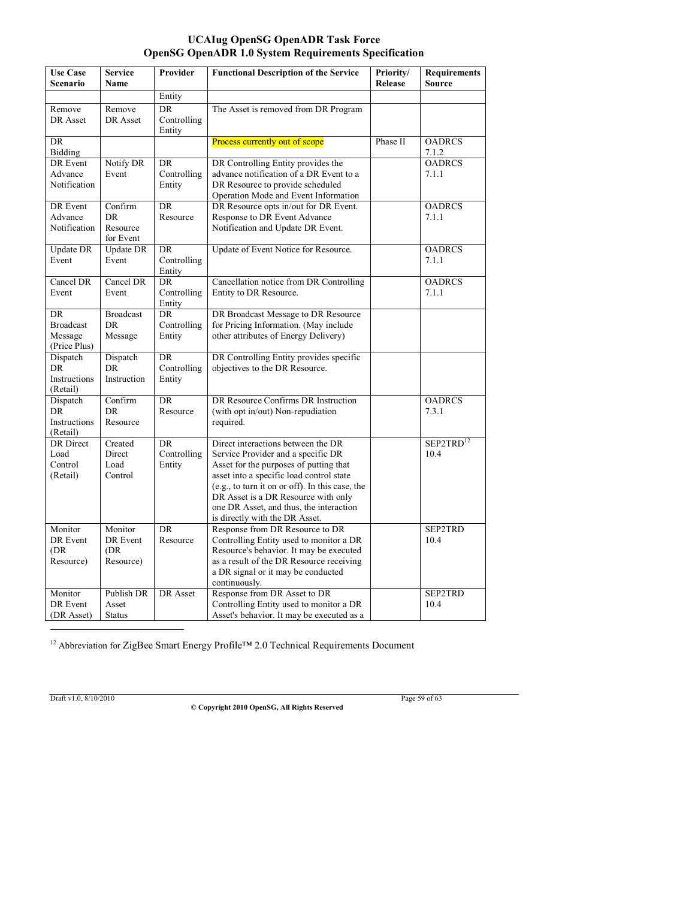| Use Case Scenario | Service Name | Provider | Functional Description of the Service | Priority/ Release | Requirements Source |
|---|---|---|---|---|---|
| | | Entity | | | |
| Remove DR Asset | Remove DR Asset | DR Controlling Entity | The Asset is removed from DR Program | | |
| DR Bidding | | | Process currently out of scope | Phase II | OADRCS 7.1.2 |
| DR Event Advance Notification | Notify DR Event | DR Controlling Entity | DR Controlling Entity provides the advance notification of a DR Event to a DR Resource to provide scheduled Operation Mode and Event Information | | OADRCS 7.1.1 |
| DR Event Advance Notification | Confirm DR Resource for Event | DR Resource | DR Resource opts in/out for DR Event. Response to DR Event Advance Notification and Update DR Event. | | OADRCS 7.1.1 |
| Update DR Event | Update DR Event | DR Controlling Entity | Update of Event Notice for Resource. | | OADRCS 7.1.1 |
| Cancel DR Event | Cancel DR Event | DR Controlling Entity | Cancellation notice from DR Controlling Entity to DR Resource. | | OADRCS 7.1.1 |
| DR Broadcast Message (Price Plus) | Broadcast DR Message | DR Controlling Entity | DR Broadcast Message to DR Resource for Pricing Information. (May include other attributes of Energy Delivery) | | |
| Dispatch DR Instructions (Retail) | Dispatch DR Instruction | DR Controlling Entity | DR Controlling Entity provides specific objectives to the DR Resource. | | |
| Dispatch DR Instructions (Retail) | Confirm DR Resource | DR Resource | DR Resource Confirms DR Instruction (with opt in/out) Non-repudiation required. | | OADRCS 7.3.1 |
| DR Direct Load Control (Retail) | Created Direct Load Control | DR Controlling Entity | Direct interactions between the DR Service Provider and a specific DR Asset for the purposes of putting that asset into a specific load control state (e.g., to turn it on or off). In this case, the DR Asset is a DR Resource with only one DR Asset, and thus, the interaction is directly with the DR Asset. | | SEP2TRD[12] 10.4 |
| Monitor DR Event (DR Resource) | Monitor DR Event (DR Resource) | DR Resource | Response from DR Resource to DR Controlling Entity used to monitor a DR Resource's behavior. It may be executed as a result of the DR Resource receiving a DR signal or it may be conducted continuously. | | SEP2TRD 10.4 |
| Monitor DR Event (DR Asset) | Publish DR Asset Status | DR Asset | Response from DR Asset to DR Controlling Entity used to monitor a DR Asset's behavior. It may be executed as a | | SEP2TRD 10.4 |

[12] Abbreviation for ZigBee Smart Energy Profile™ 2.0 Technical Requirements Document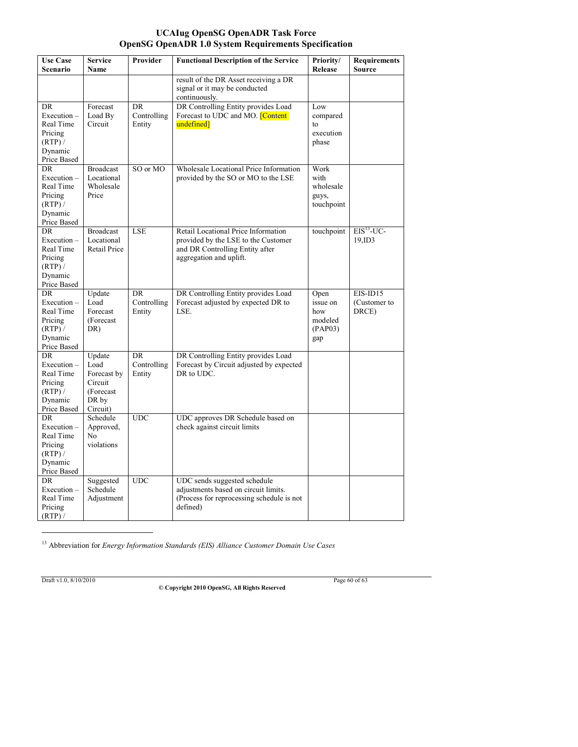| Use Case Scenario | Service Name | Provider | Functional Description of the Service | Priority/ Release | Requirements Source |
|---|---|---|---|---|---|
| | | | result of the DR Asset receiving a DR signal or it may be conducted continuously. | | |
| DR Execution – Real Time Pricing (RTP) / Dynamic Price Based | Forecast Load By Circuit | DR Controlling Entity | DR Controlling Entity provides Load Forecast to UDC and MO. [Content undefined] | Low compared to execution phase | |
| DR Execution – Real Time Pricing (RTP) / Dynamic Price Based | Broadcast Locational Wholesale Price | SO or MO | Wholesale Locational Price Information provided by the SO or MO to the LSE | Work with wholesale guys, touchpoint | |
| DR Execution – Real Time Pricing (RTP) / Dynamic Price Based | Broadcast Locational Retail Price | LSE | Retail Locational Price Information provided by the LSE to the Customer and DR Controlling Entity after aggregation and uplift. | touchpoint | EIS[13]-UC-19,ID3 |
| DR Execution – Real Time Pricing (RTP) / Dynamic Price Based | Update Load Forecast (Forecast DR) | DR Controlling Entity | DR Controlling Entity provides Load Forecast adjusted by expected DR to LSE. | Open issue on how modeled (PAP03) gap | EIS-ID15 (Customer to DRCE) |
| DR Execution – Real Time Pricing (RTP) / Dynamic Price Based | Update Load Forecast by Circuit (Forecast DR by Circuit) | DR Controlling Entity | DR Controlling Entity provides Load Forecast by Circuit adjusted by expected DR to UDC. | | |
| DR Execution – Real Time Pricing (RTP) / Dynamic Price Based | Schedule Approved, No violations | UDC | UDC approves DR Schedule based on check against circuit limits | | |
| DR Execution – Real Time Pricing (RTP) / | Suggested Schedule Adjustment | UDC | UDC sends suggested schedule adjustments based on circuit limits. (Process for reprocessing schedule is not defined) | | |

[13] Abbreviation for *Energy Information Standards (EIS) Alliance Customer Domain Use Cases*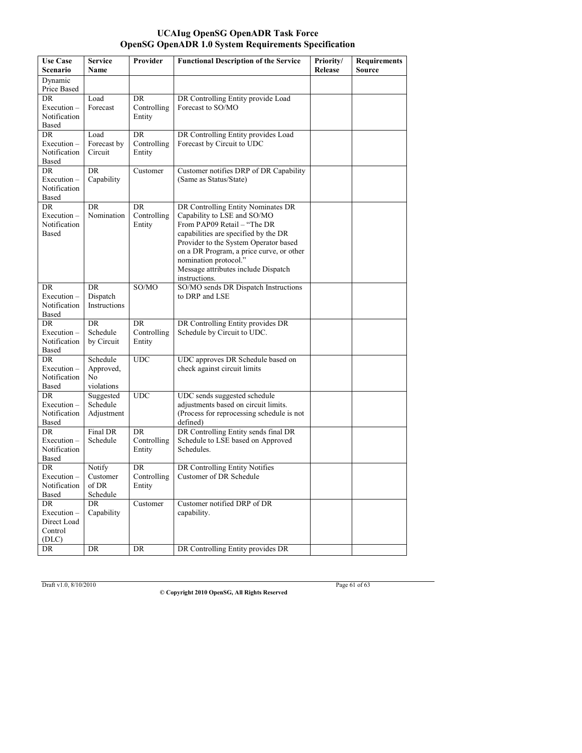| Use Case Scenario | Service Name | Provider | Functional Description of the Service | Priority/ Release | Requirements Source |
|---|---|---|---|---|---|
| Dynamic Price Based | | | | | |
| DR Execution – Notification Based | Load Forecast | DR Controlling Entity | DR Controlling Entity provide Load Forecast to SO/MO | | |
| DR Execution – Notification Based | Load Forecast by Circuit | DR Controlling Entity | DR Controlling Entity provides Load Forecast by Circuit to UDC | | |
| DR Execution – Notification Based | DR Capability | Customer | Customer notifies DRP of DR Capability (Same as Status/State) | | |
| DR Execution – Notification Based | DR Nomination | DR Controlling Entity | DR Controlling Entity Nominates DR Capability to LSE and SO/MO<br>From PAP09 Retail – "The DR capabilities are specified by the DR Provider to the System Operator based on a DR Program, a price curve, or other nomination protocol."<br>Message attributes include Dispatch instructions. | | |
| DR Execution – Notification Based | DR Dispatch Instructions | SO/MO | SO/MO sends DR Dispatch Instructions to DRP and LSE | | |
| DR Execution – Notification Based | DR Schedule by Circuit | DR Controlling Entity | DR Controlling Entity provides DR Schedule by Circuit to UDC. | | |
| DR Execution – Notification Based | Schedule Approved, No violations | UDC | UDC approves DR Schedule based on check against circuit limits | | |
| DR Execution – Notification Based | Suggested Schedule Adjustment | UDC | UDC sends suggested schedule adjustments based on circuit limits. (Process for reprocessing schedule is not defined) | | |
| DR Execution – Notification Based | Final DR Schedule | DR Controlling Entity | DR Controlling Entity sends final DR Schedule to LSE based on Approved Schedules. | | |
| DR Execution – Notification Based | Notify Customer of DR Schedule | DR Controlling Entity | DR Controlling Entity Notifies Customer of DR Schedule | | |
| DR Execution – Direct Load Control (DLC) | DR Capability | Customer | Customer notified DRP of DR capability. | | |
| DR | DR | DR | DR Controlling Entity provides DR | | |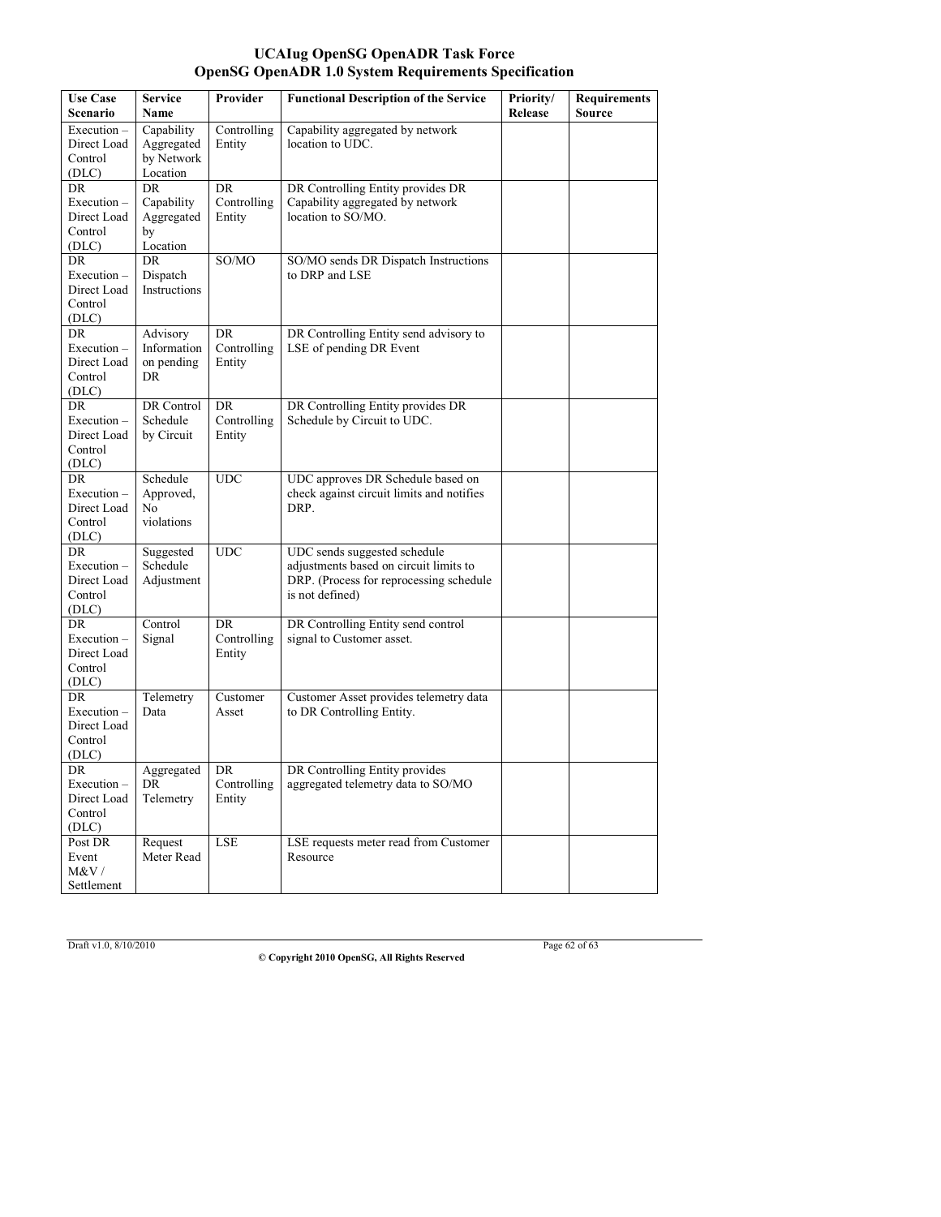| Use Case Scenario | Service Name | Provider | Functional Description of the Service | Priority/ Release | Requirements Source |
|---|---|---|---|---|---|
| Execution – Direct Load Control (DLC) | Capability Aggregated by Network Location | Controlling Entity | Capability aggregated by network location to UDC. | | |
| DR Execution – Direct Load Control (DLC) | DR Capability Aggregated by Location | DR Controlling Entity | DR Controlling Entity provides DR Capability aggregated by network location to SO/MO. | | |
| DR Execution – Direct Load Control (DLC) | DR Dispatch Instructions | SO/MO | SO/MO sends DR Dispatch Instructions to DRP and LSE | | |
| DR Execution – Direct Load Control (DLC) | Advisory Information on pending DR | DR Controlling Entity | DR Controlling Entity send advisory to LSE of pending DR Event | | |
| DR Execution – Direct Load Control (DLC) | DR Control Schedule by Circuit | DR Controlling Entity | DR Controlling Entity provides DR Schedule by Circuit to UDC. | | |
| DR Execution – Direct Load Control (DLC) | Schedule Approved, No violations | UDC | UDC approves DR Schedule based on check against circuit limits and notifies DRP. | | |
| DR Execution – Direct Load Control (DLC) | Suggested Schedule Adjustment | UDC | UDC sends suggested schedule adjustments based on circuit limits to DRP. (Process for reprocessing schedule is not defined) | | |
| DR Execution – Direct Load Control (DLC) | Control Signal | DR Controlling Entity | DR Controlling Entity send control signal to Customer asset. | | |
| DR Execution – Direct Load Control (DLC) | Telemetry Data | Customer Asset | Customer Asset provides telemetry data to DR Controlling Entity. | | |
| DR Execution – Direct Load Control (DLC) | Aggregated DR Telemetry | DR Controlling Entity | DR Controlling Entity provides aggregated telemetry data to SO/MO | | |
| Post DR Event M&V / Settlement | Request Meter Read | LSE | LSE requests meter read from Customer Resource | | |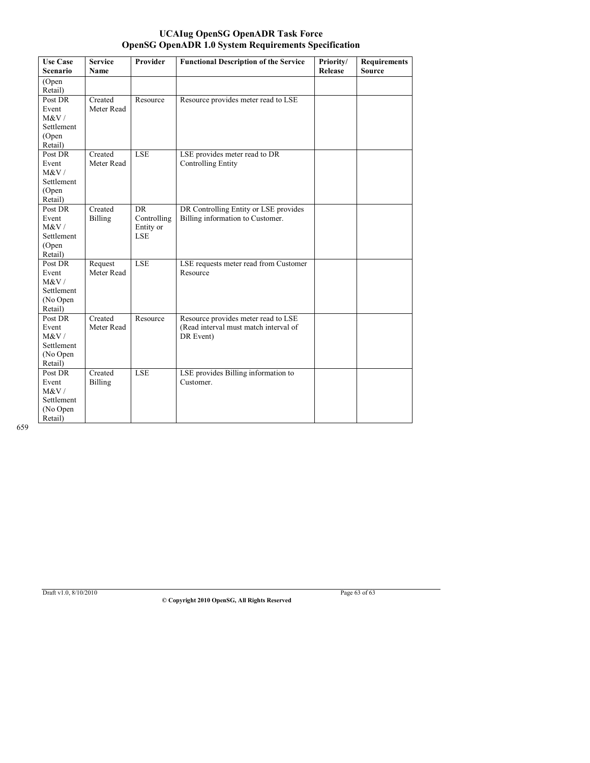| Use Case Scenario | Service Name | Provider | Functional Description of the Service | Priority/ Release | Requirements Source |
|---|---|---|---|---|---|
| (Open Retail) | | | | | |
| Post DR Event M&V / Settlement (Open Retail) | Created Meter Read | Resource | Resource provides meter read to LSE | | |
| Post DR Event M&V / Settlement (Open Retail) | Created Meter Read | LSE | LSE provides meter read to DR Controlling Entity | | |
| Post DR Event M&V / Settlement (Open Retail) | Created Billing | DR Controlling Entity or LSE | DR Controlling Entity or LSE provides Billing information to Customer. | | |
| Post DR Event M&V / Settlement (No Open Retail) | Request Meter Read | LSE | LSE requests meter read from Customer Resource | | |
| Post DR Event M&V / Settlement (No Open Retail) | Created Meter Read | Resource | Resource provides meter read to LSE (Read interval must match interval of DR Event) | | |
| Post DR Event M&V / Settlement (No Open Retail) | Created Billing | LSE | LSE provides Billing information to Customer. | | |

659